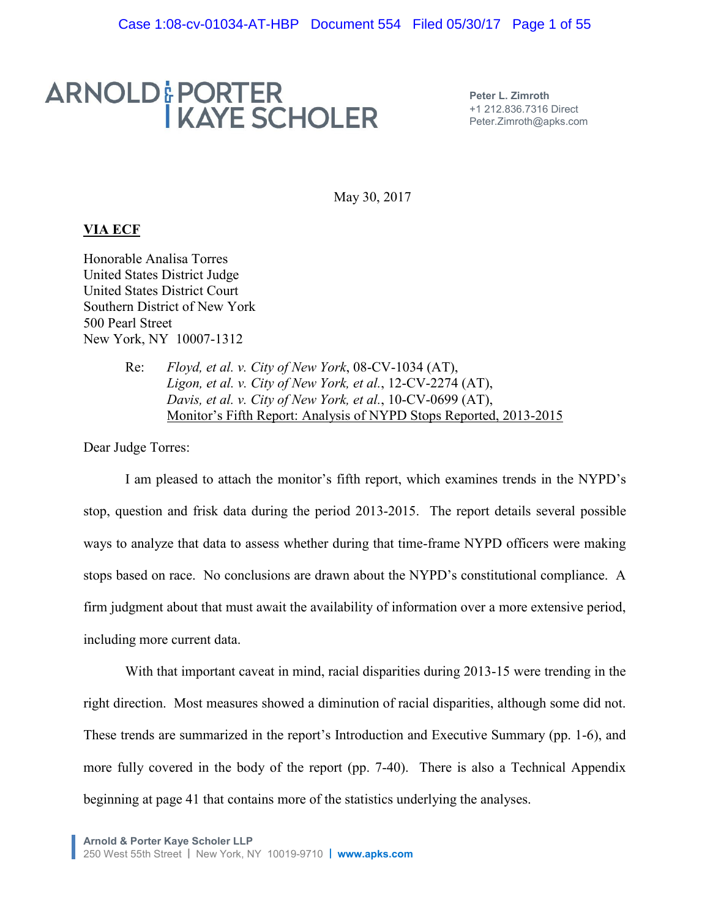ARNOLD & PORTER KAYE SCHOLER

**Peter L. Zimroth**
+1 212.836.7316 Direct
Peter.Zimroth@apks.com

May 30, 2017

**VIA ECF**

Honorable Analisa Torres
United States District Judge
United States District Court
Southern District of New York
500 Pearl Street
New York, NY 10007-1312

Re: *Floyd, et al. v. City of New York*, 08-CV-1034 (AT),
*Ligon, et al. v. City of New York, et al.*, 12-CV-2274 (AT),
*Davis, et al. v. City of New York, et al.*, 10-CV-0699 (AT),
Monitor's Fifth Report: Analysis of NYPD Stops Reported, 2013-2015

Dear Judge Torres:

I am pleased to attach the monitor's fifth report, which examines trends in the NYPD's stop, question and frisk data during the period 2013-2015. The report details several possible ways to analyze that data to assess whether during that time-frame NYPD officers were making stops based on race. No conclusions are drawn about the NYPD's constitutional compliance. A firm judgment about that must await the availability of information over a more extensive period, including more current data.

With that important caveat in mind, racial disparities during 2013-15 were trending in the right direction. Most measures showed a diminution of racial disparities, although some did not. These trends are summarized in the report's Introduction and Executive Summary (pp. 1-6), and more fully covered in the body of the report (pp. 7-40). There is also a Technical Appendix beginning at page 41 that contains more of the statistics underlying the analyses.

**Arnold & Porter Kaye Scholer LLP**
250 West 55th Street | New York, NY 10019-9710 | www.apks.com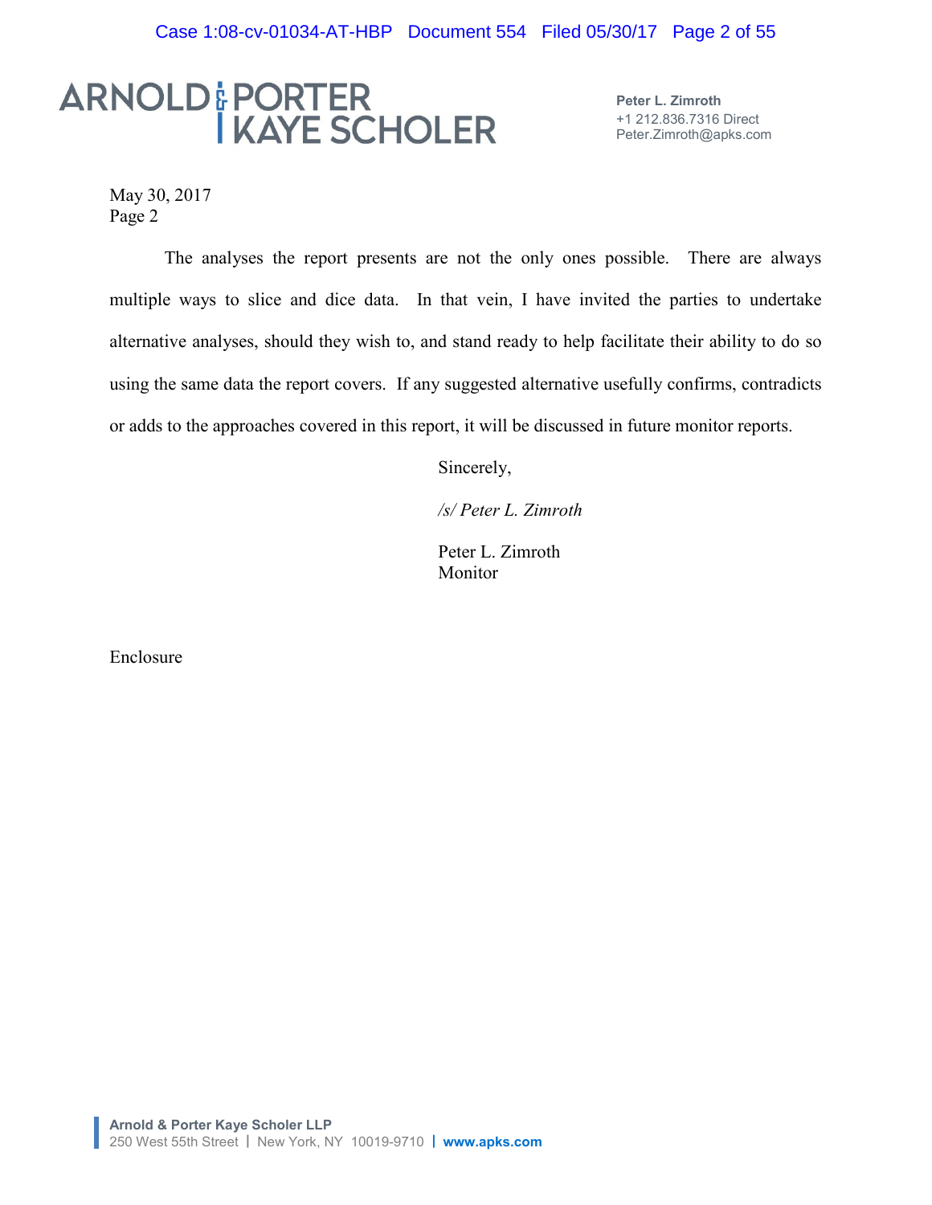ARNOLD & PORTER KAYE SCHOLER

**Peter L. Zimroth**
+1 212.836.7316 Direct
Peter.Zimroth@apks.com

May 30, 2017
Page 2

The analyses the report presents are not the only ones possible. There are always multiple ways to slice and dice data. In that vein, I have invited the parties to undertake alternative analyses, should they wish to, and stand ready to help facilitate their ability to do so using the same data the report covers. If any suggested alternative usefully confirms, contradicts or adds to the approaches covered in this report, it will be discussed in future monitor reports.

Sincerely,

*/s/ Peter L. Zimroth*

Peter L. Zimroth
Monitor

Enclosure

**Arnold & Porter Kaye Scholer LLP**
250 West 55th Street | New York, NY 10019-9710 | **www.apks.com**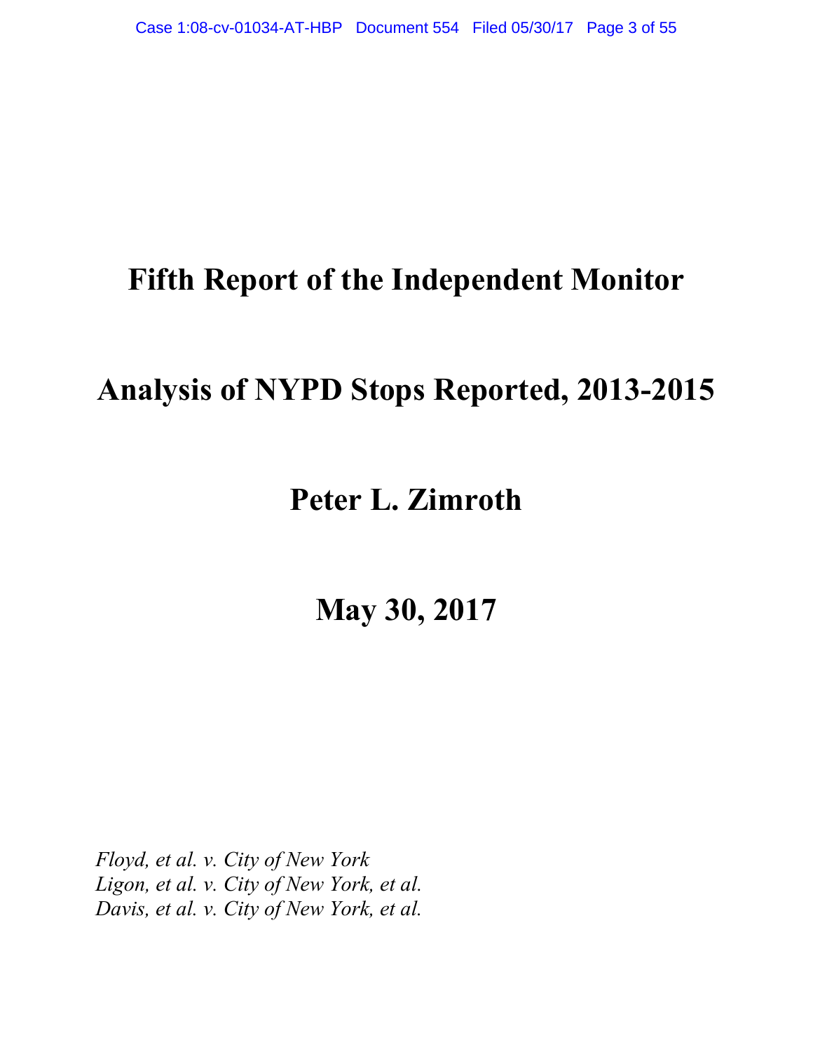# Fifth Report of the Independent Monitor

# Analysis of NYPD Stops Reported, 2013-2015

## Peter L. Zimroth

## May 30, 2017

*Floyd, et al. v. City of New York*
*Ligon, et al. v. City of New York, et al.*
*Davis, et al. v. City of New York, et al.*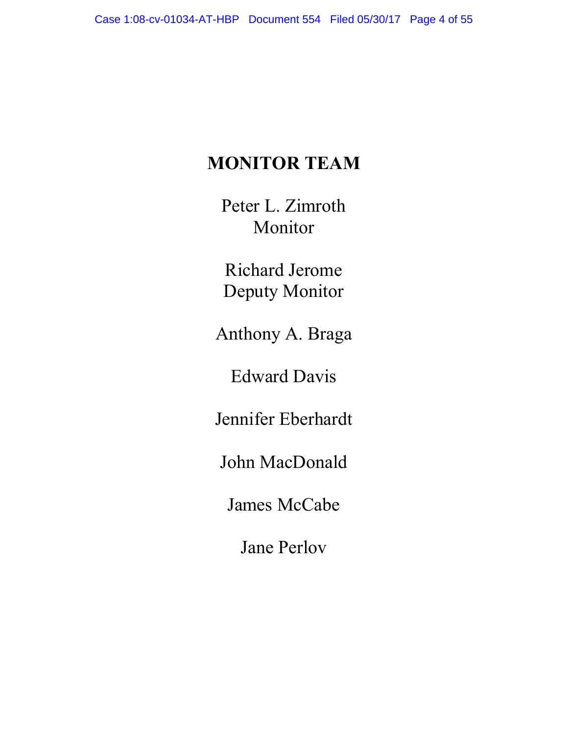# MONITOR TEAM

Peter L. Zimroth
Monitor

Richard Jerome
Deputy Monitor

Anthony A. Braga

Edward Davis

Jennifer Eberhardt

John MacDonald

James McCabe

Jane Perlov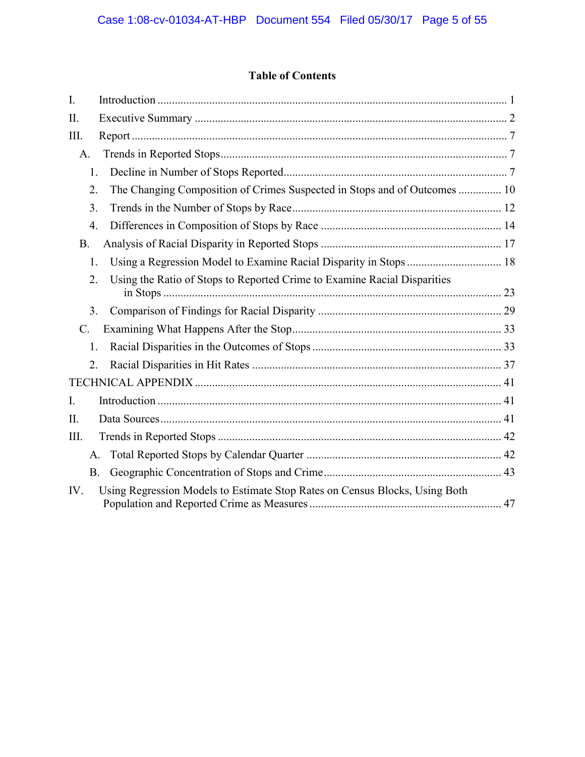## Table of Contents

I. Introduction ..... 1

II. Executive Summary ..... 2

III. Report ..... 7

- A. Trends in Reported Stops ..... 7
  - 1. Decline in Number of Stops Reported ..... 7
  - 2. The Changing Composition of Crimes Suspected in Stops and of Outcomes ..... 10
  - 3. Trends in the Number of Stops by Race ..... 12
  - 4. Differences in Composition of Stops by Race ..... 14
- B. Analysis of Racial Disparity in Reported Stops ..... 17
  - 1. Using a Regression Model to Examine Racial Disparity in Stops ..... 18
  - 2. Using the Ratio of Stops to Reported Crime to Examine Racial Disparities in Stops ..... 23
  - 3. Comparison of Findings for Racial Disparity ..... 29
- C. Examining What Happens After the Stop ..... 33
  - 1. Racial Disparities in the Outcomes of Stops ..... 33
  - 2. Racial Disparities in Hit Rates ..... 37

TECHNICAL APPENDIX ..... 41

I. Introduction ..... 41

II. Data Sources ..... 41

III. Trends in Reported Stops ..... 42

- A. Total Reported Stops by Calendar Quarter ..... 42
- B. Geographic Concentration of Stops and Crime ..... 43

IV. Using Regression Models to Estimate Stop Rates on Census Blocks, Using Both Population and Reported Crime as Measures ..... 47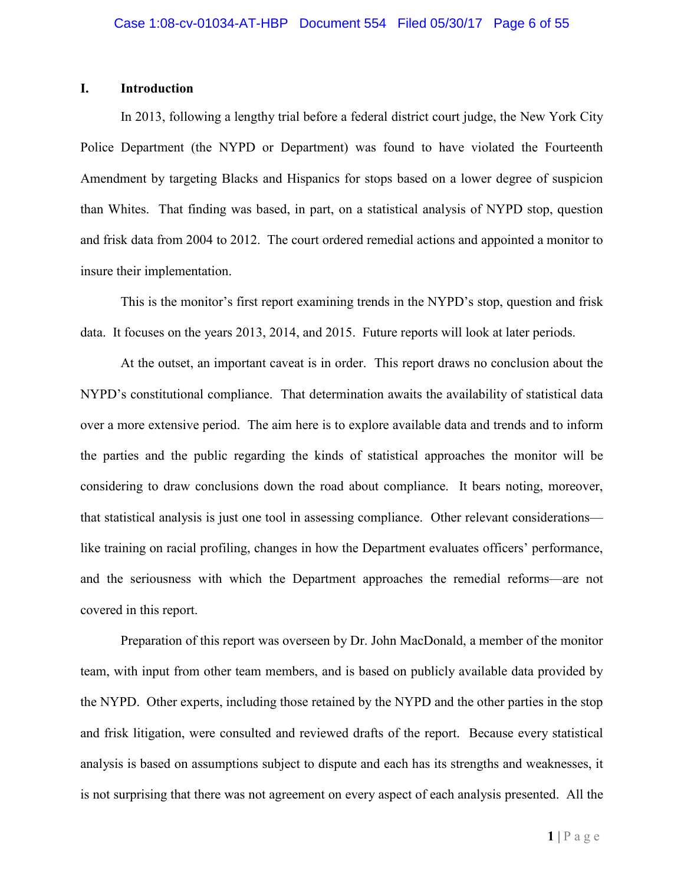## I. Introduction

In 2013, following a lengthy trial before a federal district court judge, the New York City Police Department (the NYPD or Department) was found to have violated the Fourteenth Amendment by targeting Blacks and Hispanics for stops based on a lower degree of suspicion than Whites. That finding was based, in part, on a statistical analysis of NYPD stop, question and frisk data from 2004 to 2012. The court ordered remedial actions and appointed a monitor to insure their implementation.

This is the monitor's first report examining trends in the NYPD's stop, question and frisk data. It focuses on the years 2013, 2014, and 2015. Future reports will look at later periods.

At the outset, an important caveat is in order. This report draws no conclusion about the NYPD's constitutional compliance. That determination awaits the availability of statistical data over a more extensive period. The aim here is to explore available data and trends and to inform the parties and the public regarding the kinds of statistical approaches the monitor will be considering to draw conclusions down the road about compliance. It bears noting, moreover, that statistical analysis is just one tool in assessing compliance. Other relevant considerations—like training on racial profiling, changes in how the Department evaluates officers' performance, and the seriousness with which the Department approaches the remedial reforms—are not covered in this report.

Preparation of this report was overseen by Dr. John MacDonald, a member of the monitor team, with input from other team members, and is based on publicly available data provided by the NYPD. Other experts, including those retained by the NYPD and the other parties in the stop and frisk litigation, were consulted and reviewed drafts of the report. Because every statistical analysis is based on assumptions subject to dispute and each has its strengths and weaknesses, it is not surprising that there was not agreement on every aspect of each analysis presented. All the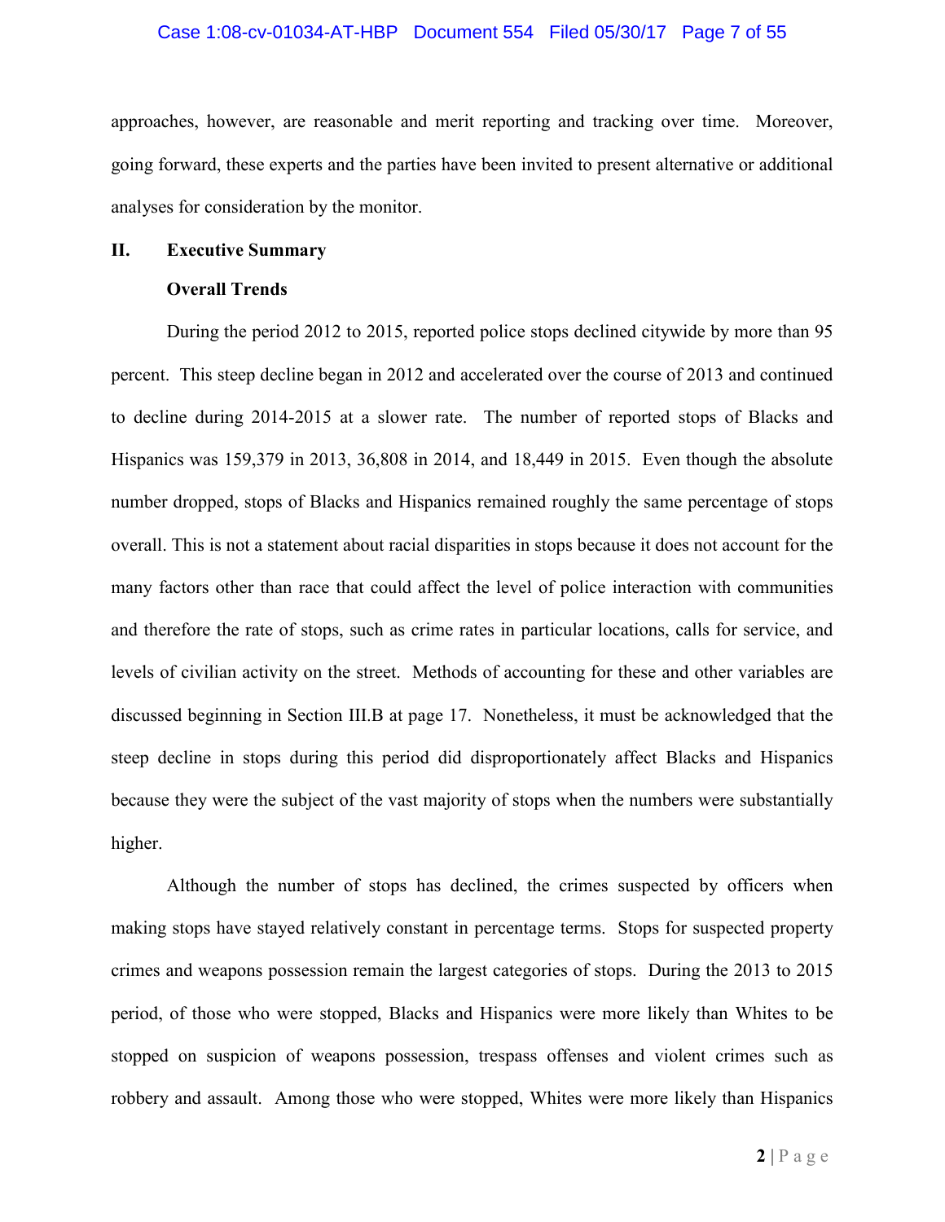approaches, however, are reasonable and merit reporting and tracking over time. Moreover, going forward, these experts and the parties have been invited to present alternative or additional analyses for consideration by the monitor.

## II. Executive Summary

### Overall Trends

During the period 2012 to 2015, reported police stops declined citywide by more than 95 percent. This steep decline began in 2012 and accelerated over the course of 2013 and continued to decline during 2014-2015 at a slower rate. The number of reported stops of Blacks and Hispanics was 159,379 in 2013, 36,808 in 2014, and 18,449 in 2015. Even though the absolute number dropped, stops of Blacks and Hispanics remained roughly the same percentage of stops overall. This is not a statement about racial disparities in stops because it does not account for the many factors other than race that could affect the level of police interaction with communities and therefore the rate of stops, such as crime rates in particular locations, calls for service, and levels of civilian activity on the street. Methods of accounting for these and other variables are discussed beginning in Section III.B at page 17. Nonetheless, it must be acknowledged that the steep decline in stops during this period did disproportionately affect Blacks and Hispanics because they were the subject of the vast majority of stops when the numbers were substantially higher.

Although the number of stops has declined, the crimes suspected by officers when making stops have stayed relatively constant in percentage terms. Stops for suspected property crimes and weapons possession remain the largest categories of stops. During the 2013 to 2015 period, of those who were stopped, Blacks and Hispanics were more likely than Whites to be stopped on suspicion of weapons possession, trespass offenses and violent crimes such as robbery and assault. Among those who were stopped, Whites were more likely than Hispanics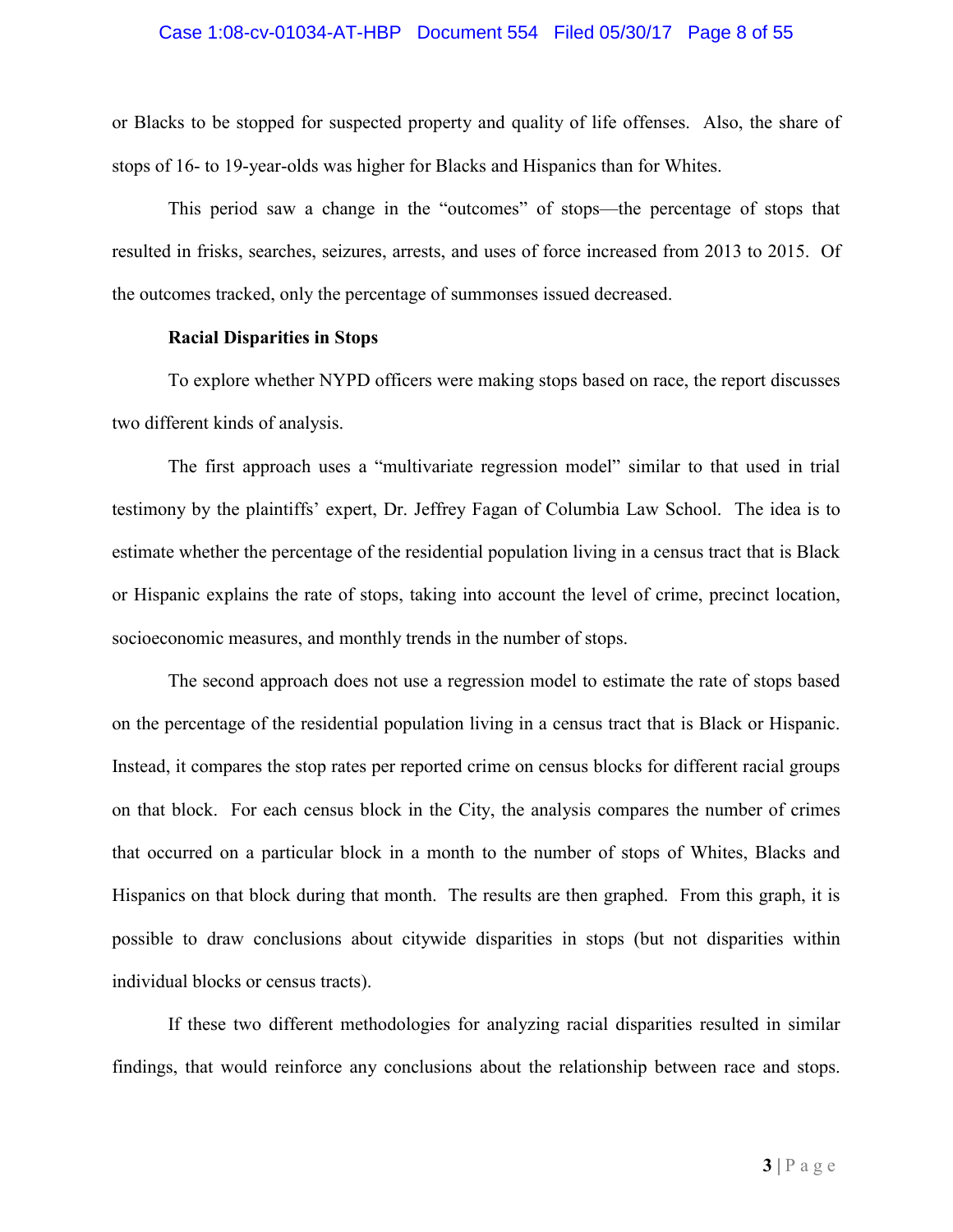or Blacks to be stopped for suspected property and quality of life offenses. Also, the share of stops of 16- to 19-year-olds was higher for Blacks and Hispanics than for Whites.

This period saw a change in the "outcomes" of stops—the percentage of stops that resulted in frisks, searches, seizures, arrests, and uses of force increased from 2013 to 2015. Of the outcomes tracked, only the percentage of summonses issued decreased.

**Racial Disparities in Stops**

To explore whether NYPD officers were making stops based on race, the report discusses two different kinds of analysis.

The first approach uses a "multivariate regression model" similar to that used in trial testimony by the plaintiffs' expert, Dr. Jeffrey Fagan of Columbia Law School. The idea is to estimate whether the percentage of the residential population living in a census tract that is Black or Hispanic explains the rate of stops, taking into account the level of crime, precinct location, socioeconomic measures, and monthly trends in the number of stops.

The second approach does not use a regression model to estimate the rate of stops based on the percentage of the residential population living in a census tract that is Black or Hispanic. Instead, it compares the stop rates per reported crime on census blocks for different racial groups on that block. For each census block in the City, the analysis compares the number of crimes that occurred on a particular block in a month to the number of stops of Whites, Blacks and Hispanics on that block during that month. The results are then graphed. From this graph, it is possible to draw conclusions about citywide disparities in stops (but not disparities within individual blocks or census tracts).

If these two different methodologies for analyzing racial disparities resulted in similar findings, that would reinforce any conclusions about the relationship between race and stops.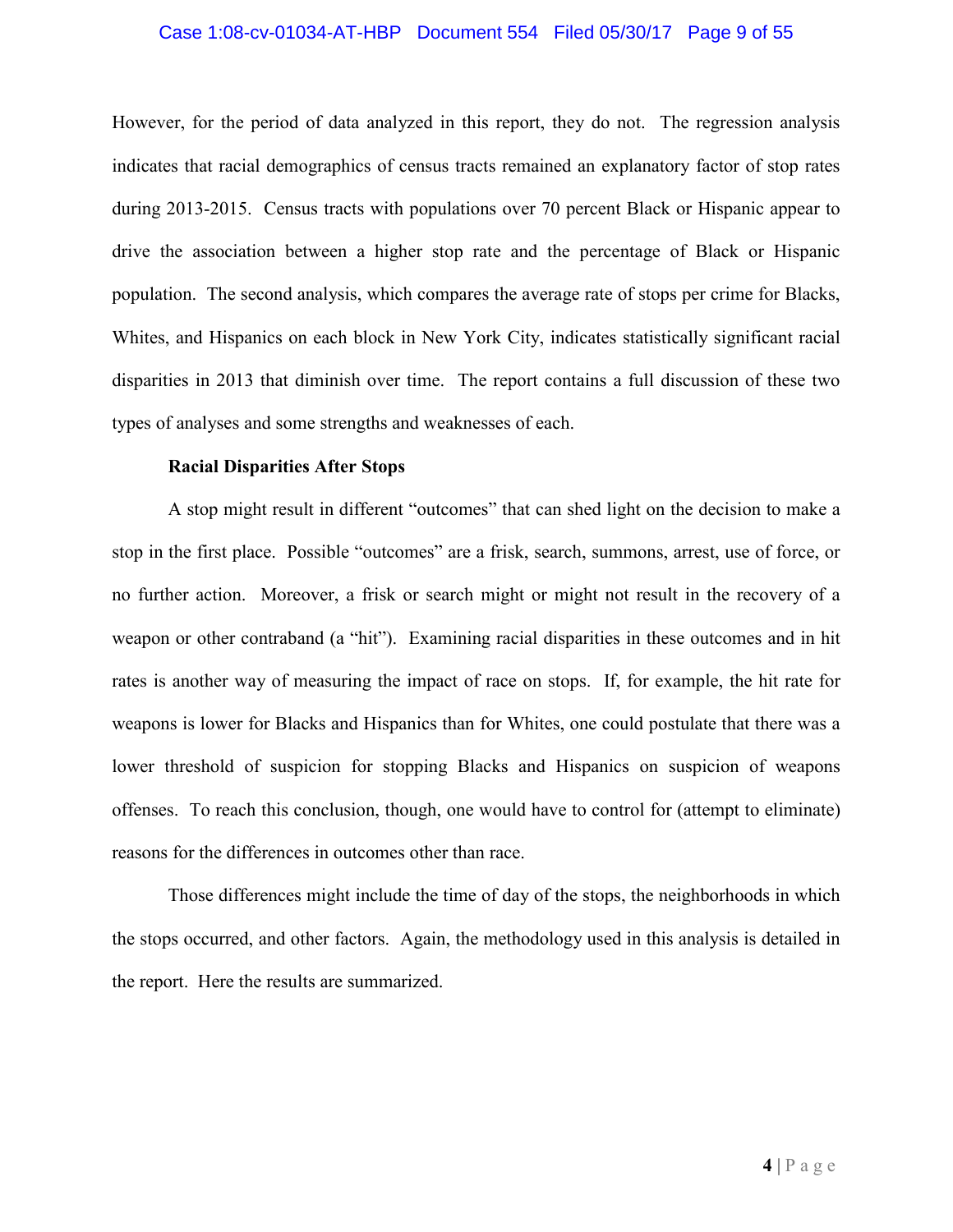However, for the period of data analyzed in this report, they do not. The regression analysis indicates that racial demographics of census tracts remained an explanatory factor of stop rates during 2013-2015. Census tracts with populations over 70 percent Black or Hispanic appear to drive the association between a higher stop rate and the percentage of Black or Hispanic population. The second analysis, which compares the average rate of stops per crime for Blacks, Whites, and Hispanics on each block in New York City, indicates statistically significant racial disparities in 2013 that diminish over time. The report contains a full discussion of these two types of analyses and some strengths and weaknesses of each.

**Racial Disparities After Stops**

A stop might result in different "outcomes" that can shed light on the decision to make a stop in the first place. Possible "outcomes" are a frisk, search, summons, arrest, use of force, or no further action. Moreover, a frisk or search might or might not result in the recovery of a weapon or other contraband (a "hit"). Examining racial disparities in these outcomes and in hit rates is another way of measuring the impact of race on stops. If, for example, the hit rate for weapons is lower for Blacks and Hispanics than for Whites, one could postulate that there was a lower threshold of suspicion for stopping Blacks and Hispanics on suspicion of weapons offenses. To reach this conclusion, though, one would have to control for (attempt to eliminate) reasons for the differences in outcomes other than race.

Those differences might include the time of day of the stops, the neighborhoods in which the stops occurred, and other factors. Again, the methodology used in this analysis is detailed in the report. Here the results are summarized.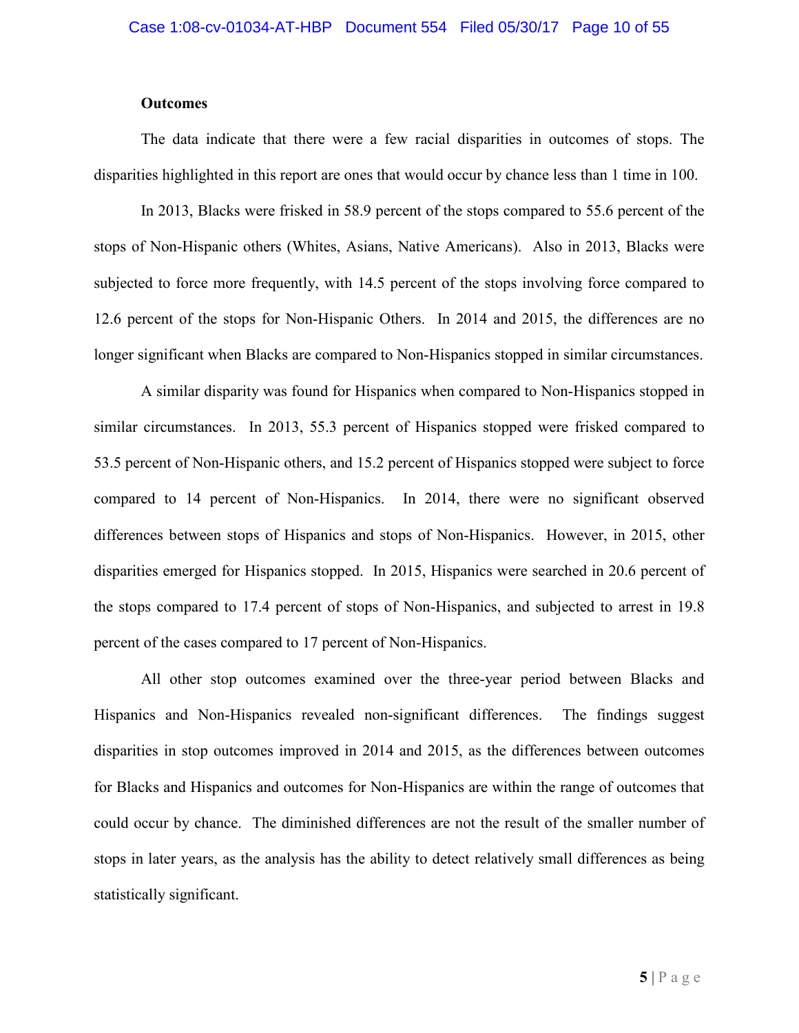**Outcomes**

The data indicate that there were a few racial disparities in outcomes of stops. The disparities highlighted in this report are ones that would occur by chance less than 1 time in 100.

In 2013, Blacks were frisked in 58.9 percent of the stops compared to 55.6 percent of the stops of Non-Hispanic others (Whites, Asians, Native Americans). Also in 2013, Blacks were subjected to force more frequently, with 14.5 percent of the stops involving force compared to 12.6 percent of the stops for Non-Hispanic Others. In 2014 and 2015, the differences are no longer significant when Blacks are compared to Non-Hispanics stopped in similar circumstances.

A similar disparity was found for Hispanics when compared to Non-Hispanics stopped in similar circumstances. In 2013, 55.3 percent of Hispanics stopped were frisked compared to 53.5 percent of Non-Hispanic others, and 15.2 percent of Hispanics stopped were subject to force compared to 14 percent of Non-Hispanics. In 2014, there were no significant observed differences between stops of Hispanics and stops of Non-Hispanics. However, in 2015, other disparities emerged for Hispanics stopped. In 2015, Hispanics were searched in 20.6 percent of the stops compared to 17.4 percent of stops of Non-Hispanics, and subjected to arrest in 19.8 percent of the cases compared to 17 percent of Non-Hispanics.

All other stop outcomes examined over the three-year period between Blacks and Hispanics and Non-Hispanics revealed non-significant differences. The findings suggest disparities in stop outcomes improved in 2014 and 2015, as the differences between outcomes for Blacks and Hispanics and outcomes for Non-Hispanics are within the range of outcomes that could occur by chance. The diminished differences are not the result of the smaller number of stops in later years, as the analysis has the ability to detect relatively small differences as being statistically significant.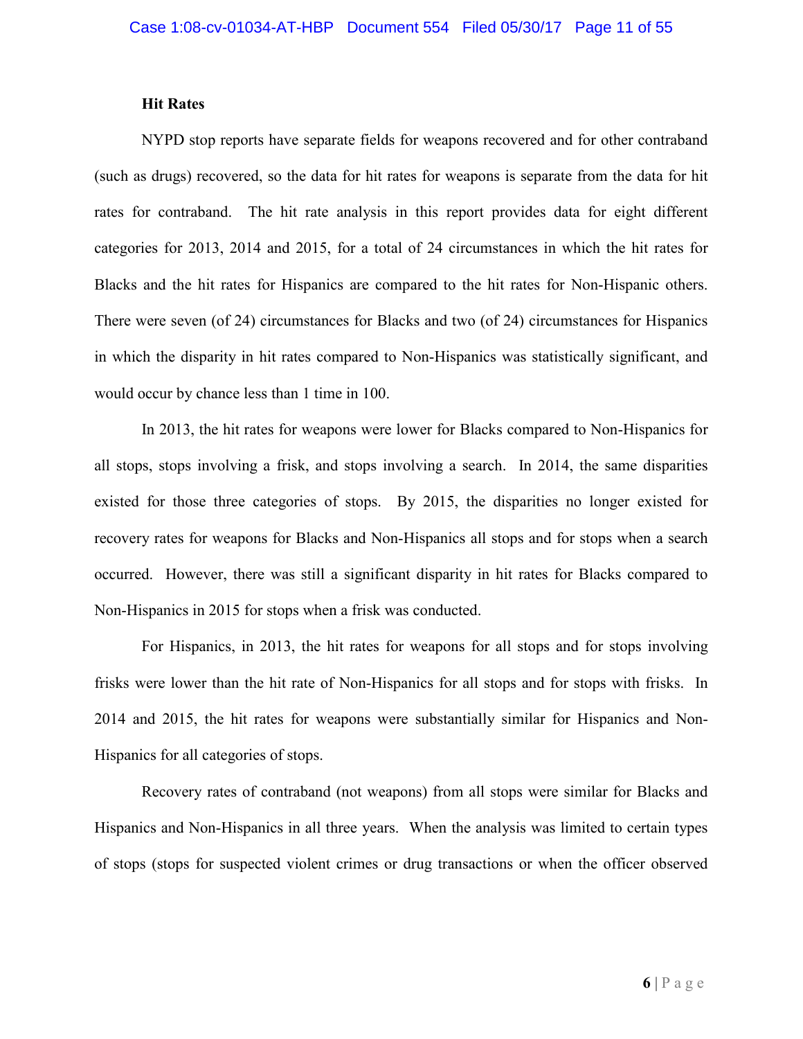**Hit Rates**

NYPD stop reports have separate fields for weapons recovered and for other contraband (such as drugs) recovered, so the data for hit rates for weapons is separate from the data for hit rates for contraband. The hit rate analysis in this report provides data for eight different categories for 2013, 2014 and 2015, for a total of 24 circumstances in which the hit rates for Blacks and the hit rates for Hispanics are compared to the hit rates for Non-Hispanic others. There were seven (of 24) circumstances for Blacks and two (of 24) circumstances for Hispanics in which the disparity in hit rates compared to Non-Hispanics was statistically significant, and would occur by chance less than 1 time in 100.

In 2013, the hit rates for weapons were lower for Blacks compared to Non-Hispanics for all stops, stops involving a frisk, and stops involving a search. In 2014, the same disparities existed for those three categories of stops. By 2015, the disparities no longer existed for recovery rates for weapons for Blacks and Non-Hispanics all stops and for stops when a search occurred. However, there was still a significant disparity in hit rates for Blacks compared to Non-Hispanics in 2015 for stops when a frisk was conducted.

For Hispanics, in 2013, the hit rates for weapons for all stops and for stops involving frisks were lower than the hit rate of Non-Hispanics for all stops and for stops with frisks. In 2014 and 2015, the hit rates for weapons were substantially similar for Hispanics and Non-Hispanics for all categories of stops.

Recovery rates of contraband (not weapons) from all stops were similar for Blacks and Hispanics and Non-Hispanics in all three years. When the analysis was limited to certain types of stops (stops for suspected violent crimes or drug transactions or when the officer observed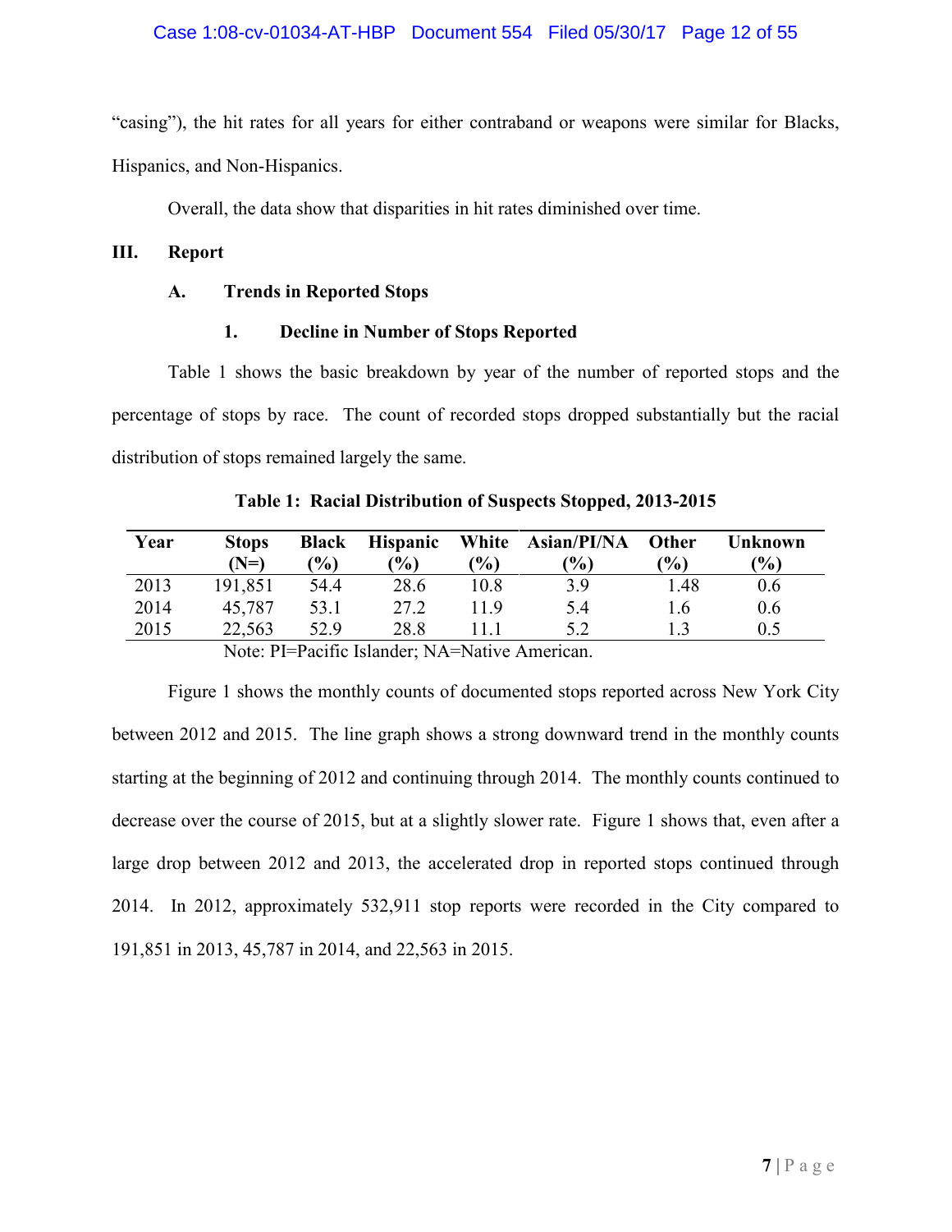"casing"), the hit rates for all years for either contraband or weapons were similar for Blacks, Hispanics, and Non-Hispanics.

Overall, the data show that disparities in hit rates diminished over time.

## III. Report

### A. Trends in Reported Stops

#### 1. Decline in Number of Stops Reported

Table 1 shows the basic breakdown by year of the number of reported stops and the percentage of stops by race. The count of recorded stops dropped substantially but the racial distribution of stops remained largely the same.

**Table 1: Racial Distribution of Suspects Stopped, 2013-2015**

| Year | Stops (N=) | Black (%) | Hispanic (%) | White (%) | Asian/PI/NA (%) | Other (%) | Unknown (%) |
|---|---|---|---|---|---|---|---|
| 2013 | 191,851 | 54.4 | 28.6 | 10.8 | 3.9 | 1.48 | 0.6 |
| 2014 | 45,787 | 53.1 | 27.2 | 11.9 | 5.4 | 1.6 | 0.6 |
| 2015 | 22,563 | 52.9 | 28.8 | 11.1 | 5.2 | 1.3 | 0.5 |

Note: PI=Pacific Islander; NA=Native American.

Figure 1 shows the monthly counts of documented stops reported across New York City between 2012 and 2015. The line graph shows a strong downward trend in the monthly counts starting at the beginning of 2012 and continuing through 2014. The monthly counts continued to decrease over the course of 2015, but at a slightly slower rate. Figure 1 shows that, even after a large drop between 2012 and 2013, the accelerated drop in reported stops continued through 2014. In 2012, approximately 532,911 stop reports were recorded in the City compared to 191,851 in 2013, 45,787 in 2014, and 22,563 in 2015.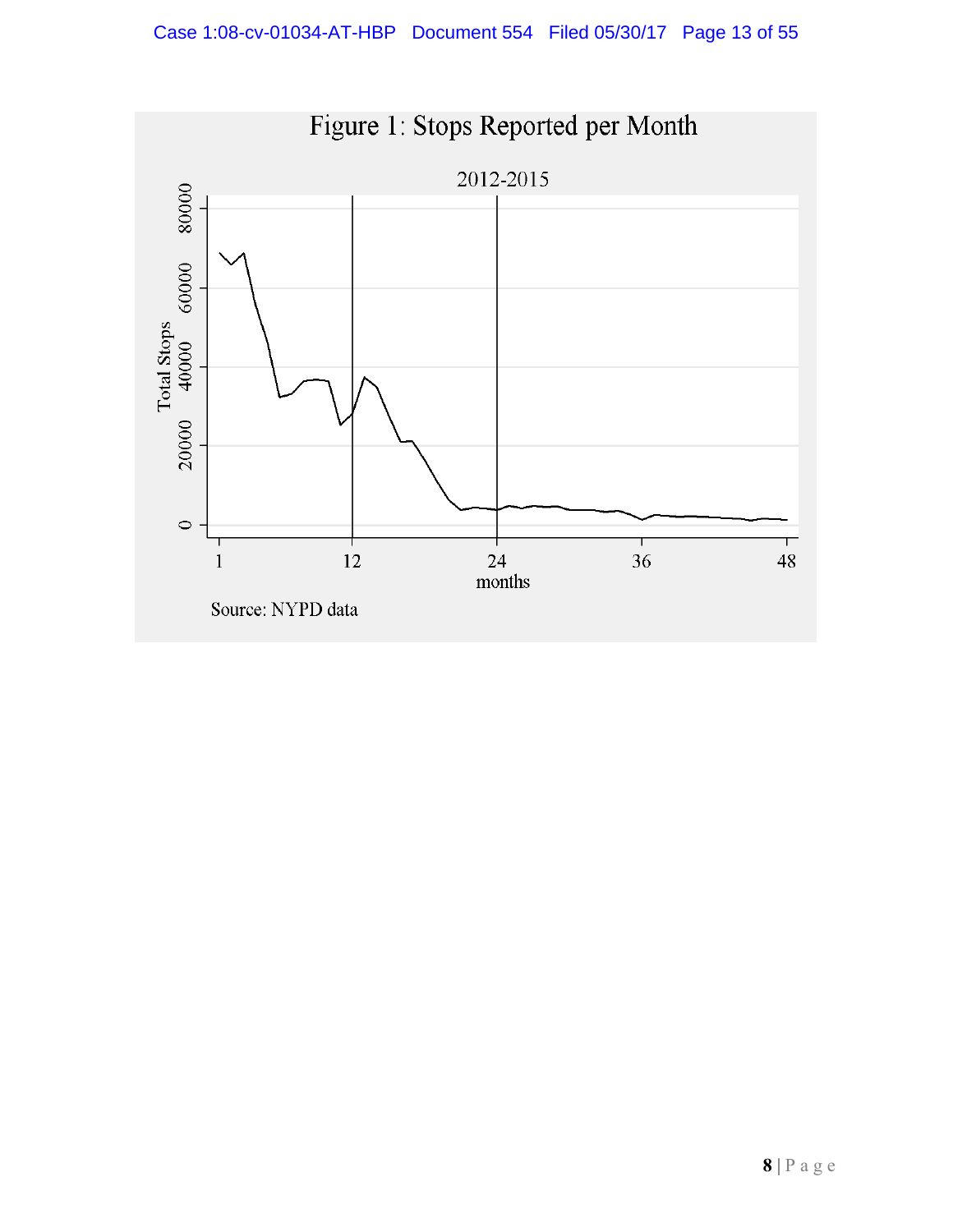Figure 1: Stops Reported per Month

2012-2015

Source: NYPD data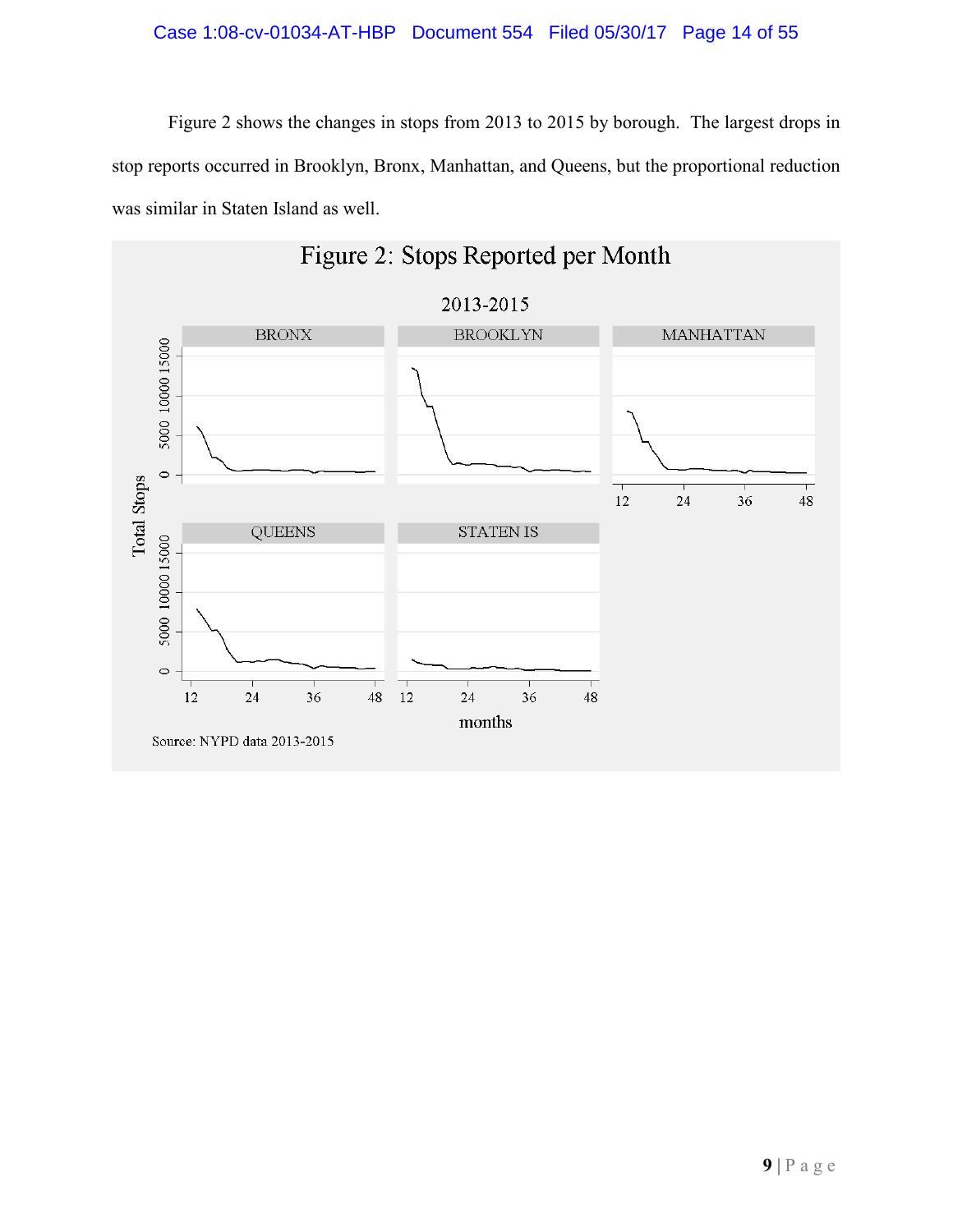Figure 2 shows the changes in stops from 2013 to 2015 by borough. The largest drops in stop reports occurred in Brooklyn, Bronx, Manhattan, and Queens, but the proportional reduction was similar in Staten Island as well.

Figure 2: Stops Reported per Month

2013-2015

Source: NYPD data 2013-2015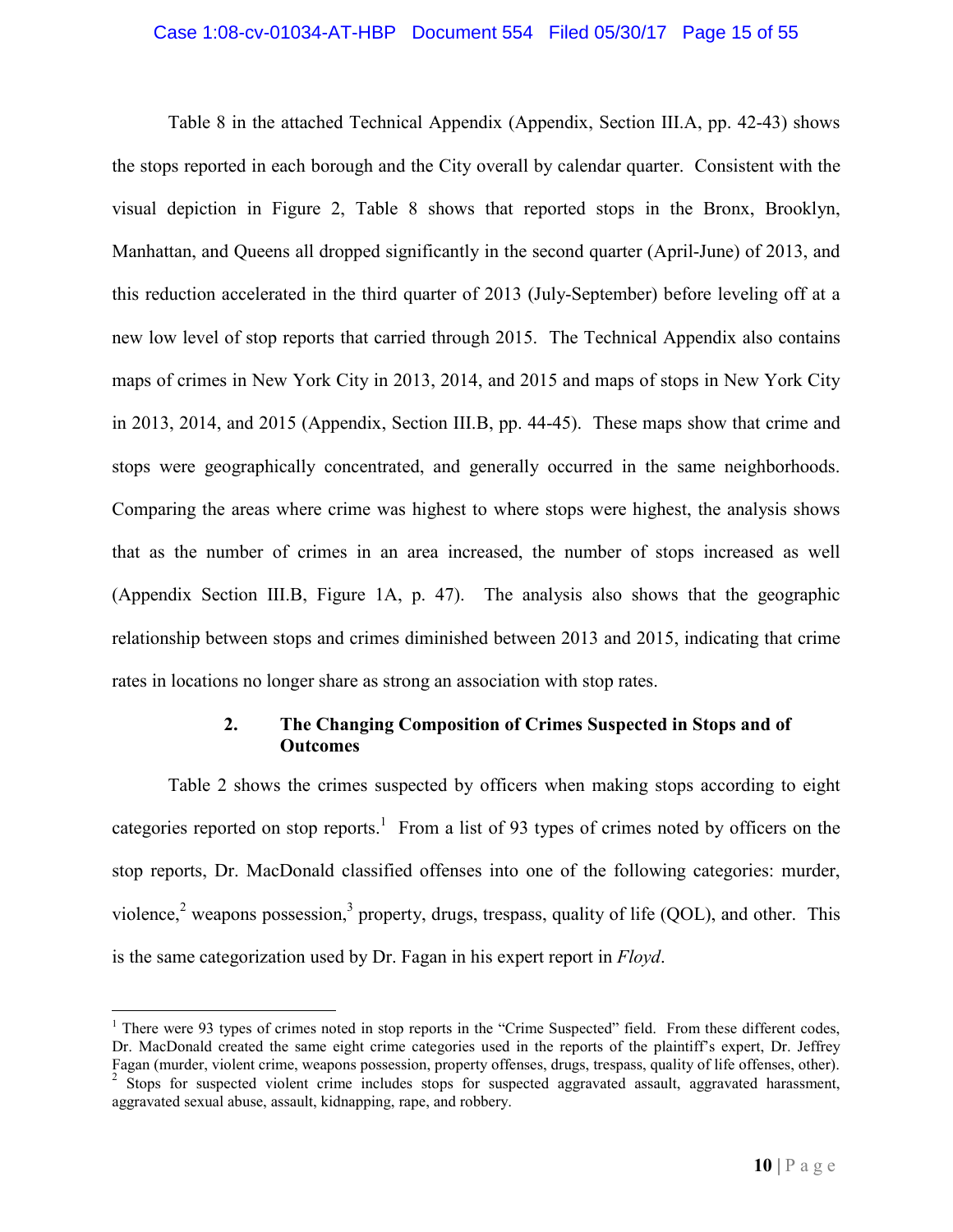Table 8 in the attached Technical Appendix (Appendix, Section III.A, pp. 42-43) shows the stops reported in each borough and the City overall by calendar quarter. Consistent with the visual depiction in Figure 2, Table 8 shows that reported stops in the Bronx, Brooklyn, Manhattan, and Queens all dropped significantly in the second quarter (April-June) of 2013, and this reduction accelerated in the third quarter of 2013 (July-September) before leveling off at a new low level of stop reports that carried through 2015. The Technical Appendix also contains maps of crimes in New York City in 2013, 2014, and 2015 and maps of stops in New York City in 2013, 2014, and 2015 (Appendix, Section III.B, pp. 44-45). These maps show that crime and stops were geographically concentrated, and generally occurred in the same neighborhoods. Comparing the areas where crime was highest to where stops were highest, the analysis shows that as the number of crimes in an area increased, the number of stops increased as well (Appendix Section III.B, Figure 1A, p. 47). The analysis also shows that the geographic relationship between stops and crimes diminished between 2013 and 2015, indicating that crime rates in locations no longer share as strong an association with stop rates.

### 2. The Changing Composition of Crimes Suspected in Stops and of Outcomes

Table 2 shows the crimes suspected by officers when making stops according to eight categories reported on stop reports.[1] From a list of 93 types of crimes noted by officers on the stop reports, Dr. MacDonald classified offenses into one of the following categories: murder, violence,[2] weapons possession,[3] property, drugs, trespass, quality of life (QOL), and other. This is the same categorization used by Dr. Fagan in his expert report in *Floyd*.

---

[1] There were 93 types of crimes noted in stop reports in the "Crime Suspected" field. From these different codes, Dr. MacDonald created the same eight crime categories used in the reports of the plaintiff's expert, Dr. Jeffrey Fagan (murder, violent crime, weapons possession, property offenses, drugs, trespass, quality of life offenses, other).

[2] Stops for suspected violent crime includes stops for suspected aggravated assault, aggravated harassment, aggravated sexual abuse, assault, kidnapping, rape, and robbery.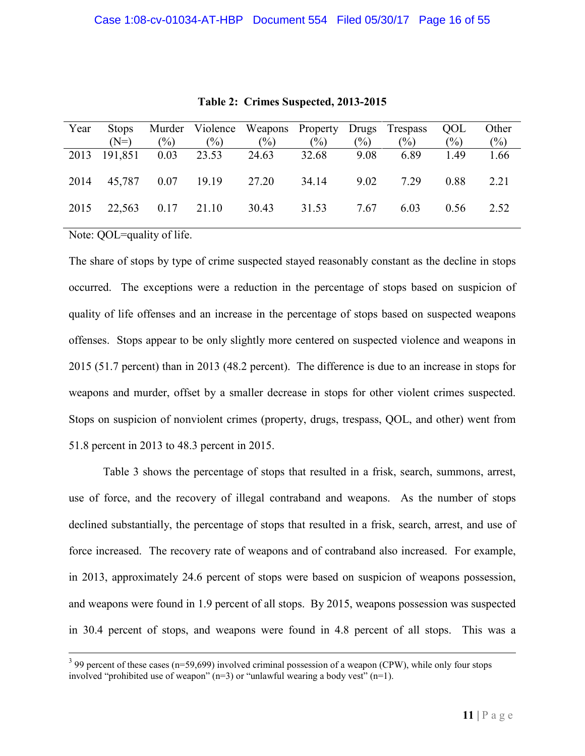**Table 2: Crimes Suspected, 2013-2015**

| Year | Stops (N=) | Murder (%) | Violence (%) | Weapons (%) | Property (%) | Drugs (%) | Trespass (%) | QOL (%) | Other (%) |
|---|---|---|---|---|---|---|---|---|---|
| 2013 | 191,851 | 0.03 | 23.53 | 24.63 | 32.68 | 9.08 | 6.89 | 1.49 | 1.66 |
| 2014 | 45,787 | 0.07 | 19.19 | 27.20 | 34.14 | 9.02 | 7.29 | 0.88 | 2.21 |
| 2015 | 22,563 | 0.17 | 21.10 | 30.43 | 31.53 | 7.67 | 6.03 | 0.56 | 2.52 |

Note: QOL=quality of life.

The share of stops by type of crime suspected stayed reasonably constant as the decline in stops occurred. The exceptions were a reduction in the percentage of stops based on suspicion of quality of life offenses and an increase in the percentage of stops based on suspected weapons offenses. Stops appear to be only slightly more centered on suspected violence and weapons in 2015 (51.7 percent) than in 2013 (48.2 percent). The difference is due to an increase in stops for weapons and murder, offset by a smaller decrease in stops for other violent crimes suspected. Stops on suspicion of nonviolent crimes (property, drugs, trespass, QOL, and other) went from 51.8 percent in 2013 to 48.3 percent in 2015.

Table 3 shows the percentage of stops that resulted in a frisk, search, summons, arrest, use of force, and the recovery of illegal contraband and weapons. As the number of stops declined substantially, the percentage of stops that resulted in a frisk, search, arrest, and use of force increased. The recovery rate of weapons and of contraband also increased. For example, in 2013, approximately 24.6 percent of stops were based on suspicion of weapons possession, and weapons were found in 1.9 percent of all stops. By 2015, weapons possession was suspected in 30.4 percent of stops, and weapons were found in 4.8 percent of all stops. This was a

[3] 99 percent of these cases (n=59,699) involved criminal possession of a weapon (CPW), while only four stops involved "prohibited use of weapon" (n=3) or "unlawful wearing a body vest" (n=1).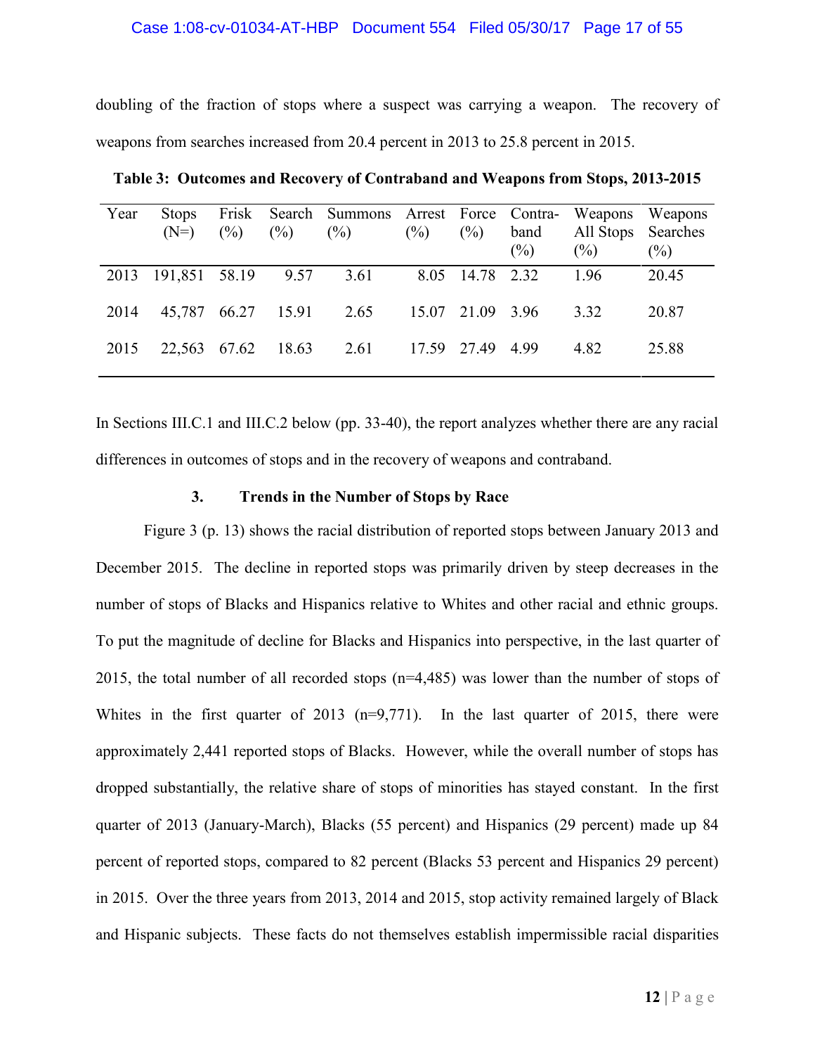doubling of the fraction of stops where a suspect was carrying a weapon. The recovery of weapons from searches increased from 20.4 percent in 2013 to 25.8 percent in 2015.

**Table 3: Outcomes and Recovery of Contraband and Weapons from Stops, 2013-2015**

| Year | Stops (N=) | Frisk (%) | Search (%) | Summons (%) | Arrest (%) | Force (%) | Contra-band (%) | Weapons All Stops (%) | Weapons Searches (%) |
|---|---|---|---|---|---|---|---|---|---|
| 2013 | 191,851 | 58.19 | 9.57 | 3.61 | 8.05 | 14.78 | 2.32 | 1.96 | 20.45 |
| 2014 | 45,787 | 66.27 | 15.91 | 2.65 | 15.07 | 21.09 | 3.96 | 3.32 | 20.87 |
| 2015 | 22,563 | 67.62 | 18.63 | 2.61 | 17.59 | 27.49 | 4.99 | 4.82 | 25.88 |

In Sections III.C.1 and III.C.2 below (pp. 33-40), the report analyzes whether there are any racial differences in outcomes of stops and in the recovery of weapons and contraband.

### 3. Trends in the Number of Stops by Race

Figure 3 (p. 13) shows the racial distribution of reported stops between January 2013 and December 2015. The decline in reported stops was primarily driven by steep decreases in the number of stops of Blacks and Hispanics relative to Whites and other racial and ethnic groups. To put the magnitude of decline for Blacks and Hispanics into perspective, in the last quarter of 2015, the total number of all recorded stops (n=4,485) was lower than the number of stops of Whites in the first quarter of 2013 (n=9,771). In the last quarter of 2015, there were approximately 2,441 reported stops of Blacks. However, while the overall number of stops has dropped substantially, the relative share of stops of minorities has stayed constant. In the first quarter of 2013 (January-March), Blacks (55 percent) and Hispanics (29 percent) made up 84 percent of reported stops, compared to 82 percent (Blacks 53 percent and Hispanics 29 percent) in 2015. Over the three years from 2013, 2014 and 2015, stop activity remained largely of Black and Hispanic subjects. These facts do not themselves establish impermissible racial disparities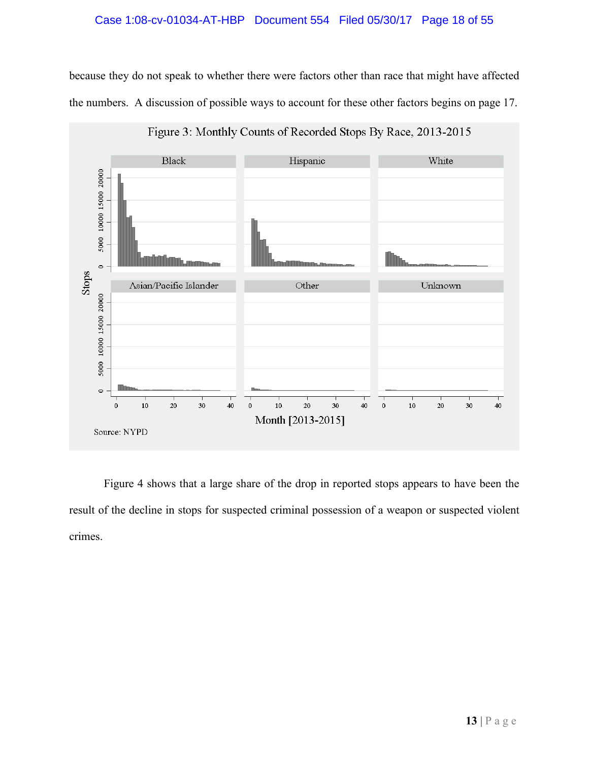because they do not speak to whether there were factors other than race that might have affected the numbers. A discussion of possible ways to account for these other factors begins on page 17.

Figure 3: Monthly Counts of Recorded Stops By Race, 2013-2015

Source: NYPD

Figure 4 shows that a large share of the drop in reported stops appears to have been the result of the decline in stops for suspected criminal possession of a weapon or suspected violent crimes.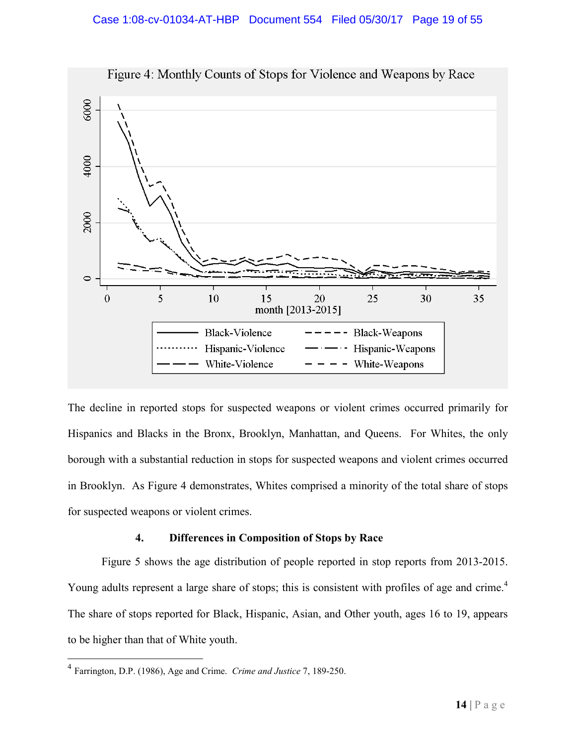Figure 4: Monthly Counts of Stops for Violence and Weapons by Race

The decline in reported stops for suspected weapons or violent crimes occurred primarily for Hispanics and Blacks in the Bronx, Brooklyn, Manhattan, and Queens. For Whites, the only borough with a substantial reduction in stops for suspected weapons and violent crimes occurred in Brooklyn. As Figure 4 demonstrates, Whites comprised a minority of the total share of stops for suspected weapons or violent crimes.

#### 4. Differences in Composition of Stops by Race

Figure 5 shows the age distribution of people reported in stop reports from 2013-2015. Young adults represent a large share of stops; this is consistent with profiles of age and crime.[4] The share of stops reported for Black, Hispanic, Asian, and Other youth, ages 16 to 19, appears to be higher than that of White youth.

[4] Farrington, D.P. (1986), Age and Crime. *Crime and Justice* 7, 189-250.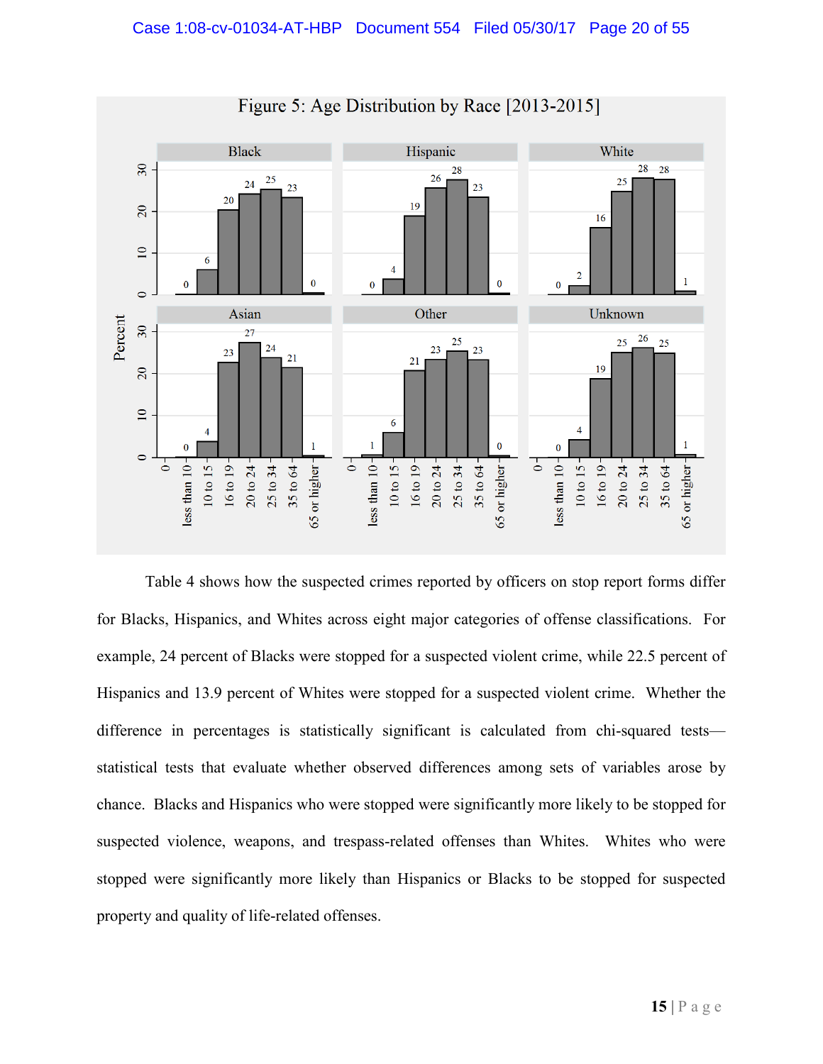Figure 5: Age Distribution by Race [2013-2015]

| Age group | Black | Hispanic | White | Asian | Other | Unknown |
|---|---|---|---|---|---|---|
| less than 10 | 0 | 0 | 0 | 0 | 1 | 0 |
| 10 to 15 | 6 | 4 | 2 | 4 | 6 | 4 |
| 16 to 19 | 20 | 19 | 16 | 23 | 21 | 19 |
| 20 to 24 | 24 | 26 | 25 | 27 | 23 | 25 |
| 25 to 34 | 25 | 28 | 28 | 24 | 25 | 26 |
| 35 to 64 | 23 | 23 | 28 | 21 | 23 | 25 |
| 65 or higher | 0 | 0 | 1 | 1 | 0 | 1 |

Table 4 shows how the suspected crimes reported by officers on stop report forms differ for Blacks, Hispanics, and Whites across eight major categories of offense classifications. For example, 24 percent of Blacks were stopped for a suspected violent crime, while 22.5 percent of Hispanics and 13.9 percent of Whites were stopped for a suspected violent crime. Whether the difference in percentages is statistically significant is calculated from chi-squared tests—statistical tests that evaluate whether observed differences among sets of variables arose by chance. Blacks and Hispanics who were stopped were significantly more likely to be stopped for suspected violence, weapons, and trespass-related offenses than Whites. Whites who were stopped were significantly more likely than Hispanics or Blacks to be stopped for suspected property and quality of life-related offenses.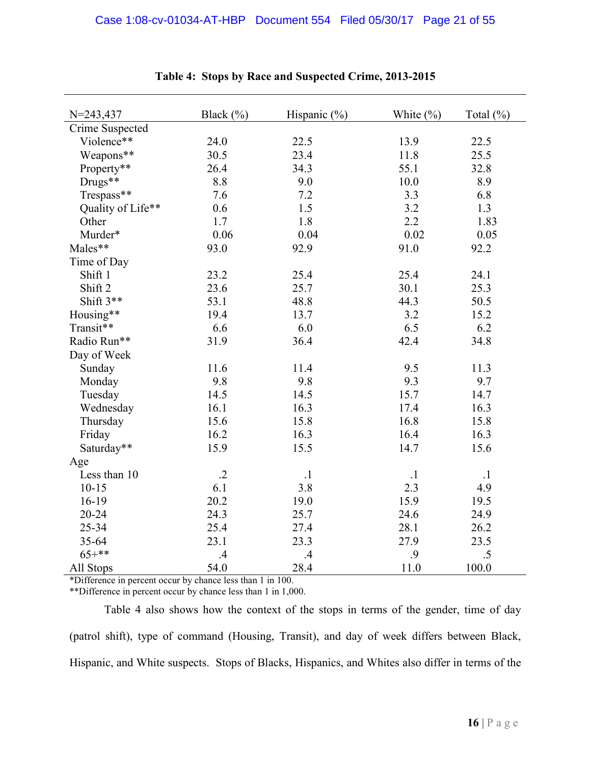**Table 4: Stops by Race and Suspected Crime, 2013-2015**

| N=243,437 | Black (%) | Hispanic (%) | White (%) | Total (%) |
|---|---|---|---|---|
| Crime Suspected | | | | |
| Violence** | 24.0 | 22.5 | 13.9 | 22.5 |
| Weapons** | 30.5 | 23.4 | 11.8 | 25.5 |
| Property** | 26.4 | 34.3 | 55.1 | 32.8 |
| Drugs** | 8.8 | 9.0 | 10.0 | 8.9 |
| Trespass** | 7.6 | 7.2 | 3.3 | 6.8 |
| Quality of Life** | 0.6 | 1.5 | 3.2 | 1.3 |
| Other | 1.7 | 1.8 | 2.2 | 1.83 |
| Murder* | 0.06 | 0.04 | 0.02 | 0.05 |
| Males** | 93.0 | 92.9 | 91.0 | 92.2 |
| Time of Day | | | | |
| Shift 1 | 23.2 | 25.4 | 25.4 | 24.1 |
| Shift 2 | 23.6 | 25.7 | 30.1 | 25.3 |
| Shift 3** | 53.1 | 48.8 | 44.3 | 50.5 |
| Housing** | 19.4 | 13.7 | 3.2 | 15.2 |
| Transit** | 6.6 | 6.0 | 6.5 | 6.2 |
| Radio Run** | 31.9 | 36.4 | 42.4 | 34.8 |
| Day of Week | | | | |
| Sunday | 11.6 | 11.4 | 9.5 | 11.3 |
| Monday | 9.8 | 9.8 | 9.3 | 9.7 |
| Tuesday | 14.5 | 14.5 | 15.7 | 14.7 |
| Wednesday | 16.1 | 16.3 | 17.4 | 16.3 |
| Thursday | 15.6 | 15.8 | 16.8 | 15.8 |
| Friday | 16.2 | 16.3 | 16.4 | 16.3 |
| Saturday** | 15.9 | 15.5 | 14.7 | 15.6 |
| Age | | | | |
| Less than 10 | .2 | .1 | .1 | .1 |
| 10-15 | 6.1 | 3.8 | 2.3 | 4.9 |
| 16-19 | 20.2 | 19.0 | 15.9 | 19.5 |
| 20-24 | 24.3 | 25.7 | 24.6 | 24.9 |
| 25-34 | 25.4 | 27.4 | 28.1 | 26.2 |
| 35-64 | 23.1 | 23.3 | 27.9 | 23.5 |
| 65+** | .4 | .4 | .9 | .5 |
| All Stops | 54.0 | 28.4 | 11.0 | 100.0 |

*Difference in percent occur by chance less than 1 in 100.
**Difference in percent occur by chance less than 1 in 1,000.

Table 4 also shows how the context of the stops in terms of the gender, time of day (patrol shift), type of command (Housing, Transit), and day of week differs between Black, Hispanic, and White suspects. Stops of Blacks, Hispanics, and Whites also differ in terms of the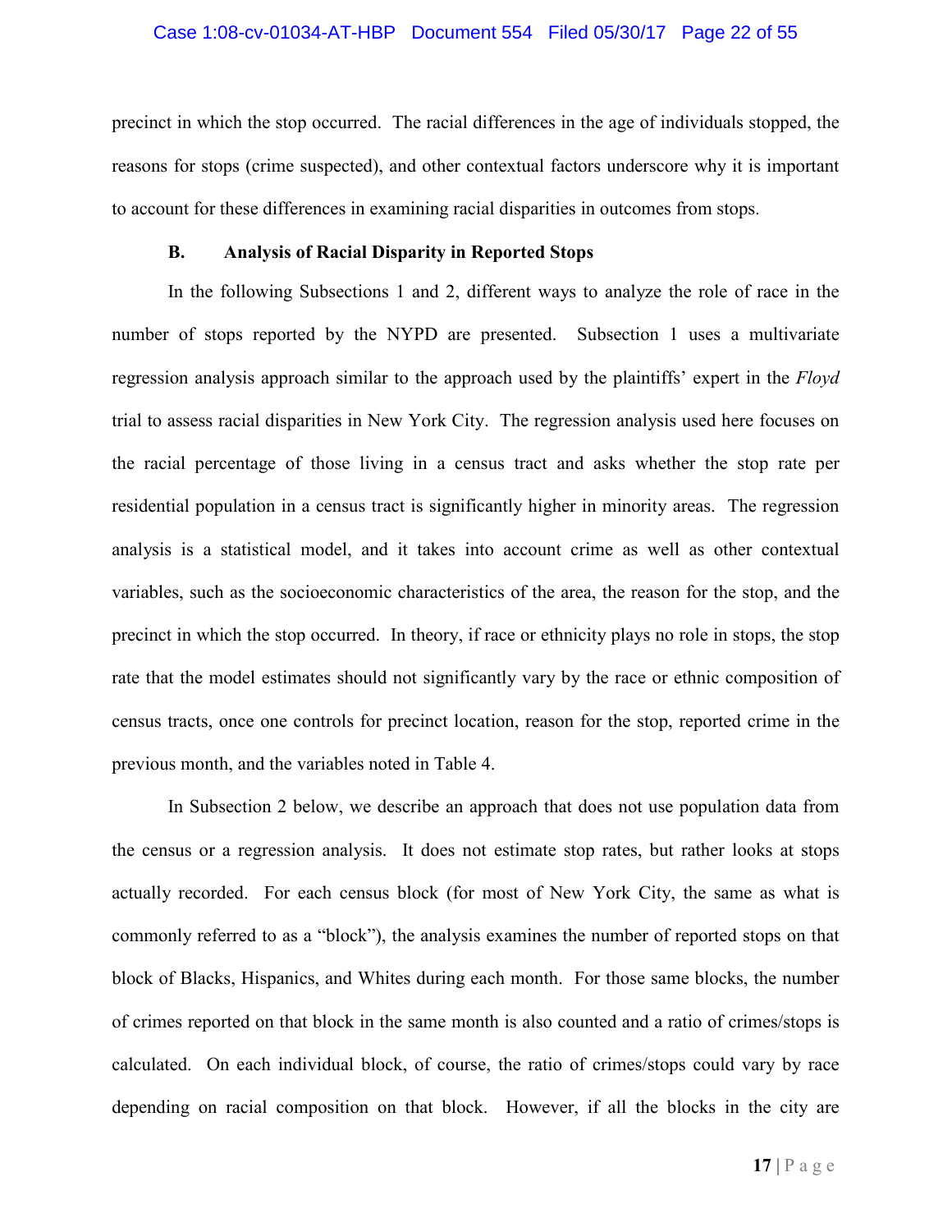precinct in which the stop occurred. The racial differences in the age of individuals stopped, the reasons for stops (crime suspected), and other contextual factors underscore why it is important to account for these differences in examining racial disparities in outcomes from stops.

### B. Analysis of Racial Disparity in Reported Stops

In the following Subsections 1 and 2, different ways to analyze the role of race in the number of stops reported by the NYPD are presented. Subsection 1 uses a multivariate regression analysis approach similar to the approach used by the plaintiffs' expert in the *Floyd* trial to assess racial disparities in New York City. The regression analysis used here focuses on the racial percentage of those living in a census tract and asks whether the stop rate per residential population in a census tract is significantly higher in minority areas. The regression analysis is a statistical model, and it takes into account crime as well as other contextual variables, such as the socioeconomic characteristics of the area, the reason for the stop, and the precinct in which the stop occurred. In theory, if race or ethnicity plays no role in stops, the stop rate that the model estimates should not significantly vary by the race or ethnic composition of census tracts, once one controls for precinct location, reason for the stop, reported crime in the previous month, and the variables noted in Table 4.

In Subsection 2 below, we describe an approach that does not use population data from the census or a regression analysis. It does not estimate stop rates, but rather looks at stops actually recorded. For each census block (for most of New York City, the same as what is commonly referred to as a "block"), the analysis examines the number of reported stops on that block of Blacks, Hispanics, and Whites during each month. For those same blocks, the number of crimes reported on that block in the same month is also counted and a ratio of crimes/stops is calculated. On each individual block, of course, the ratio of crimes/stops could vary by race depending on racial composition on that block. However, if all the blocks in the city are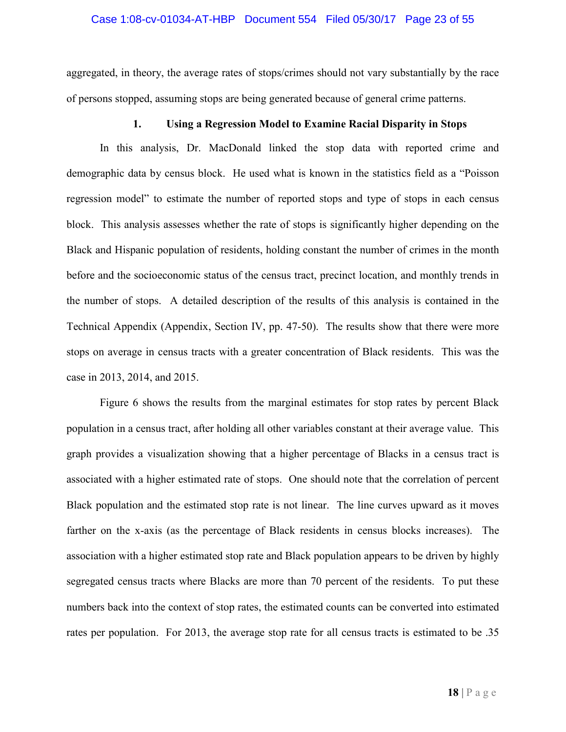aggregated, in theory, the average rates of stops/crimes should not vary substantially by the race of persons stopped, assuming stops are being generated because of general crime patterns.

### 1. Using a Regression Model to Examine Racial Disparity in Stops

In this analysis, Dr. MacDonald linked the stop data with reported crime and demographic data by census block. He used what is known in the statistics field as a "Poisson regression model" to estimate the number of reported stops and type of stops in each census block. This analysis assesses whether the rate of stops is significantly higher depending on the Black and Hispanic population of residents, holding constant the number of crimes in the month before and the socioeconomic status of the census tract, precinct location, and monthly trends in the number of stops. A detailed description of the results of this analysis is contained in the Technical Appendix (Appendix, Section IV, pp. 47-50). The results show that there were more stops on average in census tracts with a greater concentration of Black residents. This was the case in 2013, 2014, and 2015.

Figure 6 shows the results from the marginal estimates for stop rates by percent Black population in a census tract, after holding all other variables constant at their average value. This graph provides a visualization showing that a higher percentage of Blacks in a census tract is associated with a higher estimated rate of stops. One should note that the correlation of percent Black population and the estimated stop rate is not linear. The line curves upward as it moves farther on the x-axis (as the percentage of Black residents in census blocks increases). The association with a higher estimated stop rate and Black population appears to be driven by highly segregated census tracts where Blacks are more than 70 percent of the residents. To put these numbers back into the context of stop rates, the estimated counts can be converted into estimated rates per population. For 2013, the average stop rate for all census tracts is estimated to be .35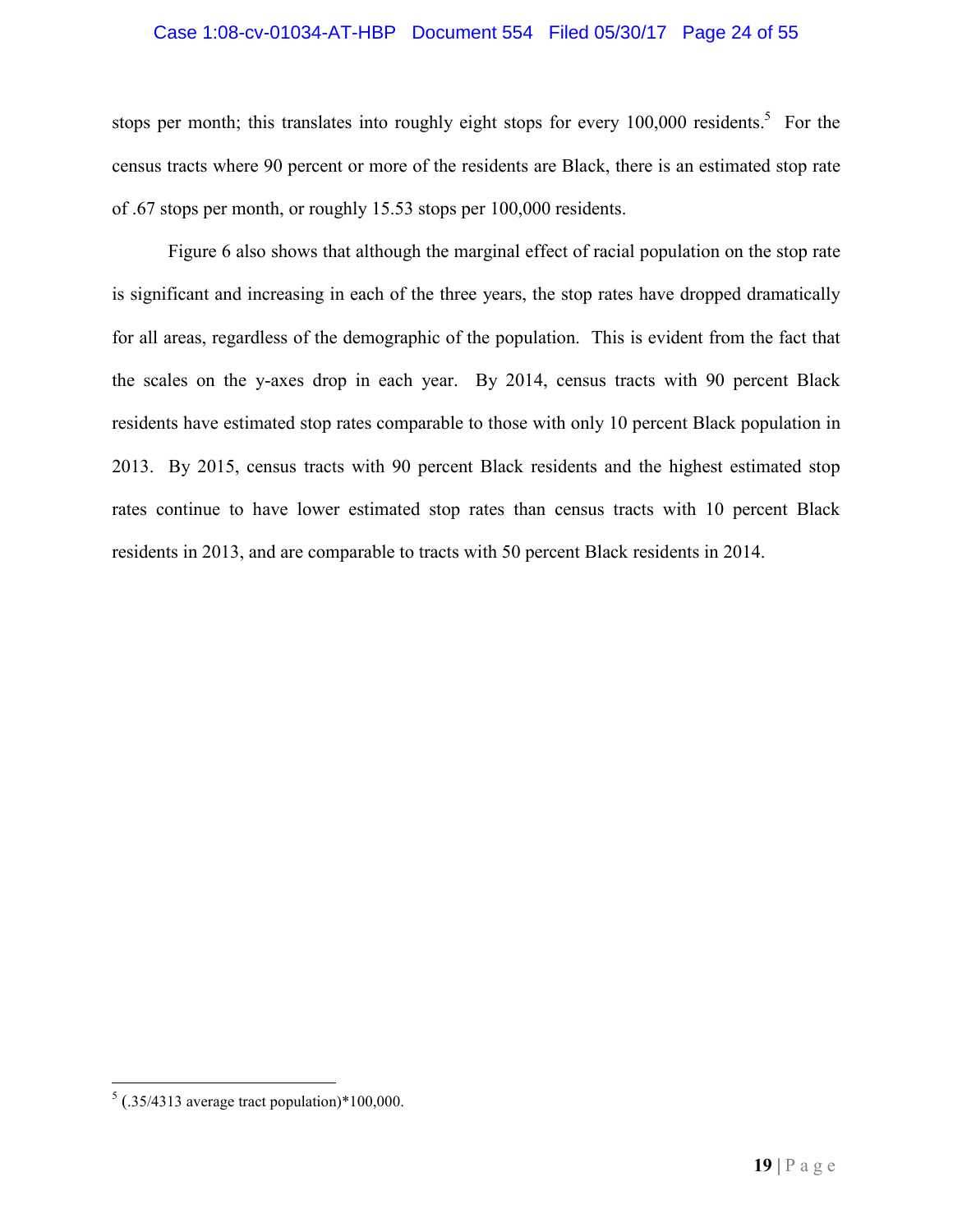stops per month; this translates into roughly eight stops for every 100,000 residents.[5] For the census tracts where 90 percent or more of the residents are Black, there is an estimated stop rate of .67 stops per month, or roughly 15.53 stops per 100,000 residents.

Figure 6 also shows that although the marginal effect of racial population on the stop rate is significant and increasing in each of the three years, the stop rates have dropped dramatically for all areas, regardless of the demographic of the population. This is evident from the fact that the scales on the y-axes drop in each year. By 2014, census tracts with 90 percent Black residents have estimated stop rates comparable to those with only 10 percent Black population in 2013. By 2015, census tracts with 90 percent Black residents and the highest estimated stop rates continue to have lower estimated stop rates than census tracts with 10 percent Black residents in 2013, and are comparable to tracts with 50 percent Black residents in 2014.

---

[5] (.35/4313 average tract population)*100,000.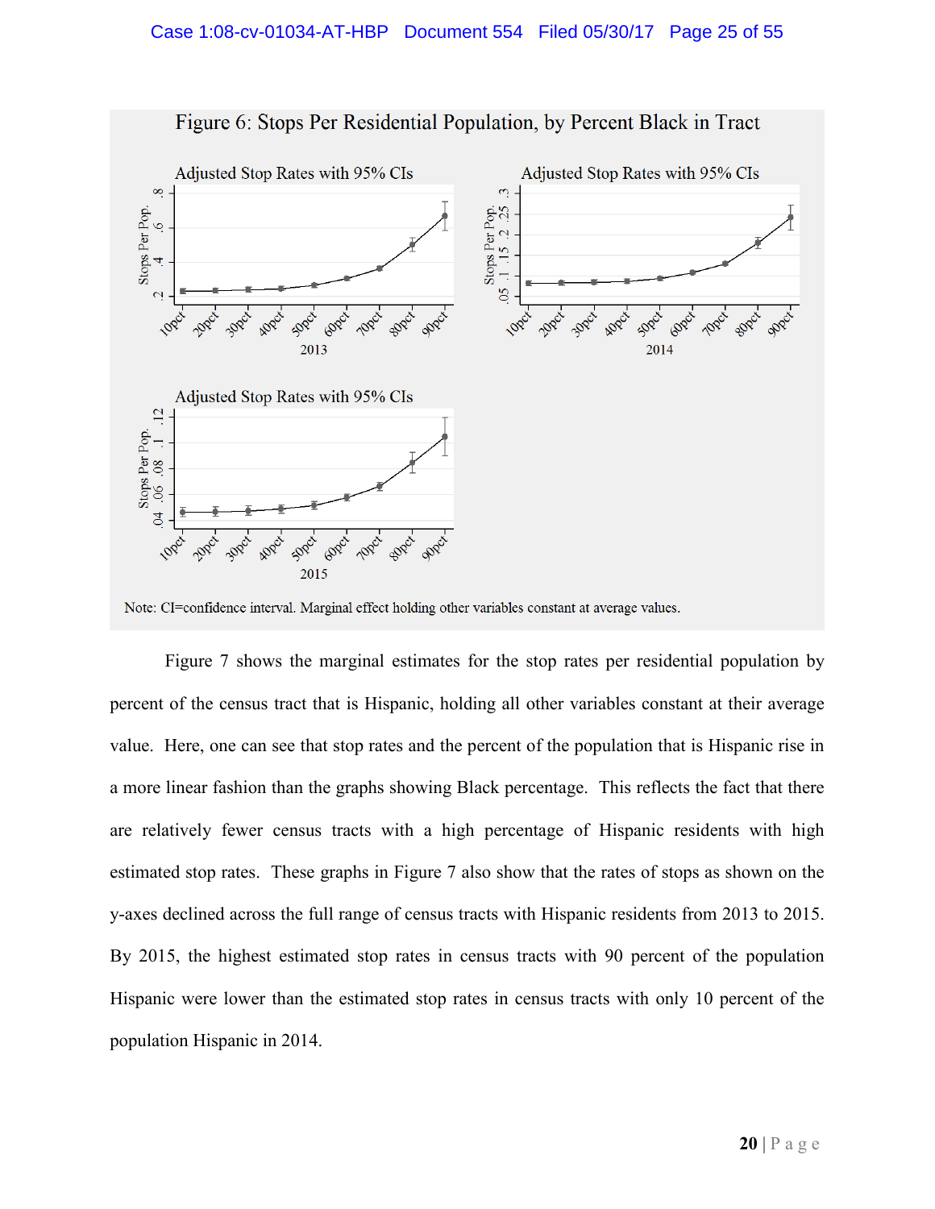Figure 6: Stops Per Residential Population, by Percent Black in Tract

Note: CI=confidence interval. Marginal effect holding other variables constant at average values.

Figure 7 shows the marginal estimates for the stop rates per residential population by percent of the census tract that is Hispanic, holding all other variables constant at their average value. Here, one can see that stop rates and the percent of the population that is Hispanic rise in a more linear fashion than the graphs showing Black percentage. This reflects the fact that there are relatively fewer census tracts with a high percentage of Hispanic residents with high estimated stop rates. These graphs in Figure 7 also show that the rates of stops as shown on the y-axes declined across the full range of census tracts with Hispanic residents from 2013 to 2015. By 2015, the highest estimated stop rates in census tracts with 90 percent of the population Hispanic were lower than the estimated stop rates in census tracts with only 10 percent of the population Hispanic in 2014.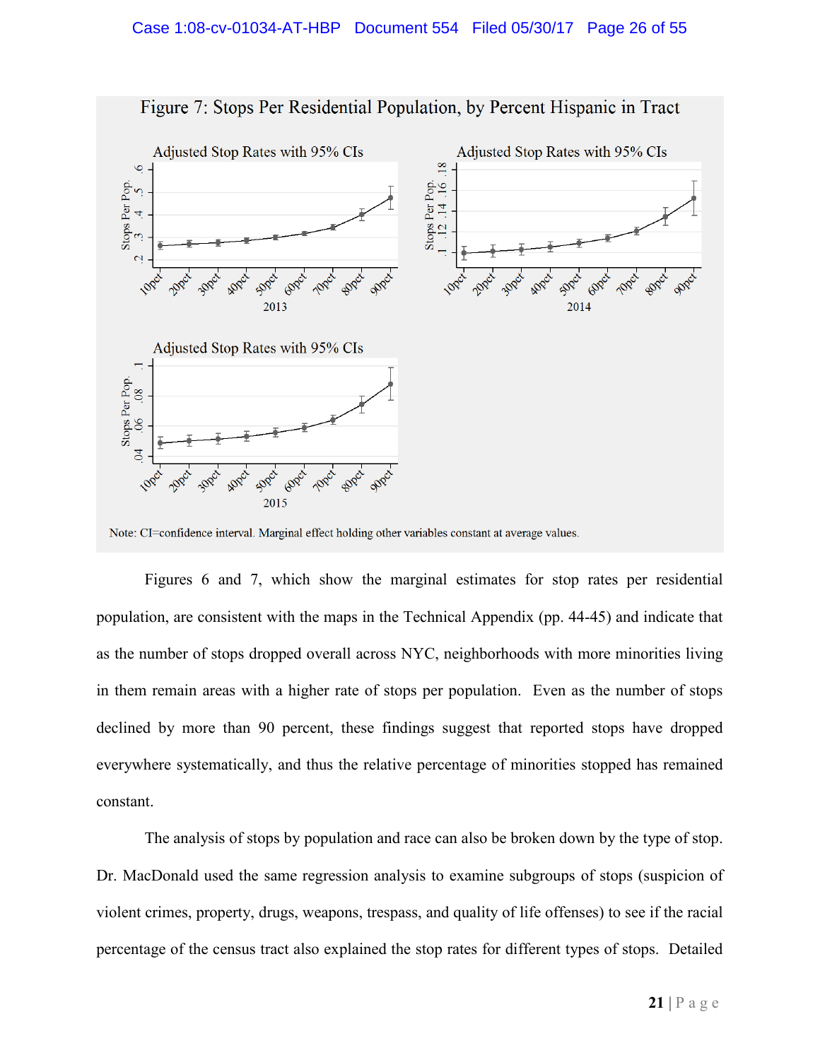Figure 7: Stops Per Residential Population, by Percent Hispanic in Tract

Note: CI=confidence interval. Marginal effect holding other variables constant at average values.

Figures 6 and 7, which show the marginal estimates for stop rates per residential population, are consistent with the maps in the Technical Appendix (pp. 44-45) and indicate that as the number of stops dropped overall across NYC, neighborhoods with more minorities living in them remain areas with a higher rate of stops per population. Even as the number of stops declined by more than 90 percent, these findings suggest that reported stops have dropped everywhere systematically, and thus the relative percentage of minorities stopped has remained constant.

The analysis of stops by population and race can also be broken down by the type of stop. Dr. MacDonald used the same regression analysis to examine subgroups of stops (suspicion of violent crimes, property, drugs, weapons, trespass, and quality of life offenses) to see if the racial percentage of the census tract also explained the stop rates for different types of stops. Detailed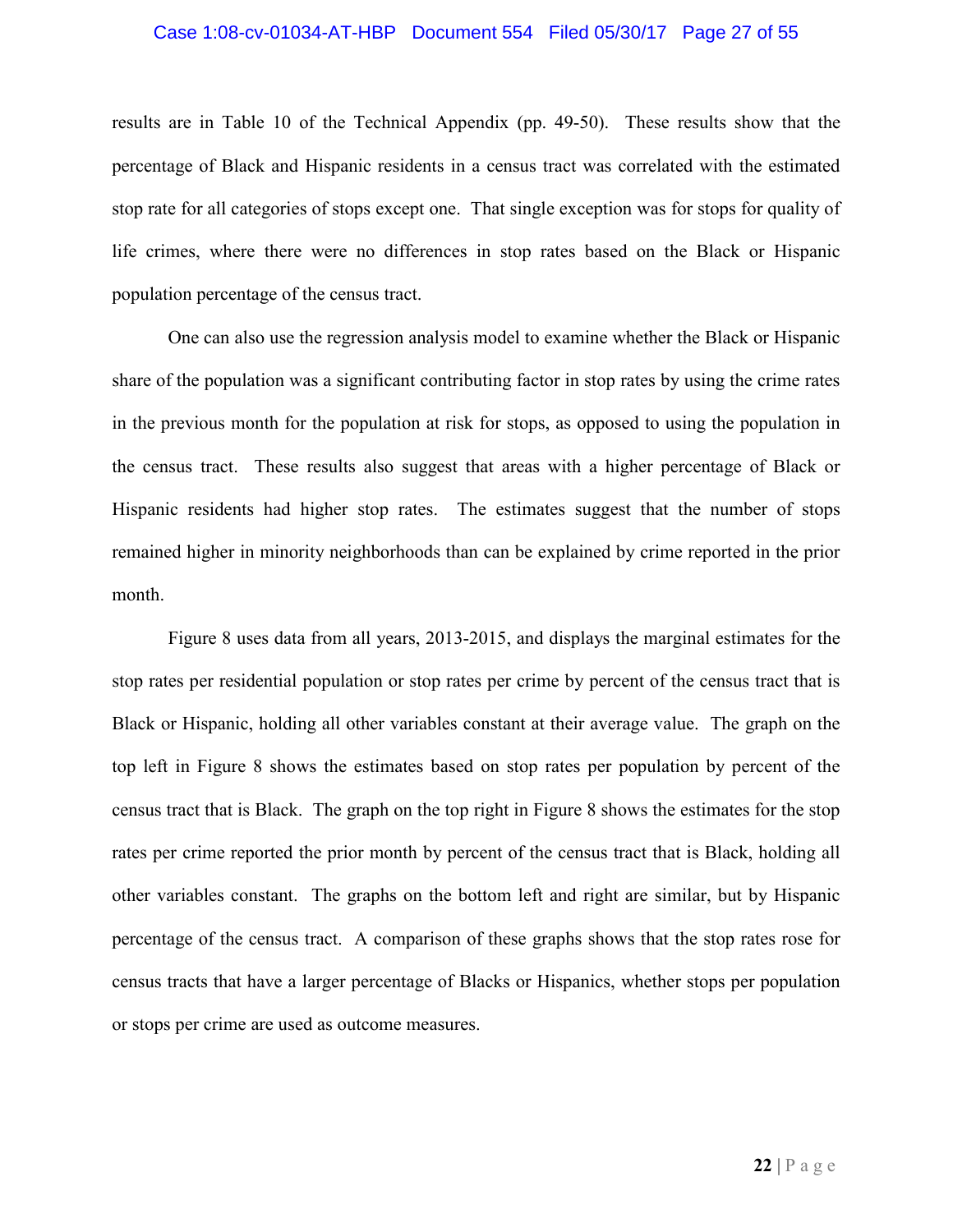results are in Table 10 of the Technical Appendix (pp. 49-50). These results show that the percentage of Black and Hispanic residents in a census tract was correlated with the estimated stop rate for all categories of stops except one. That single exception was for stops for quality of life crimes, where there were no differences in stop rates based on the Black or Hispanic population percentage of the census tract.

One can also use the regression analysis model to examine whether the Black or Hispanic share of the population was a significant contributing factor in stop rates by using the crime rates in the previous month for the population at risk for stops, as opposed to using the population in the census tract. These results also suggest that areas with a higher percentage of Black or Hispanic residents had higher stop rates. The estimates suggest that the number of stops remained higher in minority neighborhoods than can be explained by crime reported in the prior month.

Figure 8 uses data from all years, 2013-2015, and displays the marginal estimates for the stop rates per residential population or stop rates per crime by percent of the census tract that is Black or Hispanic, holding all other variables constant at their average value. The graph on the top left in Figure 8 shows the estimates based on stop rates per population by percent of the census tract that is Black. The graph on the top right in Figure 8 shows the estimates for the stop rates per crime reported the prior month by percent of the census tract that is Black, holding all other variables constant. The graphs on the bottom left and right are similar, but by Hispanic percentage of the census tract. A comparison of these graphs shows that the stop rates rose for census tracts that have a larger percentage of Blacks or Hispanics, whether stops per population or stops per crime are used as outcome measures.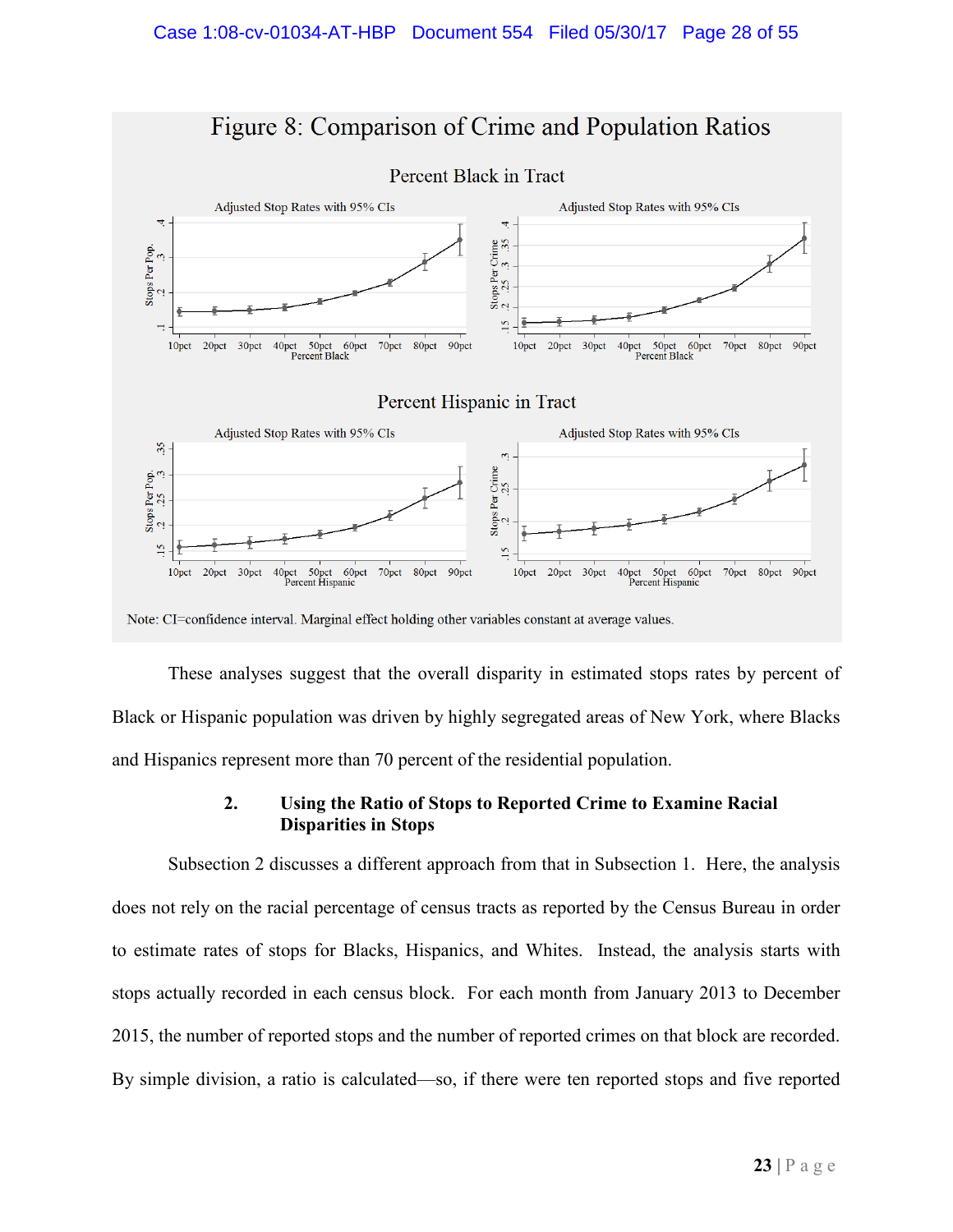## Figure 8: Comparison of Crime and Population Ratios

Percent Black in Tract

Percent Hispanic in Tract

Note: CI=confidence interval. Marginal effect holding other variables constant at average values.

These analyses suggest that the overall disparity in estimated stops rates by percent of Black or Hispanic population was driven by highly segregated areas of New York, where Blacks and Hispanics represent more than 70 percent of the residential population.

### 2. Using the Ratio of Stops to Reported Crime to Examine Racial Disparities in Stops

Subsection 2 discusses a different approach from that in Subsection 1. Here, the analysis does not rely on the racial percentage of census tracts as reported by the Census Bureau in order to estimate rates of stops for Blacks, Hispanics, and Whites. Instead, the analysis starts with stops actually recorded in each census block. For each month from January 2013 to December 2015, the number of reported stops and the number of reported crimes on that block are recorded. By simple division, a ratio is calculated—so, if there were ten reported stops and five reported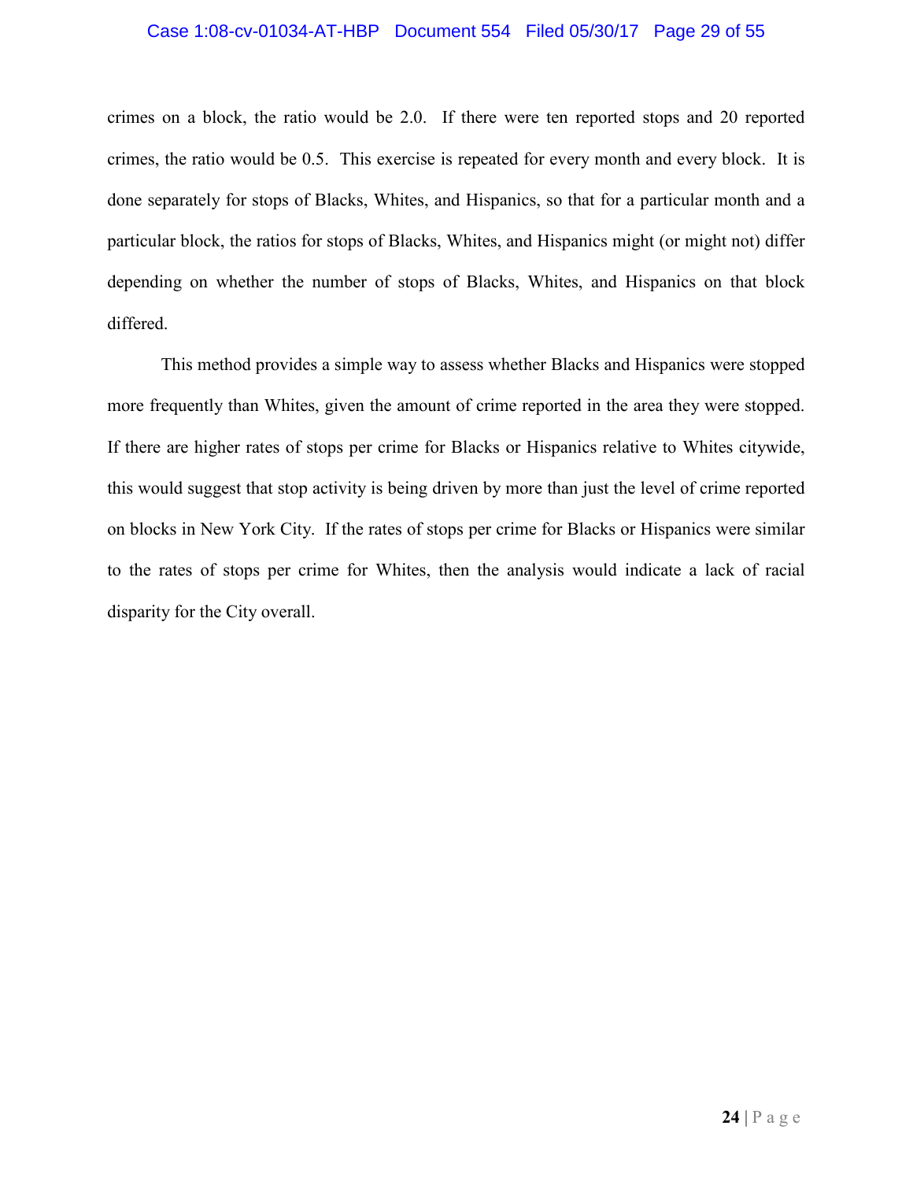crimes on a block, the ratio would be 2.0. If there were ten reported stops and 20 reported crimes, the ratio would be 0.5. This exercise is repeated for every month and every block. It is done separately for stops of Blacks, Whites, and Hispanics, so that for a particular month and a particular block, the ratios for stops of Blacks, Whites, and Hispanics might (or might not) differ depending on whether the number of stops of Blacks, Whites, and Hispanics on that block differed.

This method provides a simple way to assess whether Blacks and Hispanics were stopped more frequently than Whites, given the amount of crime reported in the area they were stopped. If there are higher rates of stops per crime for Blacks or Hispanics relative to Whites citywide, this would suggest that stop activity is being driven by more than just the level of crime reported on blocks in New York City. If the rates of stops per crime for Blacks or Hispanics were similar to the rates of stops per crime for Whites, then the analysis would indicate a lack of racial disparity for the City overall.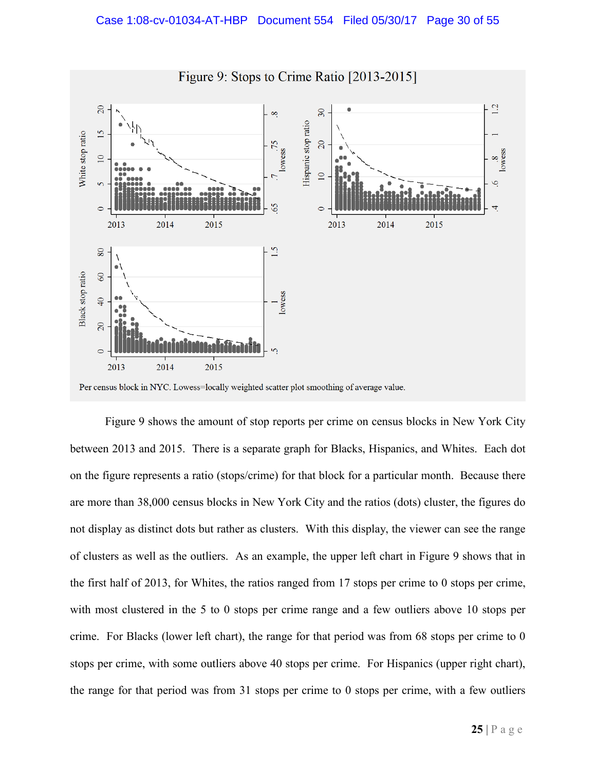Figure 9: Stops to Crime Ratio [2013-2015]

Per census block in NYC. Lowess=locally weighted scatter plot smoothing of average value.

Figure 9 shows the amount of stop reports per crime on census blocks in New York City between 2013 and 2015. There is a separate graph for Blacks, Hispanics, and Whites. Each dot on the figure represents a ratio (stops/crime) for that block for a particular month. Because there are more than 38,000 census blocks in New York City and the ratios (dots) cluster, the figures do not display as distinct dots but rather as clusters. With this display, the viewer can see the range of clusters as well as the outliers. As an example, the upper left chart in Figure 9 shows that in the first half of 2013, for Whites, the ratios ranged from 17 stops per crime to 0 stops per crime, with most clustered in the 5 to 0 stops per crime range and a few outliers above 10 stops per crime. For Blacks (lower left chart), the range for that period was from 68 stops per crime to 0 stops per crime, with some outliers above 40 stops per crime. For Hispanics (upper right chart), the range for that period was from 31 stops per crime to 0 stops per crime, with a few outliers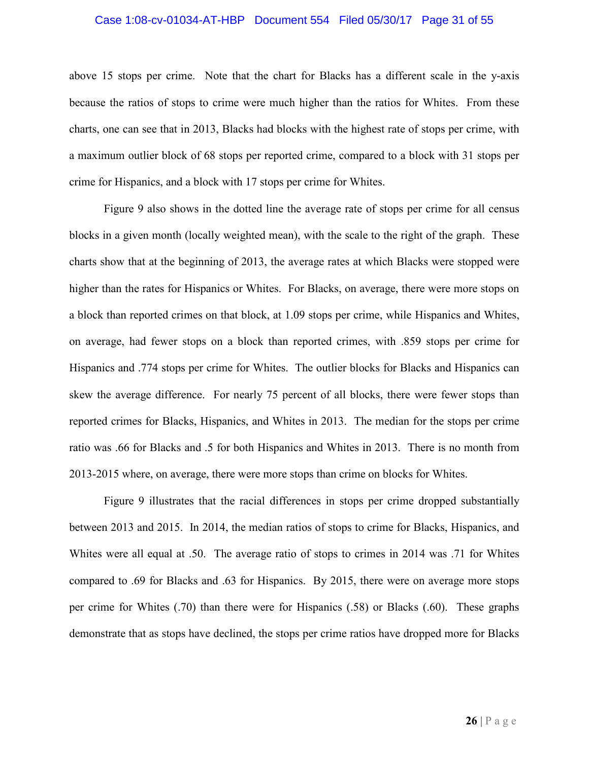above 15 stops per crime. Note that the chart for Blacks has a different scale in the y-axis because the ratios of stops to crime were much higher than the ratios for Whites. From these charts, one can see that in 2013, Blacks had blocks with the highest rate of stops per crime, with a maximum outlier block of 68 stops per reported crime, compared to a block with 31 stops per crime for Hispanics, and a block with 17 stops per crime for Whites.

Figure 9 also shows in the dotted line the average rate of stops per crime for all census blocks in a given month (locally weighted mean), with the scale to the right of the graph. These charts show that at the beginning of 2013, the average rates at which Blacks were stopped were higher than the rates for Hispanics or Whites. For Blacks, on average, there were more stops on a block than reported crimes on that block, at 1.09 stops per crime, while Hispanics and Whites, on average, had fewer stops on a block than reported crimes, with .859 stops per crime for Hispanics and .774 stops per crime for Whites. The outlier blocks for Blacks and Hispanics can skew the average difference. For nearly 75 percent of all blocks, there were fewer stops than reported crimes for Blacks, Hispanics, and Whites in 2013. The median for the stops per crime ratio was .66 for Blacks and .5 for both Hispanics and Whites in 2013. There is no month from 2013-2015 where, on average, there were more stops than crime on blocks for Whites.

Figure 9 illustrates that the racial differences in stops per crime dropped substantially between 2013 and 2015. In 2014, the median ratios of stops to crime for Blacks, Hispanics, and Whites were all equal at .50. The average ratio of stops to crimes in 2014 was .71 for Whites compared to .69 for Blacks and .63 for Hispanics. By 2015, there were on average more stops per crime for Whites (.70) than there were for Hispanics (.58) or Blacks (.60). These graphs demonstrate that as stops have declined, the stops per crime ratios have dropped more for Blacks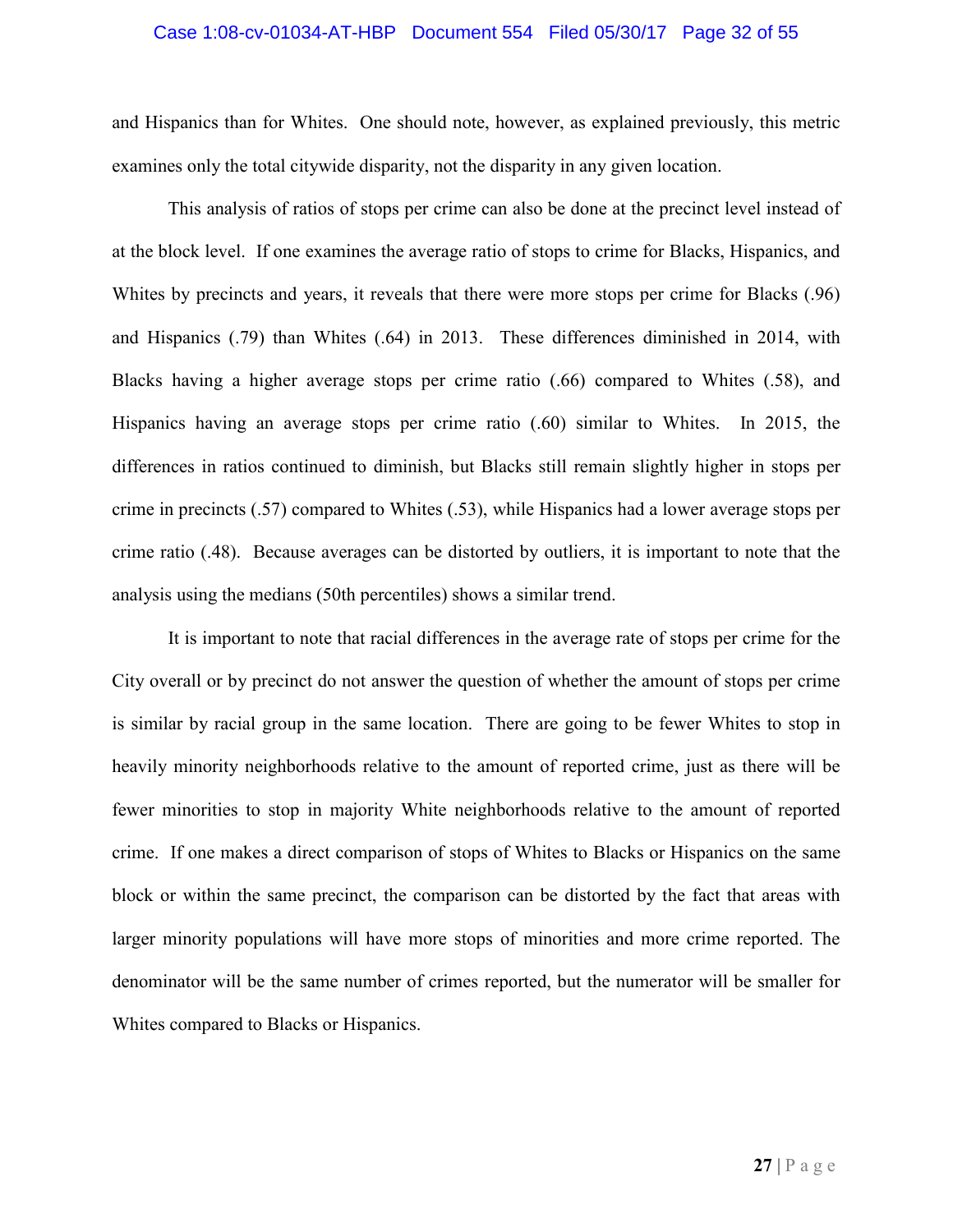and Hispanics than for Whites. One should note, however, as explained previously, this metric examines only the total citywide disparity, not the disparity in any given location.

This analysis of ratios of stops per crime can also be done at the precinct level instead of at the block level. If one examines the average ratio of stops to crime for Blacks, Hispanics, and Whites by precincts and years, it reveals that there were more stops per crime for Blacks (.96) and Hispanics (.79) than Whites (.64) in 2013. These differences diminished in 2014, with Blacks having a higher average stops per crime ratio (.66) compared to Whites (.58), and Hispanics having an average stops per crime ratio (.60) similar to Whites. In 2015, the differences in ratios continued to diminish, but Blacks still remain slightly higher in stops per crime in precincts (.57) compared to Whites (.53), while Hispanics had a lower average stops per crime ratio (.48). Because averages can be distorted by outliers, it is important to note that the analysis using the medians (50th percentiles) shows a similar trend.

It is important to note that racial differences in the average rate of stops per crime for the City overall or by precinct do not answer the question of whether the amount of stops per crime is similar by racial group in the same location. There are going to be fewer Whites to stop in heavily minority neighborhoods relative to the amount of reported crime, just as there will be fewer minorities to stop in majority White neighborhoods relative to the amount of reported crime. If one makes a direct comparison of stops of Whites to Blacks or Hispanics on the same block or within the same precinct, the comparison can be distorted by the fact that areas with larger minority populations will have more stops of minorities and more crime reported. The denominator will be the same number of crimes reported, but the numerator will be smaller for Whites compared to Blacks or Hispanics.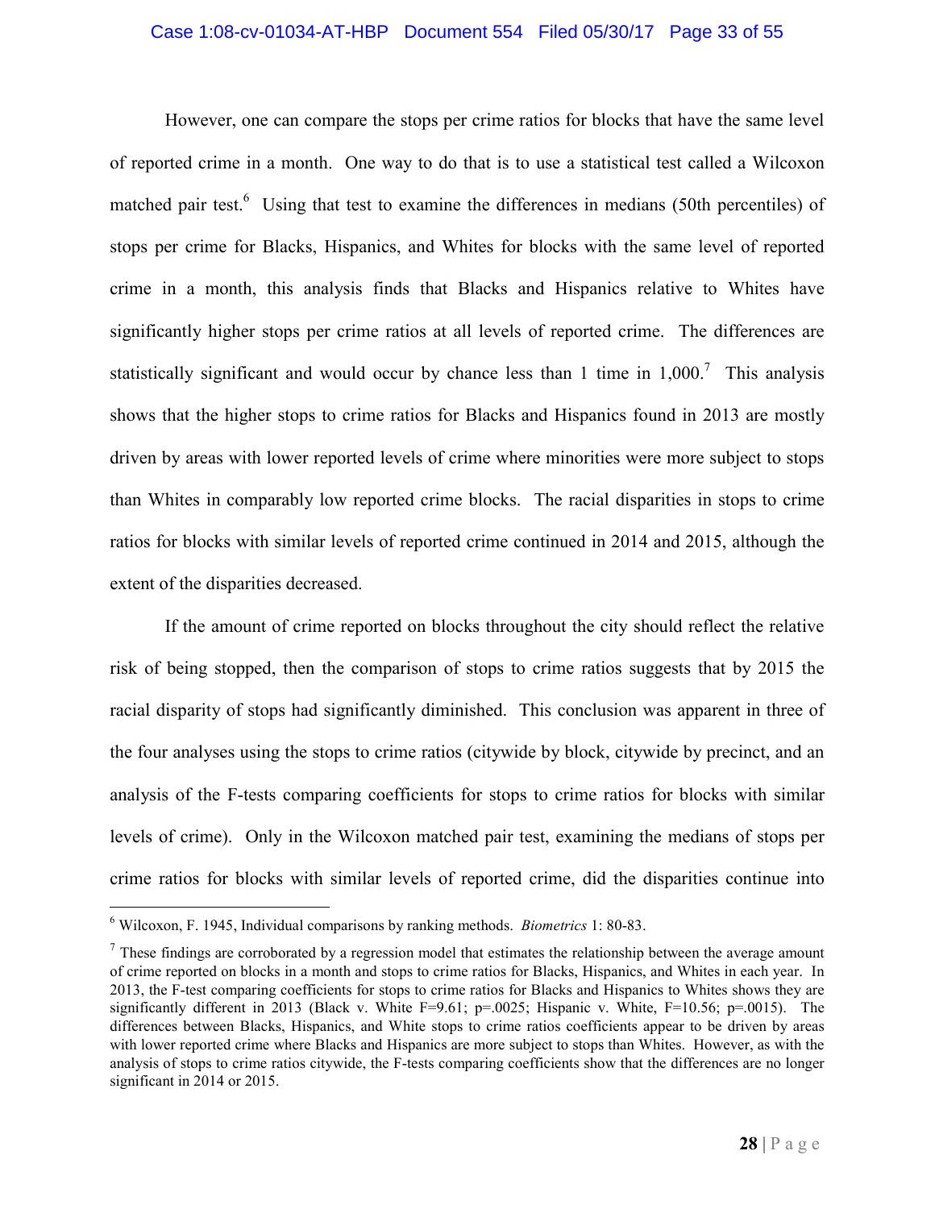However, one can compare the stops per crime ratios for blocks that have the same level of reported crime in a month. One way to do that is to use a statistical test called a Wilcoxon matched pair test.[6] Using that test to examine the differences in medians (50th percentiles) of stops per crime for Blacks, Hispanics, and Whites for blocks with the same level of reported crime in a month, this analysis finds that Blacks and Hispanics relative to Whites have significantly higher stops per crime ratios at all levels of reported crime. The differences are statistically significant and would occur by chance less than 1 time in 1,000.[7] This analysis shows that the higher stops to crime ratios for Blacks and Hispanics found in 2013 are mostly driven by areas with lower reported levels of crime where minorities were more subject to stops than Whites in comparably low reported crime blocks. The racial disparities in stops to crime ratios for blocks with similar levels of reported crime continued in 2014 and 2015, although the extent of the disparities decreased.

If the amount of crime reported on blocks throughout the city should reflect the relative risk of being stopped, then the comparison of stops to crime ratios suggests that by 2015 the racial disparity of stops had significantly diminished. This conclusion was apparent in three of the four analyses using the stops to crime ratios (citywide by block, citywide by precinct, and an analysis of the F-tests comparing coefficients for stops to crime ratios for blocks with similar levels of crime). Only in the Wilcoxon matched pair test, examining the medians of stops per crime ratios for blocks with similar levels of reported crime, did the disparities continue into

---

[6] Wilcoxon, F. 1945, Individual comparisons by ranking methods. *Biometrics* 1: 80-83.

[7] These findings are corroborated by a regression model that estimates the relationship between the average amount of crime reported on blocks in a month and stops to crime ratios for Blacks, Hispanics, and Whites in each year. In 2013, the F-test comparing coefficients for stops to crime ratios for Blacks and Hispanics to Whites shows they are significantly different in 2013 (Black v. White $F=9.61$; $p=.0025$; Hispanic v. White, $F=10.56$; $p=.0015$). The differences between Blacks, Hispanics, and White stops to crime ratios coefficients appear to be driven by areas with lower reported crime where Blacks and Hispanics are more subject to stops than Whites. However, as with the analysis of stops to crime ratios citywide, the F-tests comparing coefficients show that the differences are no longer significant in 2014 or 2015.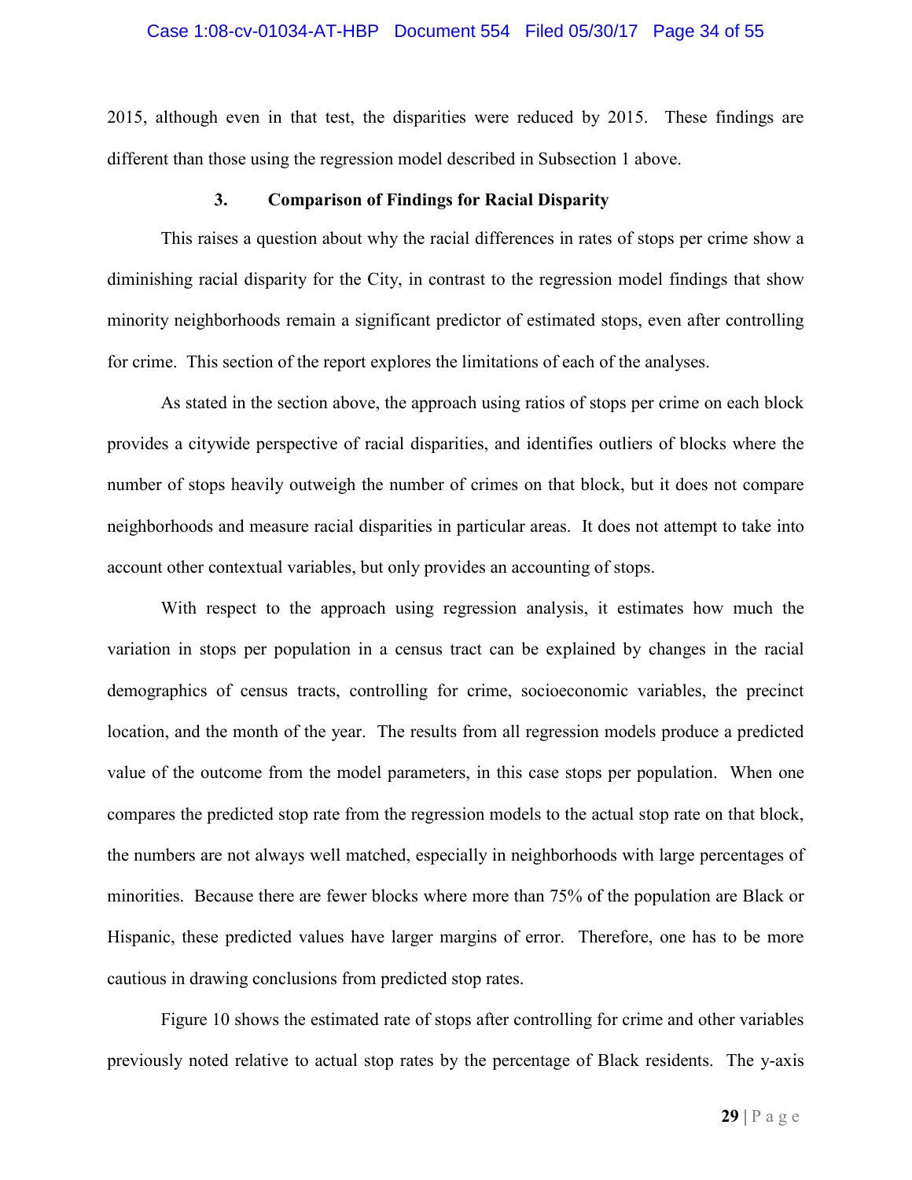2015, although even in that test, the disparities were reduced by 2015. These findings are different than those using the regression model described in Subsection 1 above.

### 3. Comparison of Findings for Racial Disparity

This raises a question about why the racial differences in rates of stops per crime show a diminishing racial disparity for the City, in contrast to the regression model findings that show minority neighborhoods remain a significant predictor of estimated stops, even after controlling for crime. This section of the report explores the limitations of each of the analyses.

As stated in the section above, the approach using ratios of stops per crime on each block provides a citywide perspective of racial disparities, and identifies outliers of blocks where the number of stops heavily outweigh the number of crimes on that block, but it does not compare neighborhoods and measure racial disparities in particular areas. It does not attempt to take into account other contextual variables, but only provides an accounting of stops.

With respect to the approach using regression analysis, it estimates how much the variation in stops per population in a census tract can be explained by changes in the racial demographics of census tracts, controlling for crime, socioeconomic variables, the precinct location, and the month of the year. The results from all regression models produce a predicted value of the outcome from the model parameters, in this case stops per population. When one compares the predicted stop rate from the regression models to the actual stop rate on that block, the numbers are not always well matched, especially in neighborhoods with large percentages of minorities. Because there are fewer blocks where more than 75% of the population are Black or Hispanic, these predicted values have larger margins of error. Therefore, one has to be more cautious in drawing conclusions from predicted stop rates.

Figure 10 shows the estimated rate of stops after controlling for crime and other variables previously noted relative to actual stop rates by the percentage of Black residents. The y-axis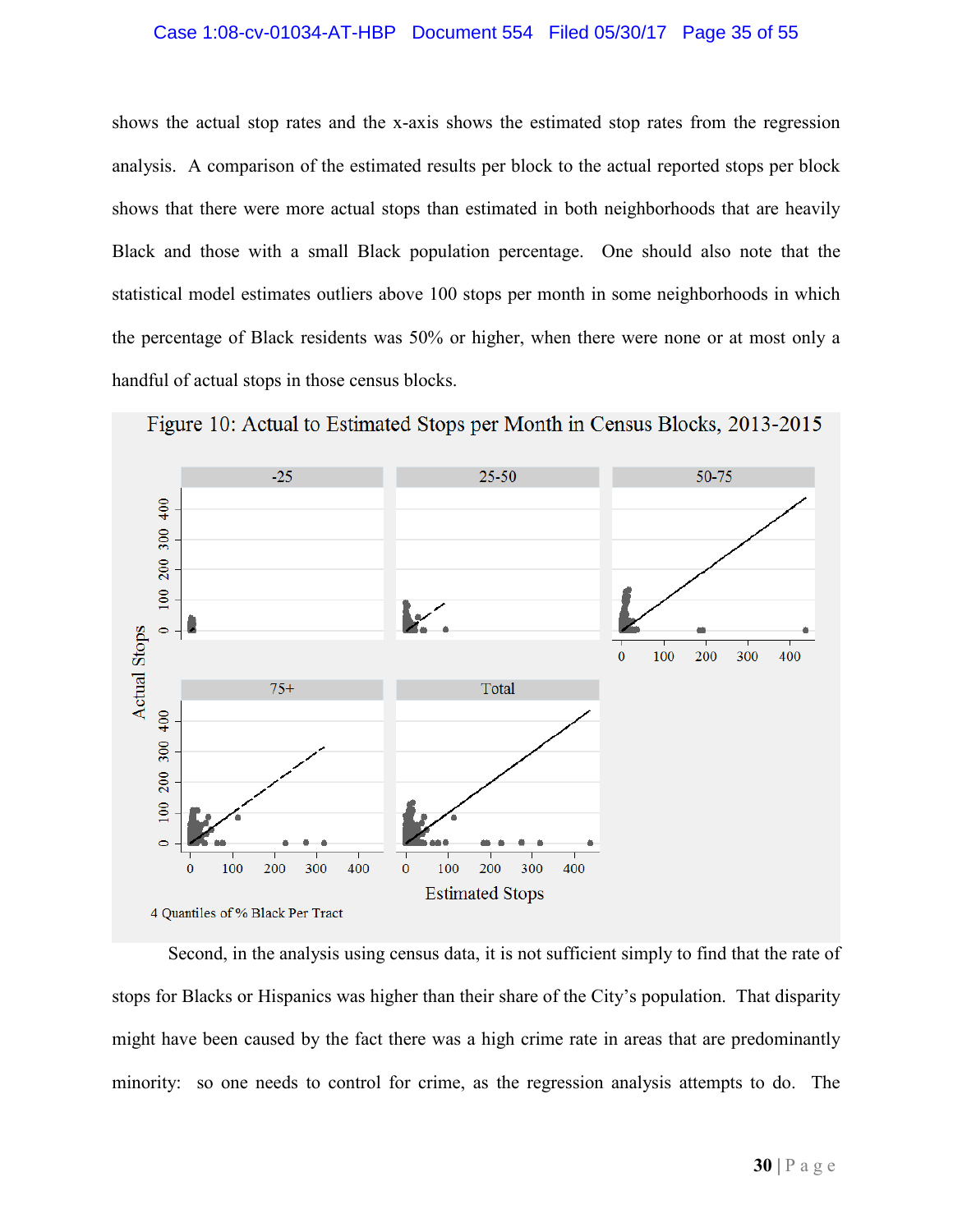shows the actual stop rates and the x-axis shows the estimated stop rates from the regression analysis. A comparison of the estimated results per block to the actual reported stops per block shows that there were more actual stops than estimated in both neighborhoods that are heavily Black and those with a small Black population percentage. One should also note that the statistical model estimates outliers above 100 stops per month in some neighborhoods in which the percentage of Black residents was 50% or higher, when there were none or at most only a handful of actual stops in those census blocks.

Figure 10: Actual to Estimated Stops per Month in Census Blocks, 2013-2015

Second, in the analysis using census data, it is not sufficient simply to find that the rate of stops for Blacks or Hispanics was higher than their share of the City's population. That disparity might have been caused by the fact there was a high crime rate in areas that are predominantly minority: so one needs to control for crime, as the regression analysis attempts to do. The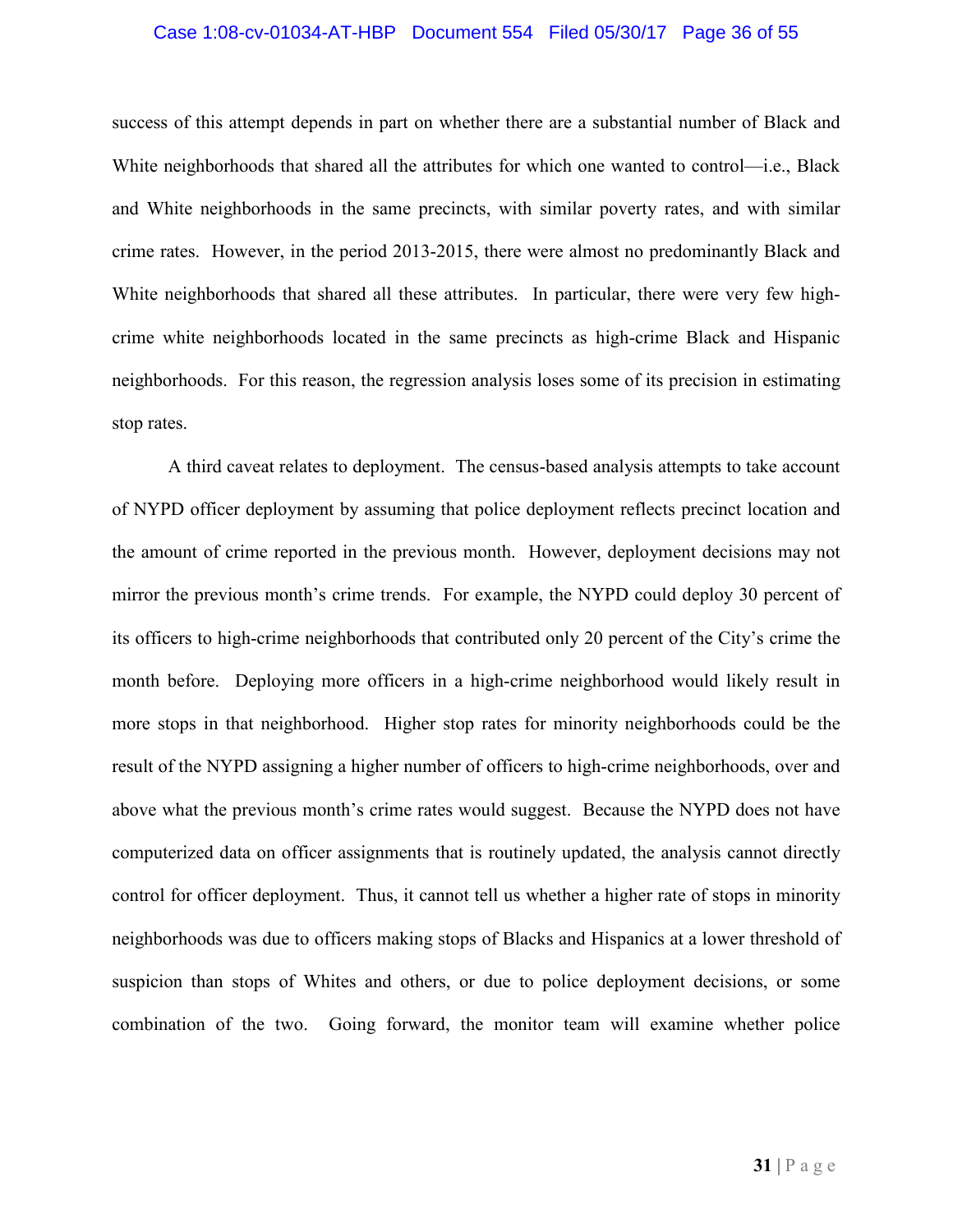success of this attempt depends in part on whether there are a substantial number of Black and White neighborhoods that shared all the attributes for which one wanted to control—i.e., Black and White neighborhoods in the same precincts, with similar poverty rates, and with similar crime rates. However, in the period 2013-2015, there were almost no predominantly Black and White neighborhoods that shared all these attributes. In particular, there were very few high-crime white neighborhoods located in the same precincts as high-crime Black and Hispanic neighborhoods. For this reason, the regression analysis loses some of its precision in estimating stop rates.

A third caveat relates to deployment. The census-based analysis attempts to take account of NYPD officer deployment by assuming that police deployment reflects precinct location and the amount of crime reported in the previous month. However, deployment decisions may not mirror the previous month's crime trends. For example, the NYPD could deploy 30 percent of its officers to high-crime neighborhoods that contributed only 20 percent of the City's crime the month before. Deploying more officers in a high-crime neighborhood would likely result in more stops in that neighborhood. Higher stop rates for minority neighborhoods could be the result of the NYPD assigning a higher number of officers to high-crime neighborhoods, over and above what the previous month's crime rates would suggest. Because the NYPD does not have computerized data on officer assignments that is routinely updated, the analysis cannot directly control for officer deployment. Thus, it cannot tell us whether a higher rate of stops in minority neighborhoods was due to officers making stops of Blacks and Hispanics at a lower threshold of suspicion than stops of Whites and others, or due to police deployment decisions, or some combination of the two. Going forward, the monitor team will examine whether police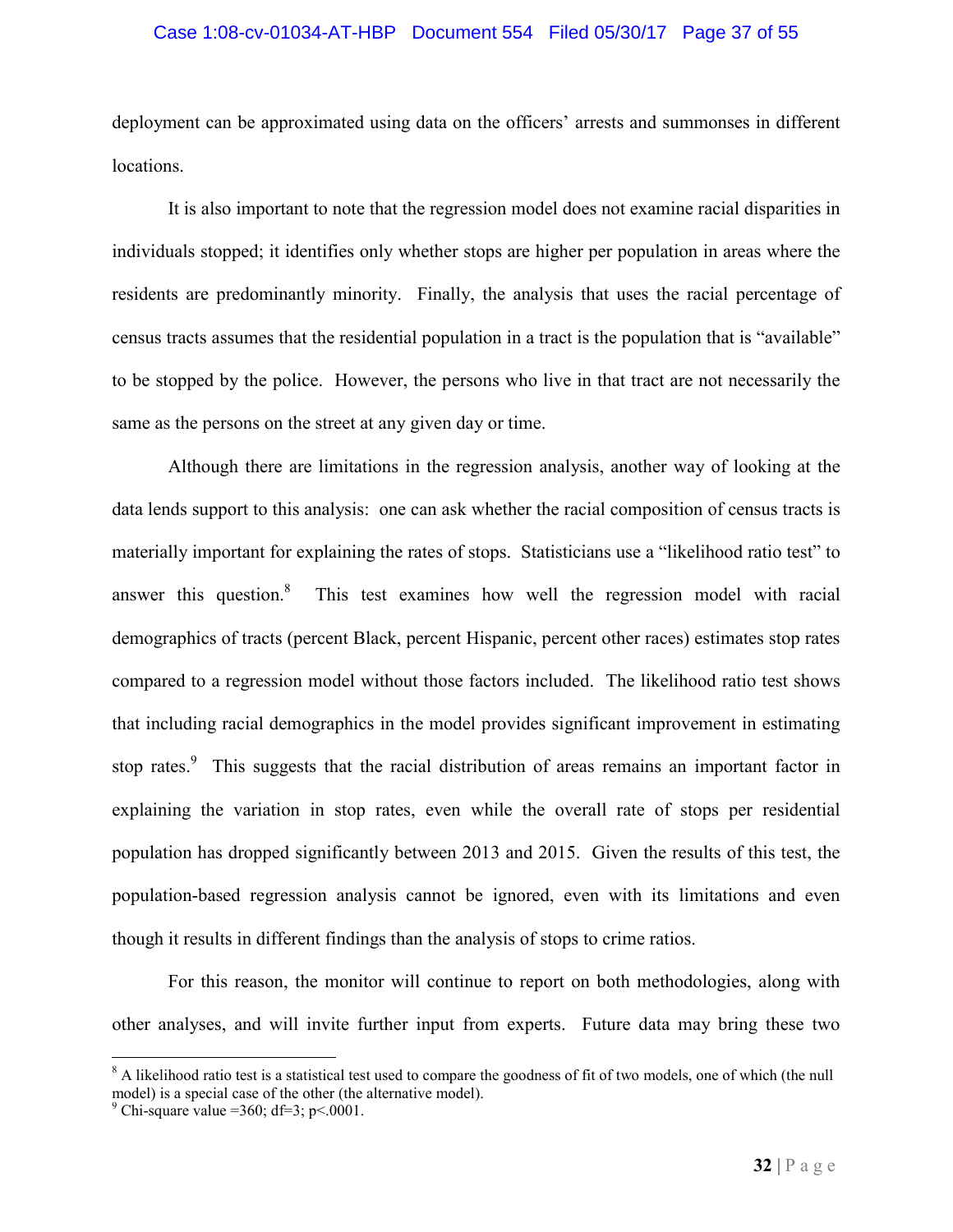deployment can be approximated using data on the officers' arrests and summonses in different locations.

It is also important to note that the regression model does not examine racial disparities in individuals stopped; it identifies only whether stops are higher per population in areas where the residents are predominantly minority. Finally, the analysis that uses the racial percentage of census tracts assumes that the residential population in a tract is the population that is "available" to be stopped by the police. However, the persons who live in that tract are not necessarily the same as the persons on the street at any given day or time.

Although there are limitations in the regression analysis, another way of looking at the data lends support to this analysis: one can ask whether the racial composition of census tracts is materially important for explaining the rates of stops. Statisticians use a "likelihood ratio test" to answer this question.[8] This test examines how well the regression model with racial demographics of tracts (percent Black, percent Hispanic, percent other races) estimates stop rates compared to a regression model without those factors included. The likelihood ratio test shows that including racial demographics in the model provides significant improvement in estimating stop rates.[9] This suggests that the racial distribution of areas remains an important factor in explaining the variation in stop rates, even while the overall rate of stops per residential population has dropped significantly between 2013 and 2015. Given the results of this test, the population-based regression analysis cannot be ignored, even with its limitations and even though it results in different findings than the analysis of stops to crime ratios.

For this reason, the monitor will continue to report on both methodologies, along with other analyses, and will invite further input from experts. Future data may bring these two

---

[8] A likelihood ratio test is a statistical test used to compare the goodness of fit of two models, one of which (the null model) is a special case of the other (the alternative model).

[9] Chi-square value =360; df=3; $p<.0001$.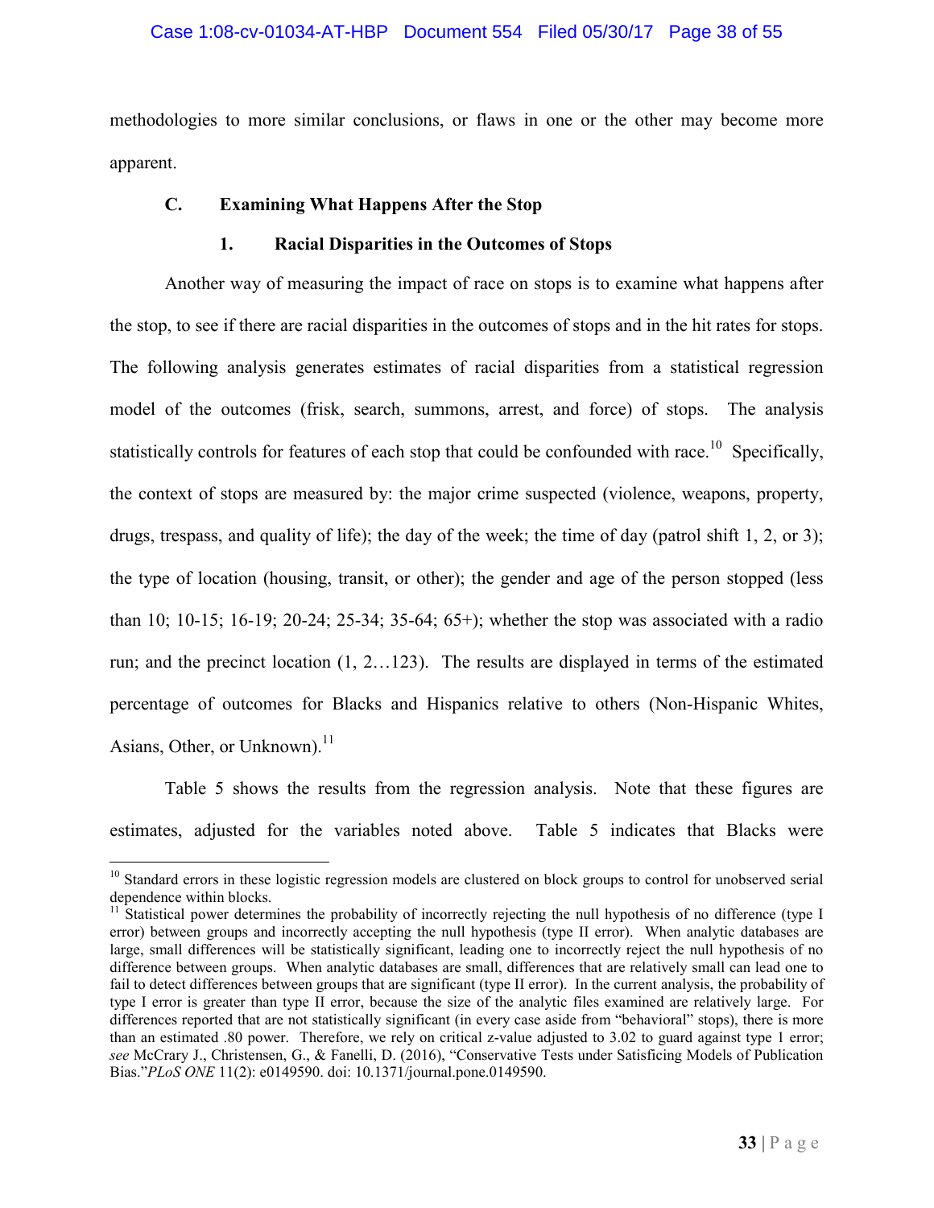methodologies to more similar conclusions, or flaws in one or the other may become more apparent.

### C. Examining What Happens After the Stop

#### 1. Racial Disparities in the Outcomes of Stops

Another way of measuring the impact of race on stops is to examine what happens after the stop, to see if there are racial disparities in the outcomes of stops and in the hit rates for stops. The following analysis generates estimates of racial disparities from a statistical regression model of the outcomes (frisk, search, summons, arrest, and force) of stops. The analysis statistically controls for features of each stop that could be confounded with race.[10] Specifically, the context of stops are measured by: the major crime suspected (violence, weapons, property, drugs, trespass, and quality of life); the day of the week; the time of day (patrol shift 1, 2, or 3); the type of location (housing, transit, or other); the gender and age of the person stopped (less than 10; 10-15; 16-19; 20-24; 25-34; 35-64; 65+); whether the stop was associated with a radio run; and the precinct location (1, 2…123). The results are displayed in terms of the estimated percentage of outcomes for Blacks and Hispanics relative to others (Non-Hispanic Whites, Asians, Other, or Unknown).[11]

Table 5 shows the results from the regression analysis. Note that these figures are estimates, adjusted for the variables noted above. Table 5 indicates that Blacks were

---

[10] Standard errors in these logistic regression models are clustered on block groups to control for unobserved serial dependence within blocks.

[11] Statistical power determines the probability of incorrectly rejecting the null hypothesis of no difference (type I error) between groups and incorrectly accepting the null hypothesis (type II error). When analytic databases are large, small differences will be statistically significant, leading one to incorrectly reject the null hypothesis of no difference between groups. When analytic databases are small, differences that are relatively small can lead one to fail to detect differences between groups that are significant (type II error). In the current analysis, the probability of type I error is greater than type II error, because the size of the analytic files examined are relatively large. For differences reported that are not statistically significant (in every case aside from "behavioral" stops), there is more than an estimated .80 power. Therefore, we rely on critical z-value adjusted to 3.02 to guard against type 1 error; *see* McCrary J., Christensen, G., & Fanelli, D. (2016), "Conservative Tests under Satisficing Models of Publication Bias."*PLoS ONE* 11(2): e0149590. doi: 10.1371/journal.pone.0149590.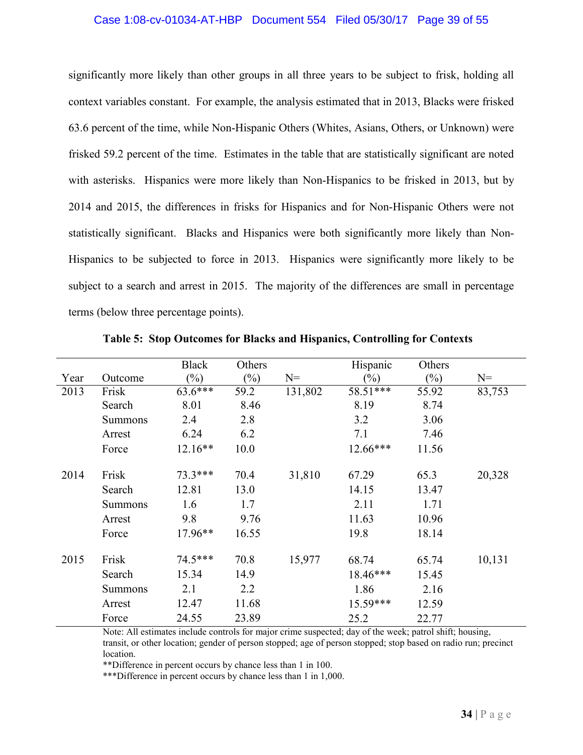significantly more likely than other groups in all three years to be subject to frisk, holding all context variables constant. For example, the analysis estimated that in 2013, Blacks were frisked 63.6 percent of the time, while Non-Hispanic Others (Whites, Asians, Others, or Unknown) were frisked 59.2 percent of the time. Estimates in the table that are statistically significant are noted with asterisks. Hispanics were more likely than Non-Hispanics to be frisked in 2013, but by 2014 and 2015, the differences in frisks for Hispanics and for Non-Hispanic Others were not statistically significant. Blacks and Hispanics were both significantly more likely than Non-Hispanics to be subjected to force in 2013. Hispanics were significantly more likely to be subject to a search and arrest in 2015. The majority of the differences are small in percentage terms (below three percentage points).

**Table 5: Stop Outcomes for Blacks and Hispanics, Controlling for Contexts**

| Year | Outcome | Black (%) | Others (%) | N= | Hispanic (%) | Others (%) | N= |
|---|---|---|---|---|---|---|---|
| 2013 | Frisk | 63.6*** | 59.2 | 131,802 | 58.51*** | 55.92 | 83,753 |
| | Search | 8.01 | 8.46 | | 8.19 | 8.74 | |
| | Summons | 2.4 | 2.8 | | 3.2 | 3.06 | |
| | Arrest | 6.24 | 6.2 | | 7.1 | 7.46 | |
| | Force | 12.16** | 10.0 | | 12.66*** | 11.56 | |
| 2014 | Frisk | 73.3*** | 70.4 | 31,810 | 67.29 | 65.3 | 20,328 |
| | Search | 12.81 | 13.0 | | 14.15 | 13.47 | |
| | Summons | 1.6 | 1.7 | | 2.11 | 1.71 | |
| | Arrest | 9.8 | 9.76 | | 11.63 | 10.96 | |
| | Force | 17.96** | 16.55 | | 19.8 | 18.14 | |
| 2015 | Frisk | 74.5*** | 70.8 | 15,977 | 68.74 | 65.74 | 10,131 |
| | Search | 15.34 | 14.9 | | 18.46*** | 15.45 | |
| | Summons | 2.1 | 2.2 | | 1.86 | 2.16 | |
| | Arrest | 12.47 | 11.68 | | 15.59*** | 12.59 | |
| | Force | 24.55 | 23.89 | | 25.2 | 22.77 | |

Note: All estimates include controls for major crime suspected; day of the week; patrol shift; housing, transit, or other location; gender of person stopped; age of person stopped; stop based on radio run; precinct location.

**Difference in percent occurs by chance less than 1 in 100.

***Difference in percent occurs by chance less than 1 in 1,000.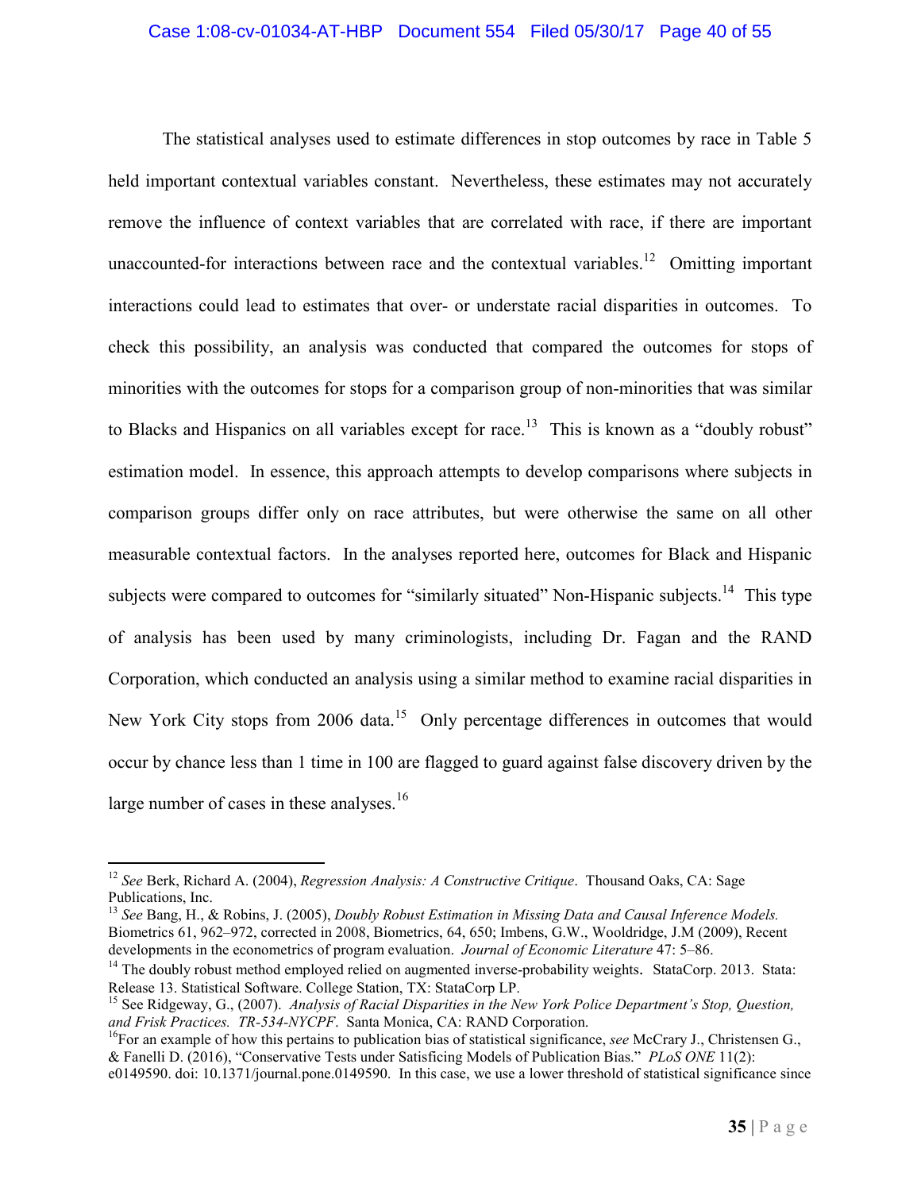The statistical analyses used to estimate differences in stop outcomes by race in Table 5 held important contextual variables constant. Nevertheless, these estimates may not accurately remove the influence of context variables that are correlated with race, if there are important unaccounted-for interactions between race and the contextual variables.[12] Omitting important interactions could lead to estimates that over- or understate racial disparities in outcomes. To check this possibility, an analysis was conducted that compared the outcomes for stops of minorities with the outcomes for stops for a comparison group of non-minorities that was similar to Blacks and Hispanics on all variables except for race.[13] This is known as a "doubly robust" estimation model. In essence, this approach attempts to develop comparisons where subjects in comparison groups differ only on race attributes, but were otherwise the same on all other measurable contextual factors. In the analyses reported here, outcomes for Black and Hispanic subjects were compared to outcomes for "similarly situated" Non-Hispanic subjects.[14] This type of analysis has been used by many criminologists, including Dr. Fagan and the RAND Corporation, which conducted an analysis using a similar method to examine racial disparities in New York City stops from 2006 data.[15] Only percentage differences in outcomes that would occur by chance less than 1 time in 100 are flagged to guard against false discovery driven by the large number of cases in these analyses.[16]

---

[12] *See* Berk, Richard A. (2004), *Regression Analysis: A Constructive Critique*. Thousand Oaks, CA: Sage Publications, Inc.

[13] *See* Bang, H., & Robins, J. (2005), *Doubly Robust Estimation in Missing Data and Causal Inference Models.* Biometrics 61, 962–972, corrected in 2008, Biometrics, 64, 650; Imbens, G.W., Wooldridge, J.M (2009), Recent developments in the econometrics of program evaluation. *Journal of Economic Literature* 47: 5–86.

[14] The doubly robust method employed relied on augmented inverse-probability weights. StataCorp. 2013. Stata: Release 13. Statistical Software. College Station, TX: StataCorp LP.

[15] See Ridgeway, G., (2007). *Analysis of Racial Disparities in the New York Police Department's Stop, Question, and Frisk Practices. TR-534-NYCPF*. Santa Monica, CA: RAND Corporation.

[16] For an example of how this pertains to publication bias of statistical significance, *see* McCrary J., Christensen G., & Fanelli D. (2016), "Conservative Tests under Satisficing Models of Publication Bias." *PLoS ONE* 11(2): e0149590. doi: 10.1371/journal.pone.0149590. In this case, we use a lower threshold of statistical significance since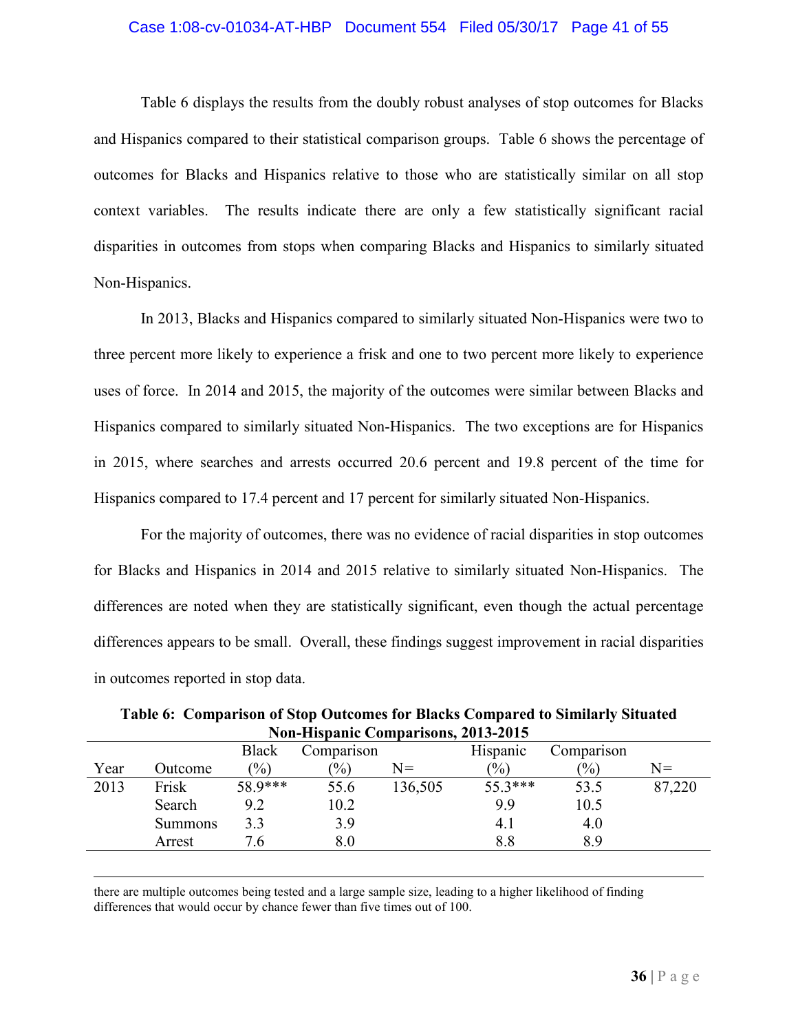Table 6 displays the results from the doubly robust analyses of stop outcomes for Blacks and Hispanics compared to their statistical comparison groups. Table 6 shows the percentage of outcomes for Blacks and Hispanics relative to those who are statistically similar on all stop context variables. The results indicate there are only a few statistically significant racial disparities in outcomes from stops when comparing Blacks and Hispanics to similarly situated Non-Hispanics.

In 2013, Blacks and Hispanics compared to similarly situated Non-Hispanics were two to three percent more likely to experience a frisk and one to two percent more likely to experience uses of force. In 2014 and 2015, the majority of the outcomes were similar between Blacks and Hispanics compared to similarly situated Non-Hispanics. The two exceptions are for Hispanics in 2015, where searches and arrests occurred 20.6 percent and 19.8 percent of the time for Hispanics compared to 17.4 percent and 17 percent for similarly situated Non-Hispanics.

For the majority of outcomes, there was no evidence of racial disparities in stop outcomes for Blacks and Hispanics in 2014 and 2015 relative to similarly situated Non-Hispanics. The differences are noted when they are statistically significant, even though the actual percentage differences appears to be small. Overall, these findings suggest improvement in racial disparities in outcomes reported in stop data.

**Table 6: Comparison of Stop Outcomes for Blacks Compared to Similarly Situated Non-Hispanic Comparisons, 2013-2015**

| Year | Outcome | Black (%) | Comparison (%) | N= | Hispanic (%) | Comparison (%) | N= |
|---|---|---|---|---|---|---|---|
| 2013 | Frisk | 58.9*** | 55.6 | 136,505 | 55.3*** | 53.5 | 87,220 |
| | Search | 9.2 | 10.2 | | 9.9 | 10.5 | |
| | Summons | 3.3 | 3.9 | | 4.1 | 4.0 | |
| | Arrest | 7.6 | 8.0 | | 8.8 | 8.9 | |

---

there are multiple outcomes being tested and a large sample size, leading to a higher likelihood of finding differences that would occur by chance fewer than five times out of 100.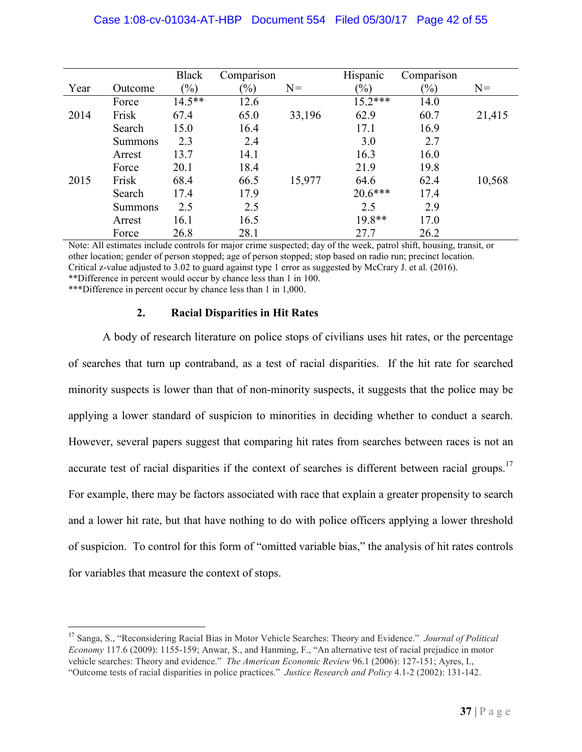| Year | Outcome | Black (%) | Comparison (%) | N= | Hispanic (%) | Comparison (%) | N= |
|---|---|---|---|---|---|---|---|
| | Force | 14.5** | 12.6 | | 15.2*** | 14.0 | |
| 2014 | Frisk | 67.4 | 65.0 | 33,196 | 62.9 | 60.7 | 21,415 |
| | Search | 15.0 | 16.4 | | 17.1 | 16.9 | |
| | Summons | 2.3 | 2.4 | | 3.0 | 2.7 | |
| | Arrest | 13.7 | 14.1 | | 16.3 | 16.0 | |
| | Force | 20.1 | 18.4 | | 21.9 | 19.8 | |
| 2015 | Frisk | 68.4 | 66.5 | 15,977 | 64.6 | 62.4 | 10,568 |
| | Search | 17.4 | 17.9 | | 20.6*** | 17.4 | |
| | Summons | 2.5 | 2.5 | | 2.5 | 2.9 | |
| | Arrest | 16.1 | 16.5 | | 19.8** | 17.0 | |
| | Force | 26.8 | 28.1 | | 27.7 | 26.2 | |

Note: All estimates include controls for major crime suspected; day of the week, patrol shift, housing, transit, or other location; gender of person stopped; age of person stopped; stop based on radio run; precinct location. Critical z-value adjusted to 3.02 to guard against type 1 error as suggested by McCrary J. et al. (2016).
**Difference in percent would occur by chance less than 1 in 100.
***Difference in percent occur by chance less than 1 in 1,000.

### 2. Racial Disparities in Hit Rates

A body of research literature on police stops of civilians uses hit rates, or the percentage of searches that turn up contraband, as a test of racial disparities. If the hit rate for searched minority suspects is lower than that of non-minority suspects, it suggests that the police may be applying a lower standard of suspicion to minorities in deciding whether to conduct a search. However, several papers suggest that comparing hit rates from searches between races is not an accurate test of racial disparities if the context of searches is different between racial groups.[17] For example, there may be factors associated with race that explain a greater propensity to search and a lower hit rate, but that have nothing to do with police officers applying a lower threshold of suspicion. To control for this form of "omitted variable bias," the analysis of hit rates controls for variables that measure the context of stops.

[17] Sanga, S., "Reconsidering Racial Bias in Motor Vehicle Searches: Theory and Evidence." *Journal of Political Economy* 117.6 (2009): 1155-159; Anwar, S., and Hanming, F., "An alternative test of racial prejudice in motor vehicle searches: Theory and evidence." *The American Economic Review* 96.1 (2006): 127-151; Ayres, I., "Outcome tests of racial disparities in police practices." *Justice Research and Policy* 4.1-2 (2002): 131-142.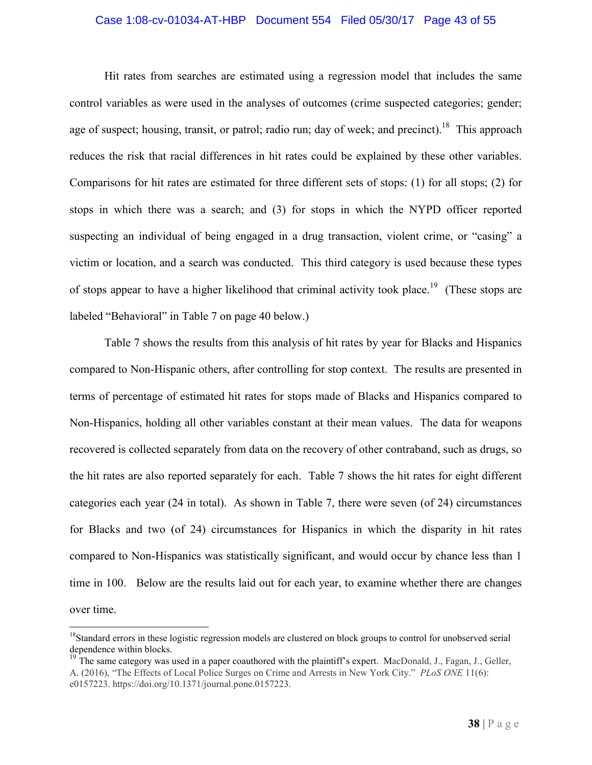Hit rates from searches are estimated using a regression model that includes the same control variables as were used in the analyses of outcomes (crime suspected categories; gender; age of suspect; housing, transit, or patrol; radio run; day of week; and precinct).[18] This approach reduces the risk that racial differences in hit rates could be explained by these other variables. Comparisons for hit rates are estimated for three different sets of stops: (1) for all stops; (2) for stops in which there was a search; and (3) for stops in which the NYPD officer reported suspecting an individual of being engaged in a drug transaction, violent crime, or "casing" a victim or location, and a search was conducted. This third category is used because these types of stops appear to have a higher likelihood that criminal activity took place.[19] (These stops are labeled "Behavioral" in Table 7 on page 40 below.)

Table 7 shows the results from this analysis of hit rates by year for Blacks and Hispanics compared to Non-Hispanic others, after controlling for stop context. The results are presented in terms of percentage of estimated hit rates for stops made of Blacks and Hispanics compared to Non-Hispanics, holding all other variables constant at their mean values. The data for weapons recovered is collected separately from data on the recovery of other contraband, such as drugs, so the hit rates are also reported separately for each. Table 7 shows the hit rates for eight different categories each year (24 in total). As shown in Table 7, there were seven (of 24) circumstances for Blacks and two (of 24) circumstances for Hispanics in which the disparity in hit rates compared to Non-Hispanics was statistically significant, and would occur by chance less than 1 time in 100. Below are the results laid out for each year, to examine whether there are changes over time.

---

[18] Standard errors in these logistic regression models are clustered on block groups to control for unobserved serial dependence within blocks.

[19] The same category was used in a paper coauthored with the plaintiff's expert. MacDonald, J., Fagan, J., Geller, A. (2016), "The Effects of Local Police Surges on Crime and Arrests in New York City." *PLoS ONE* 11(6): e0157223. https://doi.org/10.1371/journal.pone.0157223.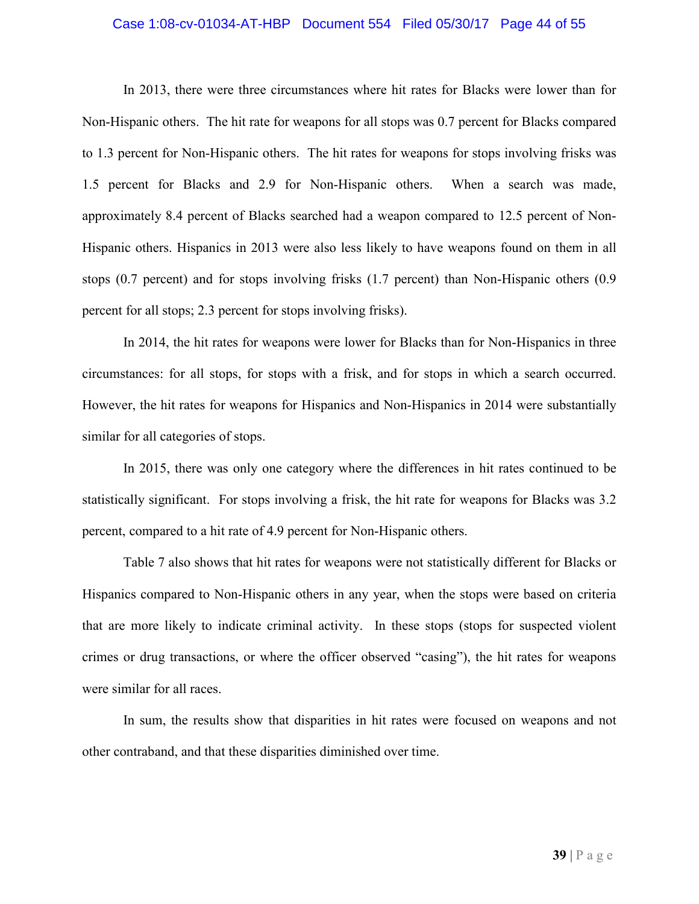In 2013, there were three circumstances where hit rates for Blacks were lower than for Non-Hispanic others. The hit rate for weapons for all stops was 0.7 percent for Blacks compared to 1.3 percent for Non-Hispanic others. The hit rates for weapons for stops involving frisks was 1.5 percent for Blacks and 2.9 for Non-Hispanic others. When a search was made, approximately 8.4 percent of Blacks searched had a weapon compared to 12.5 percent of Non-Hispanic others. Hispanics in 2013 were also less likely to have weapons found on them in all stops (0.7 percent) and for stops involving frisks (1.7 percent) than Non-Hispanic others (0.9 percent for all stops; 2.3 percent for stops involving frisks).

In 2014, the hit rates for weapons were lower for Blacks than for Non-Hispanics in three circumstances: for all stops, for stops with a frisk, and for stops in which a search occurred. However, the hit rates for weapons for Hispanics and Non-Hispanics in 2014 were substantially similar for all categories of stops.

In 2015, there was only one category where the differences in hit rates continued to be statistically significant. For stops involving a frisk, the hit rate for weapons for Blacks was 3.2 percent, compared to a hit rate of 4.9 percent for Non-Hispanic others.

Table 7 also shows that hit rates for weapons were not statistically different for Blacks or Hispanics compared to Non-Hispanic others in any year, when the stops were based on criteria that are more likely to indicate criminal activity. In these stops (stops for suspected violent crimes or drug transactions, or where the officer observed "casing"), the hit rates for weapons were similar for all races.

In sum, the results show that disparities in hit rates were focused on weapons and not other contraband, and that these disparities diminished over time.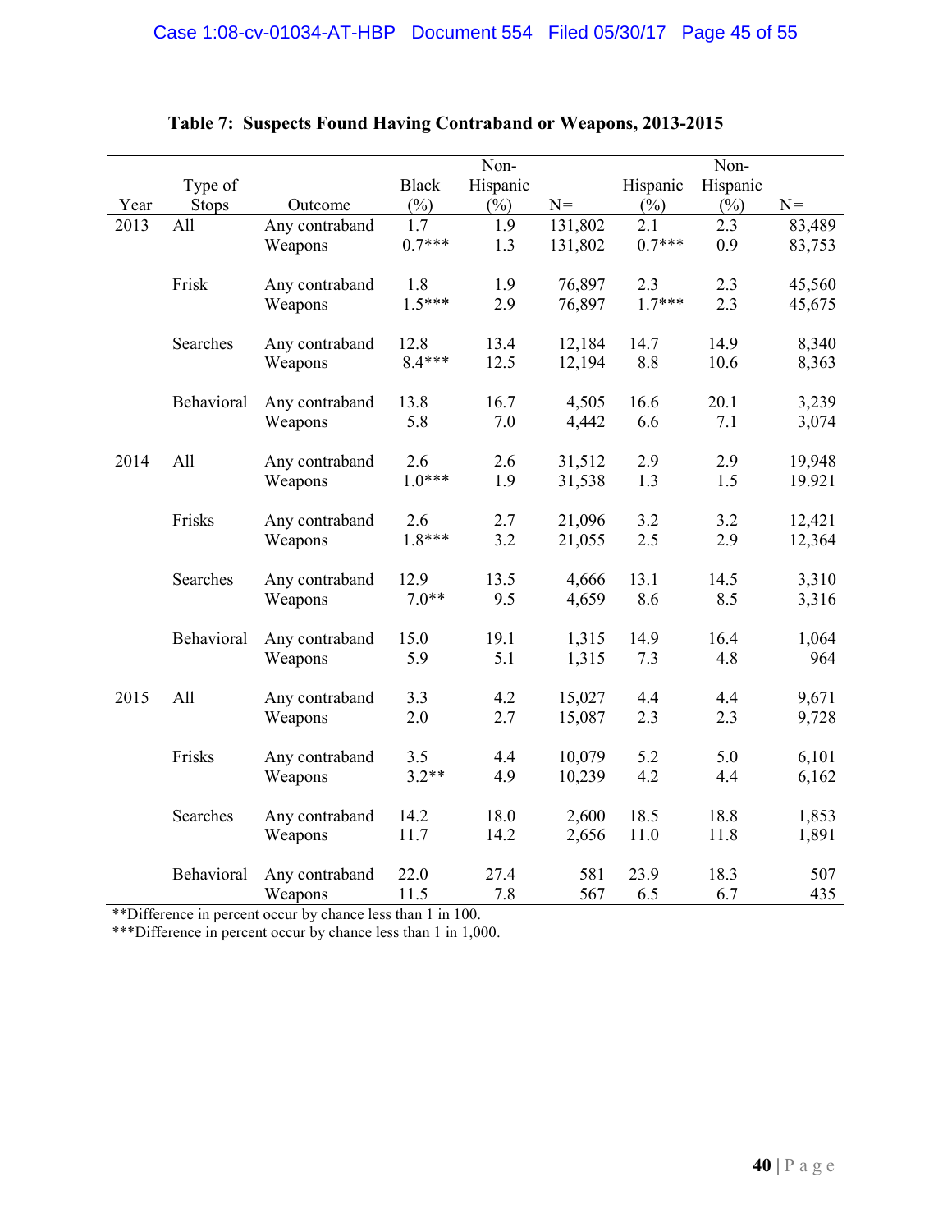**Table 7: Suspects Found Having Contraband or Weapons, 2013-2015**

| Year | Type of Stops | Outcome | Black (%) | Non-Hispanic (%) | N= | Hispanic (%) | Non-Hispanic (%) | N= |
|---|---|---|---|---|---|---|---|---|
| 2013 | All | Any contraband | 1.7 | 1.9 | 131,802 | 2.1 | 2.3 | 83,489 |
| | | Weapons | 0.7*** | 1.3 | 131,802 | 0.7*** | 0.9 | 83,753 |
| | Frisk | Any contraband | 1.8 | 1.9 | 76,897 | 2.3 | 2.3 | 45,560 |
| | | Weapons | 1.5*** | 2.9 | 76,897 | 1.7*** | 2.3 | 45,675 |
| | Searches | Any contraband | 12.8 | 13.4 | 12,184 | 14.7 | 14.9 | 8,340 |
| | | Weapons | 8.4*** | 12.5 | 12,194 | 8.8 | 10.6 | 8,363 |
| | Behavioral | Any contraband | 13.8 | 16.7 | 4,505 | 16.6 | 20.1 | 3,239 |
| | | Weapons | 5.8 | 7.0 | 4,442 | 6.6 | 7.1 | 3,074 |
| 2014 | All | Any contraband | 2.6 | 2.6 | 31,512 | 2.9 | 2.9 | 19,948 |
| | | Weapons | 1.0*** | 1.9 | 31,538 | 1.3 | 1.5 | 19.921 |
| | Frisks | Any contraband | 2.6 | 2.7 | 21,096 | 3.2 | 3.2 | 12,421 |
| | | Weapons | 1.8*** | 3.2 | 21,055 | 2.5 | 2.9 | 12,364 |
| | Searches | Any contraband | 12.9 | 13.5 | 4,666 | 13.1 | 14.5 | 3,310 |
| | | Weapons | 7.0** | 9.5 | 4,659 | 8.6 | 8.5 | 3,316 |
| | Behavioral | Any contraband | 15.0 | 19.1 | 1,315 | 14.9 | 16.4 | 1,064 |
| | | Weapons | 5.9 | 5.1 | 1,315 | 7.3 | 4.8 | 964 |
| 2015 | All | Any contraband | 3.3 | 4.2 | 15,027 | 4.4 | 4.4 | 9,671 |
| | | Weapons | 2.0 | 2.7 | 15,087 | 2.3 | 2.3 | 9,728 |
| | Frisks | Any contraband | 3.5 | 4.4 | 10,079 | 5.2 | 5.0 | 6,101 |
| | | Weapons | 3.2** | 4.9 | 10,239 | 4.2 | 4.4 | 6,162 |
| | Searches | Any contraband | 14.2 | 18.0 | 2,600 | 18.5 | 18.8 | 1,853 |
| | | Weapons | 11.7 | 14.2 | 2,656 | 11.0 | 11.8 | 1,891 |
| | Behavioral | Any contraband | 22.0 | 27.4 | 581 | 23.9 | 18.3 | 507 |
| | | Weapons | 11.5 | 7.8 | 567 | 6.5 | 6.7 | 435 |

**Difference in percent occur by chance less than 1 in 100.
***Difference in percent occur by chance less than 1 in 1,000.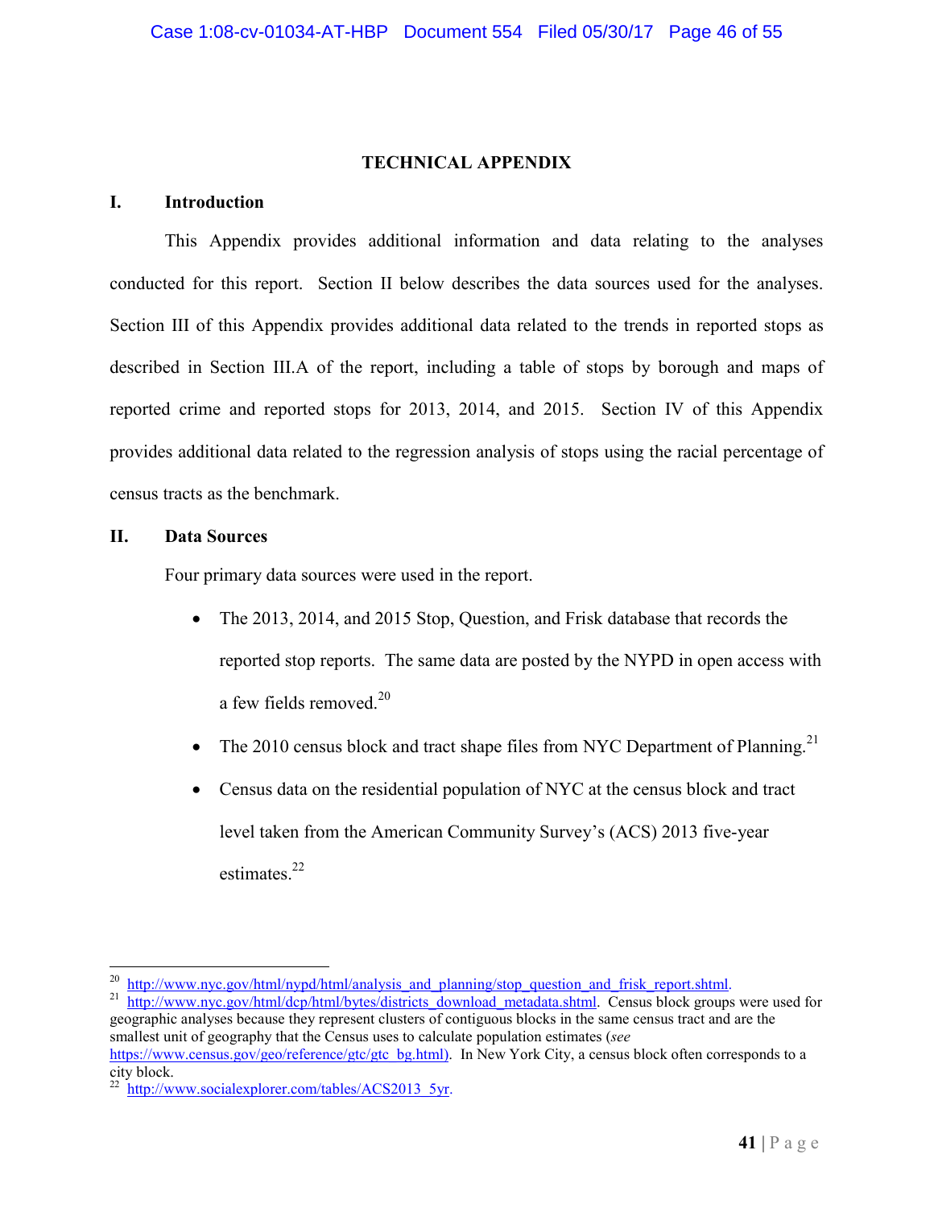# TECHNICAL APPENDIX

## I. Introduction

This Appendix provides additional information and data relating to the analyses conducted for this report. Section II below describes the data sources used for the analyses. Section III of this Appendix provides additional data related to the trends in reported stops as described in Section III.A of the report, including a table of stops by borough and maps of reported crime and reported stops for 2013, 2014, and 2015. Section IV of this Appendix provides additional data related to the regression analysis of stops using the racial percentage of census tracts as the benchmark.

## II. Data Sources

Four primary data sources were used in the report.

- The 2013, 2014, and 2015 Stop, Question, and Frisk database that records the reported stop reports. The same data are posted by the NYPD in open access with a few fields removed.[20]
- The 2010 census block and tract shape files from NYC Department of Planning.[21]
- Census data on the residential population of NYC at the census block and tract level taken from the American Community Survey's (ACS) 2013 five-year estimates.[22]

---

[20] http://www.nyc.gov/html/nypd/html/analysis_and_planning/stop_question_and_frisk_report.shtml.

[21] http://www.nyc.gov/html/dcp/html/bytes/districts_download_metadata.shtml. Census block groups were used for geographic analyses because they represent clusters of contiguous blocks in the same census tract and are the smallest unit of geography that the Census uses to calculate population estimates (*see* https://www.census.gov/geo/reference/gtc/gtc_bg.html). In New York City, a census block often corresponds to a city block.

[22] http://www.socialexplorer.com/tables/ACS2013_5yr.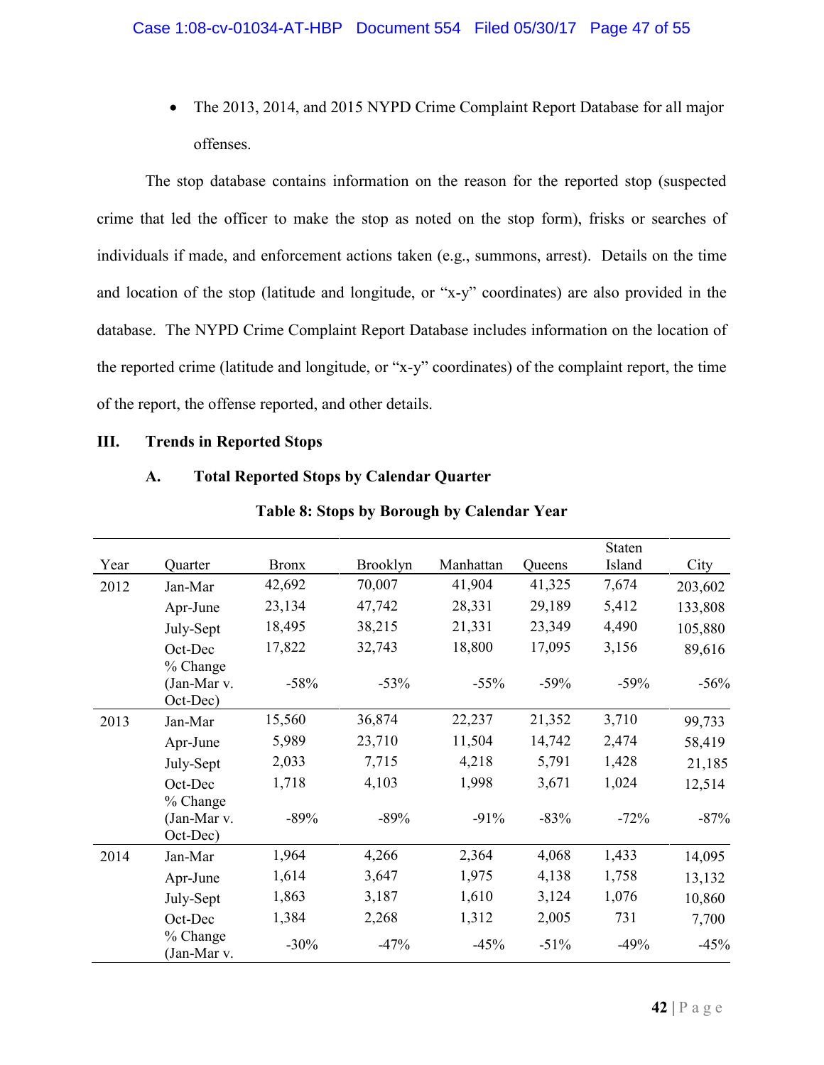- The 2013, 2014, and 2015 NYPD Crime Complaint Report Database for all major offenses.

The stop database contains information on the reason for the reported stop (suspected crime that led the officer to make the stop as noted on the stop form), frisks or searches of individuals if made, and enforcement actions taken (e.g., summons, arrest). Details on the time and location of the stop (latitude and longitude, or "x-y" coordinates) are also provided in the database. The NYPD Crime Complaint Report Database includes information on the location of the reported crime (latitude and longitude, or "x-y" coordinates) of the complaint report, the time of the report, the offense reported, and other details.

## III. Trends in Reported Stops

### A. Total Reported Stops by Calendar Quarter

**Table 8: Stops by Borough by Calendar Year**

| Year | Quarter | Bronx | Brooklyn | Manhattan | Queens | Staten Island | City |
|---|---|---|---|---|---|---|---|
| 2012 | Jan-Mar | 42,692 | 70,007 | 41,904 | 41,325 | 7,674 | 203,602 |
| | Apr-June | 23,134 | 47,742 | 28,331 | 29,189 | 5,412 | 133,808 |
| | July-Sept | 18,495 | 38,215 | 21,331 | 23,349 | 4,490 | 105,880 |
| | Oct-Dec | 17,822 | 32,743 | 18,800 | 17,095 | 3,156 | 89,616 |
| | % Change (Jan-Mar v. Oct-Dec) | -58% | -53% | -55% | -59% | -59% | -56% |
| 2013 | Jan-Mar | 15,560 | 36,874 | 22,237 | 21,352 | 3,710 | 99,733 |
| | Apr-June | 5,989 | 23,710 | 11,504 | 14,742 | 2,474 | 58,419 |
| | July-Sept | 2,033 | 7,715 | 4,218 | 5,791 | 1,428 | 21,185 |
| | Oct-Dec | 1,718 | 4,103 | 1,998 | 3,671 | 1,024 | 12,514 |
| | % Change (Jan-Mar v. Oct-Dec) | -89% | -89% | -91% | -83% | -72% | -87% |
| 2014 | Jan-Mar | 1,964 | 4,266 | 2,364 | 4,068 | 1,433 | 14,095 |
| | Apr-June | 1,614 | 3,647 | 1,975 | 4,138 | 1,758 | 13,132 |
| | July-Sept | 1,863 | 3,187 | 1,610 | 3,124 | 1,076 | 10,860 |
| | Oct-Dec | 1,384 | 2,268 | 1,312 | 2,005 | 731 | 7,700 |
| | % Change (Jan-Mar v. | -30% | -47% | -45% | -51% | -49% | -45% |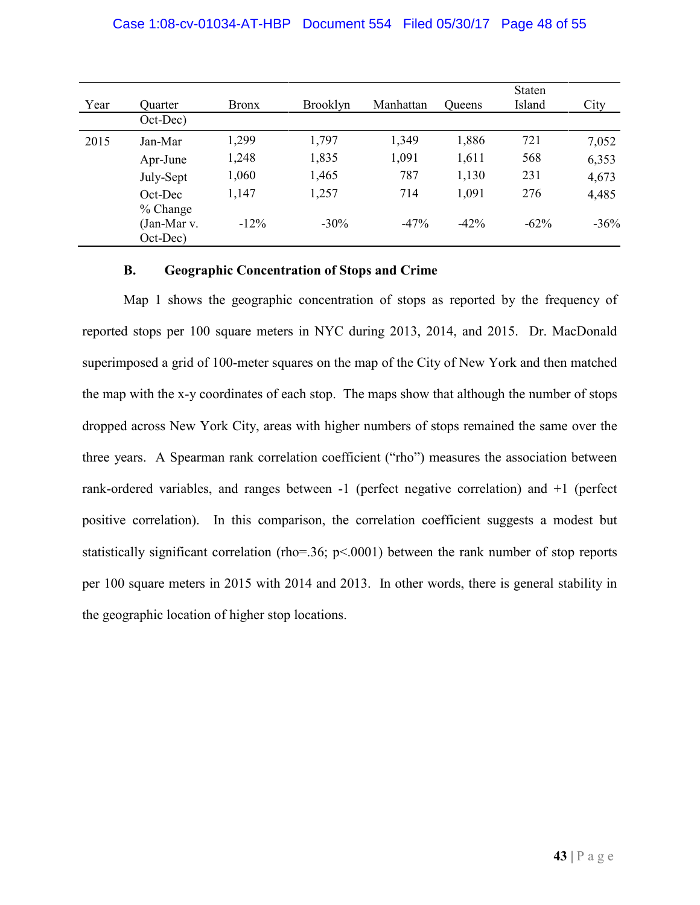| Year | Quarter | Bronx | Brooklyn | Manhattan | Queens | Staten Island | City |
|---|---|---|---|---|---|---|---|
| | Oct-Dec) | | | | | | |
| 2015 | Jan-Mar | 1,299 | 1,797 | 1,349 | 1,886 | 721 | 7,052 |
| | Apr-June | 1,248 | 1,835 | 1,091 | 1,611 | 568 | 6,353 |
| | July-Sept | 1,060 | 1,465 | 787 | 1,130 | 231 | 4,673 |
| | Oct-Dec | 1,147 | 1,257 | 714 | 1,091 | 276 | 4,485 |
| | % Change (Jan-Mar v. Oct-Dec) | -12% | -30% | -47% | -42% | -62% | -36% |

### B. Geographic Concentration of Stops and Crime

Map 1 shows the geographic concentration of stops as reported by the frequency of reported stops per 100 square meters in NYC during 2013, 2014, and 2015. Dr. MacDonald superimposed a grid of 100-meter squares on the map of the City of New York and then matched the map with the x-y coordinates of each stop. The maps show that although the number of stops dropped across New York City, areas with higher numbers of stops remained the same over the three years. A Spearman rank correlation coefficient ("rho") measures the association between rank-ordered variables, and ranges between -1 (perfect negative correlation) and +1 (perfect positive correlation). In this comparison, the correlation coefficient suggests a modest but statistically significant correlation (rho=.36; $p<.0001$) between the rank number of stop reports per 100 square meters in 2015 with 2014 and 2013. In other words, there is general stability in the geographic location of higher stop locations.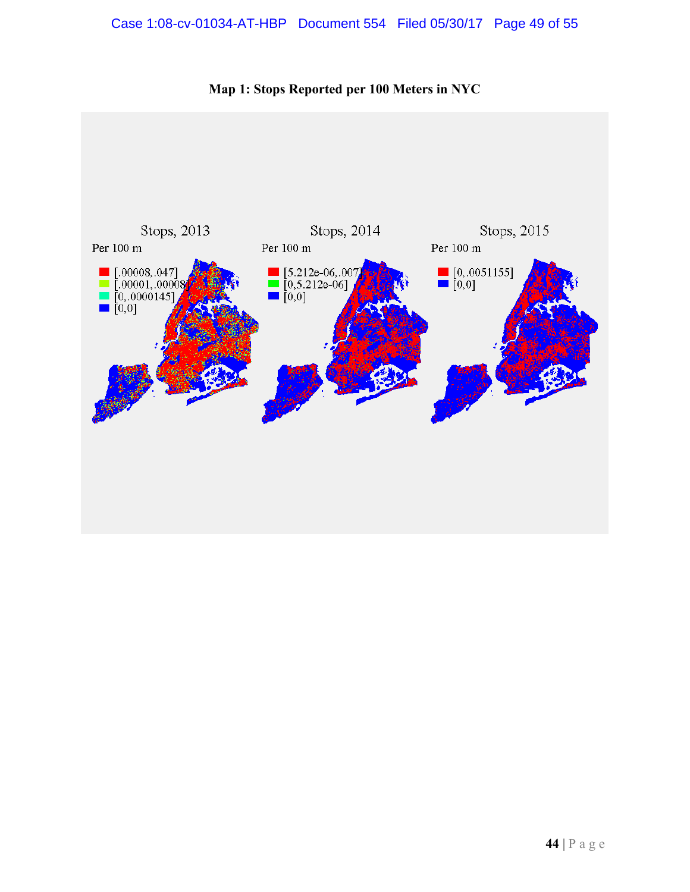**Map 1: Stops Reported per 100 Meters in NYC**

Stops, 2013

Per 100 m

[.00008,.047]
[.00001,.00008]
[0,.0000145]
[0,0]

Stops, 2014

Per 100 m

[5.212e-06,.007]
[0,5.212e-06]
[0,0]

Stops, 2015

Per 100 m

[0,.0051155]
[0,0]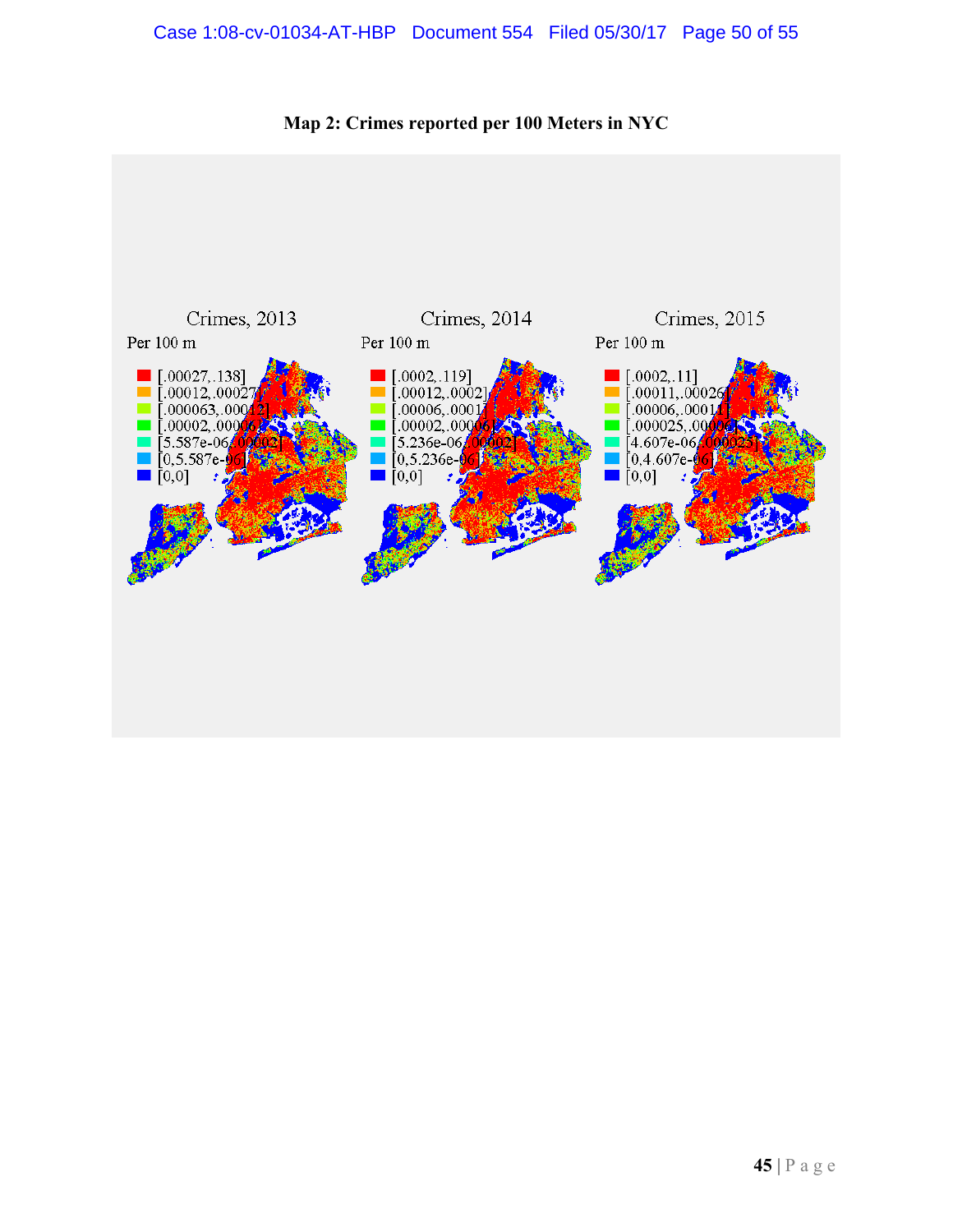**Map 2: Crimes reported per 100 Meters in NYC**

Crimes, 2013

Per 100 m

- [.00027,.138]
- [.00012,.00027]
- [.000063,.00012]
- [.00002,.000063]
- [5.587e-06,.00002]
- [0,5.587e-06]
- [0,0]

Crimes, 2014

Per 100 m

- [.0002,.119]
- [.00012,.0002]
- [.00006,.00012]
- [.00002,.00006]
- [5.236e-06,.00002]
- [0,5.236e-06]
- [0,0]

Crimes, 2015

Per 100 m

- [.0002,.11]
- [.00011,.0002]
- [.00006,.00011]
- [.000025,.00006]
- [4.607e-06,.000025]
- [0,4.607e-06]
- [0,0]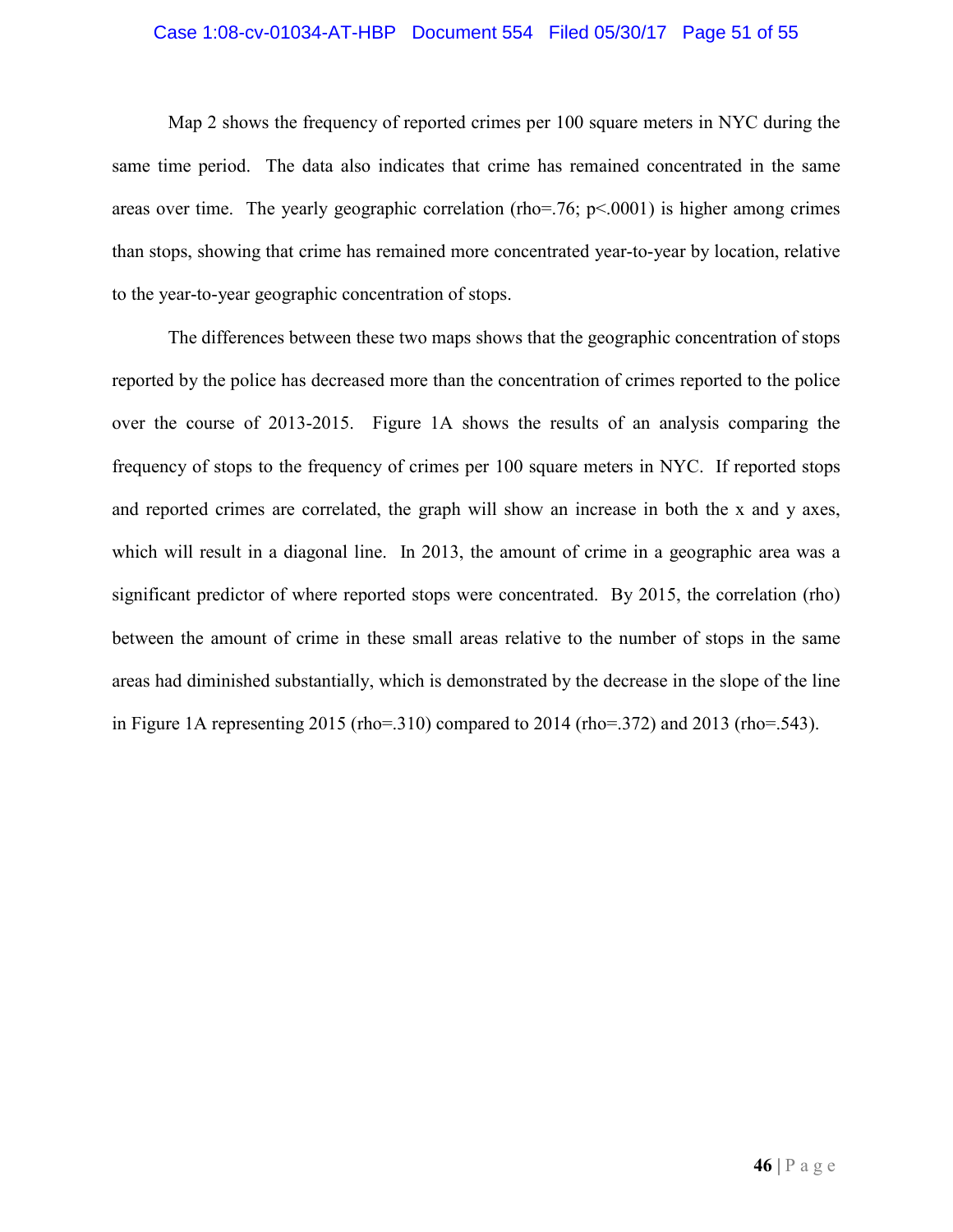Map 2 shows the frequency of reported crimes per 100 square meters in NYC during the same time period. The data also indicates that crime has remained concentrated in the same areas over time. The yearly geographic correlation (rho=.76; $p<.0001$) is higher among crimes than stops, showing that crime has remained more concentrated year-to-year by location, relative to the year-to-year geographic concentration of stops.

The differences between these two maps shows that the geographic concentration of stops reported by the police has decreased more than the concentration of crimes reported to the police over the course of 2013-2015. Figure 1A shows the results of an analysis comparing the frequency of stops to the frequency of crimes per 100 square meters in NYC. If reported stops and reported crimes are correlated, the graph will show an increase in both the x and y axes, which will result in a diagonal line. In 2013, the amount of crime in a geographic area was a significant predictor of where reported stops were concentrated. By 2015, the correlation (rho) between the amount of crime in these small areas relative to the number of stops in the same areas had diminished substantially, which is demonstrated by the decrease in the slope of the line in Figure 1A representing 2015 (rho=.310) compared to 2014 (rho=.372) and 2013 (rho=.543).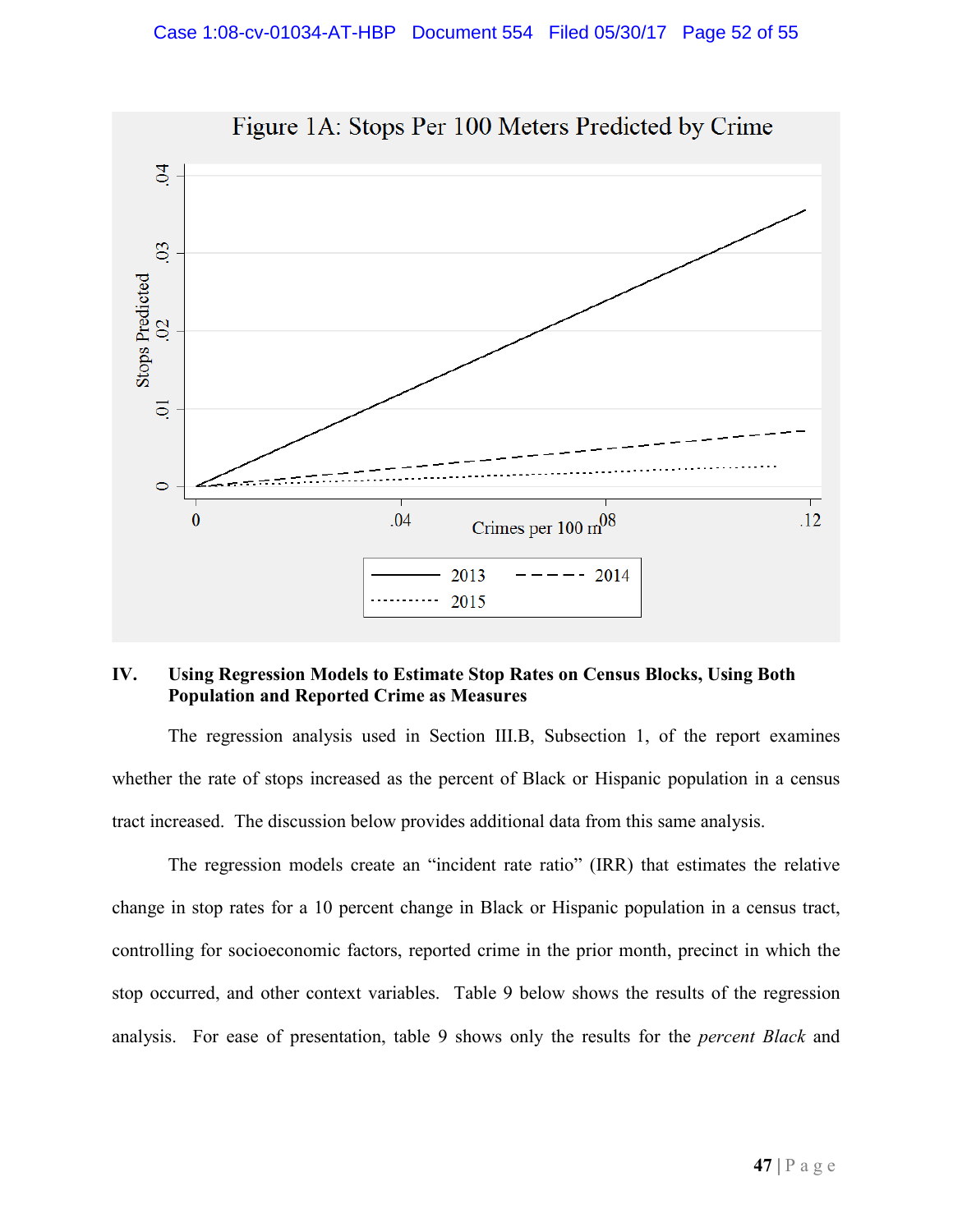Figure 1A: Stops Per 100 Meters Predicted by Crime

## IV. Using Regression Models to Estimate Stop Rates on Census Blocks, Using Both Population and Reported Crime as Measures

The regression analysis used in Section III.B, Subsection 1, of the report examines whether the rate of stops increased as the percent of Black or Hispanic population in a census tract increased. The discussion below provides additional data from this same analysis.

The regression models create an "incident rate ratio" (IRR) that estimates the relative change in stop rates for a 10 percent change in Black or Hispanic population in a census tract, controlling for socioeconomic factors, reported crime in the prior month, precinct in which the stop occurred, and other context variables. Table 9 below shows the results of the regression analysis. For ease of presentation, table 9 shows only the results for the *percent Black* and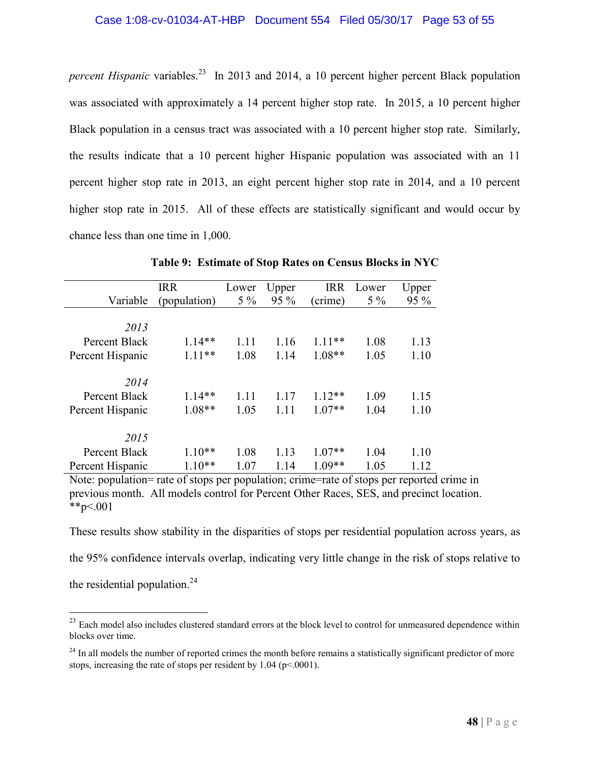*percent Hispanic* variables.[23] In 2013 and 2014, a 10 percent higher percent Black population was associated with approximately a 14 percent higher stop rate. In 2015, a 10 percent higher Black population in a census tract was associated with a 10 percent higher stop rate. Similarly, the results indicate that a 10 percent higher Hispanic population was associated with an 11 percent higher stop rate in 2013, an eight percent higher stop rate in 2014, and a 10 percent higher stop rate in 2015. All of these effects are statistically significant and would occur by chance less than one time in 1,000.

**Table 9: Estimate of Stop Rates on Census Blocks in NYC**

| Variable | IRR (population) | Lower 5 % | Upper 95 % | IRR (crime) | Lower 5 % | Upper 95 % |
|---|---|---|---|---|---|---|
| *2013* | | | | | | |
| Percent Black | 1.14** | 1.11 | 1.16 | 1.11** | 1.08 | 1.13 |
| Percent Hispanic | 1.11** | 1.08 | 1.14 | 1.08** | 1.05 | 1.10 |
| *2014* | | | | | | |
| Percent Black | 1.14** | 1.11 | 1.17 | 1.12** | 1.09 | 1.15 |
| Percent Hispanic | 1.08** | 1.05 | 1.11 | 1.07** | 1.04 | 1.10 |
| *2015* | | | | | | |
| Percent Black | 1.10** | 1.08 | 1.13 | 1.07** | 1.04 | 1.10 |
| Percent Hispanic | 1.10** | 1.07 | 1.14 | 1.09** | 1.05 | 1.12 |

Note: population= rate of stops per population; crime=rate of stops per reported crime in previous month. All models control for Percent Other Races, SES, and precinct location.
**p<.001

These results show stability in the disparities of stops per residential population across years, as the 95% confidence intervals overlap, indicating very little change in the risk of stops relative to the residential population.[24]

[23] Each model also includes clustered standard errors at the block level to control for unmeasured dependence within blocks over time.

[24] In all models the number of reported crimes the month before remains a statistically significant predictor of more stops, increasing the rate of stops per resident by 1.04 ($p<.0001$).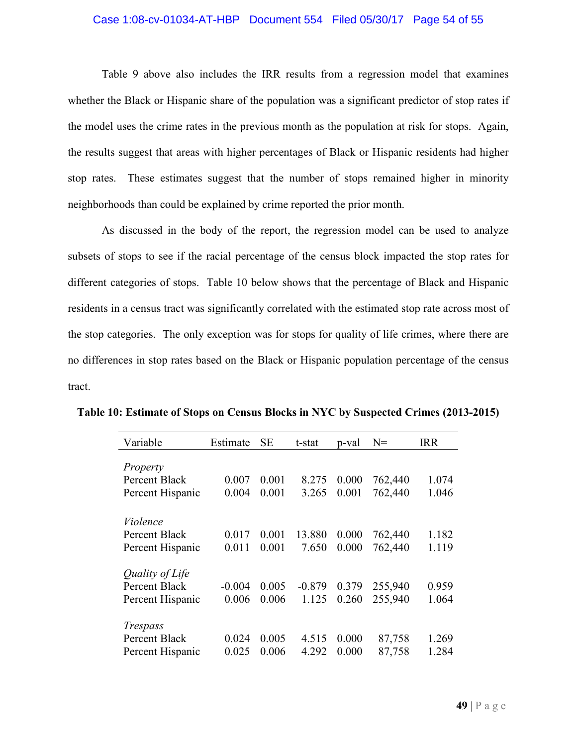Table 9 above also includes the IRR results from a regression model that examines whether the Black or Hispanic share of the population was a significant predictor of stop rates if the model uses the crime rates in the previous month as the population at risk for stops. Again, the results suggest that areas with higher percentages of Black or Hispanic residents had higher stop rates. These estimates suggest that the number of stops remained higher in minority neighborhoods than could be explained by crime reported the prior month.

As discussed in the body of the report, the regression model can be used to analyze subsets of stops to see if the racial percentage of the census block impacted the stop rates for different categories of stops. Table 10 below shows that the percentage of Black and Hispanic residents in a census tract was significantly correlated with the estimated stop rate across most of the stop categories. The only exception was for stops for quality of life crimes, where there are no differences in stop rates based on the Black or Hispanic population percentage of the census tract.

**Table 10: Estimate of Stops on Census Blocks in NYC by Suspected Crimes (2013-2015)**

| Variable | Estimate | SE | t-stat | p-val | N= | IRR |
|---|---|---|---|---|---|---|
| *Property* | | | | | | |
| Percent Black | 0.007 | 0.001 | 8.275 | 0.000 | 762,440 | 1.074 |
| Percent Hispanic | 0.004 | 0.001 | 3.265 | 0.001 | 762,440 | 1.046 |
| *Violence* | | | | | | |
| Percent Black | 0.017 | 0.001 | 13.880 | 0.000 | 762,440 | 1.182 |
| Percent Hispanic | 0.011 | 0.001 | 7.650 | 0.000 | 762,440 | 1.119 |
| *Quality of Life* | | | | | | |
| Percent Black | -0.004 | 0.005 | -0.879 | 0.379 | 255,940 | 0.959 |
| Percent Hispanic | 0.006 | 0.006 | 1.125 | 0.260 | 255,940 | 1.064 |
| *Trespass* | | | | | | |
| Percent Black | 0.024 | 0.005 | 4.515 | 0.000 | 87,758 | 1.269 |
| Percent Hispanic | 0.025 | 0.006 | 4.292 | 0.000 | 87,758 | 1.284 |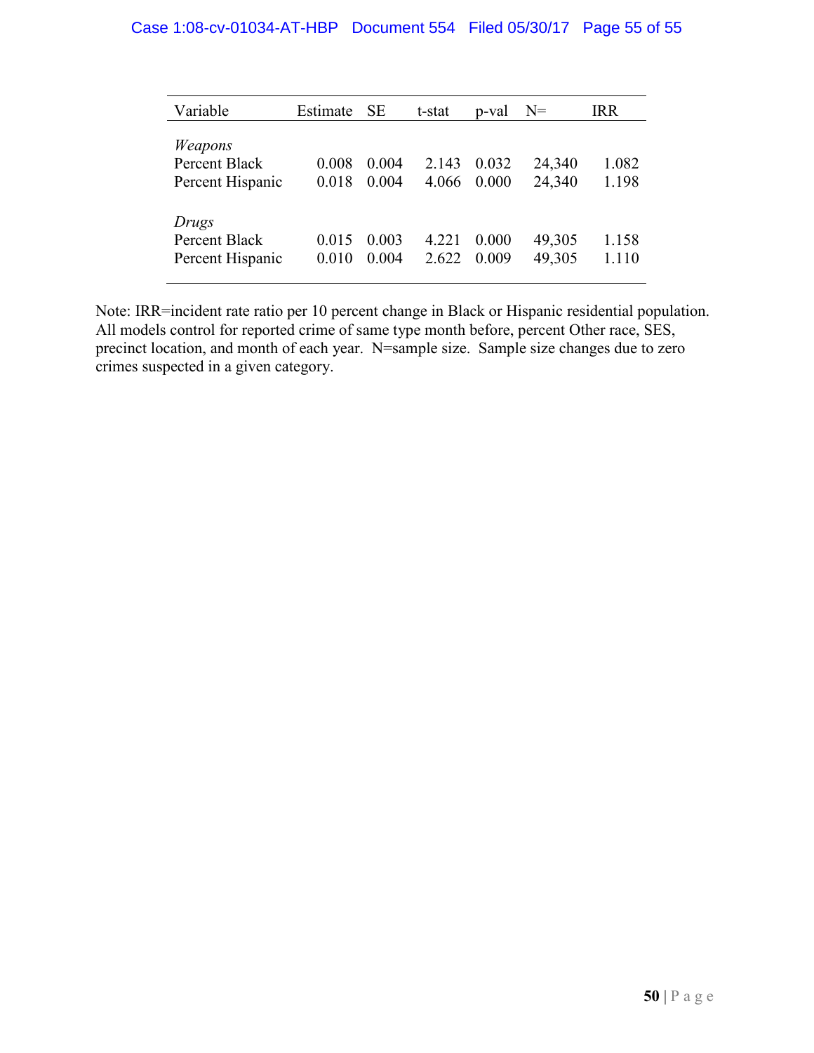| Variable | Estimate | SE | t-stat | p-val | N= | IRR |
|---|---|---|---|---|---|---|
| *Weapons* | | | | | | |
| Percent Black | 0.008 | 0.004 | 2.143 | 0.032 | 24,340 | 1.082 |
| Percent Hispanic | 0.018 | 0.004 | 4.066 | 0.000 | 24,340 | 1.198 |
| *Drugs* | | | | | | |
| Percent Black | 0.015 | 0.003 | 4.221 | 0.000 | 49,305 | 1.158 |
| Percent Hispanic | 0.010 | 0.004 | 2.622 | 0.009 | 49,305 | 1.110 |

Note: IRR=incident rate ratio per 10 percent change in Black or Hispanic residential population. All models control for reported crime of same type month before, percent Other race, SES, precinct location, and month of each year. N=sample size. Sample size changes due to zero crimes suspected in a given category.